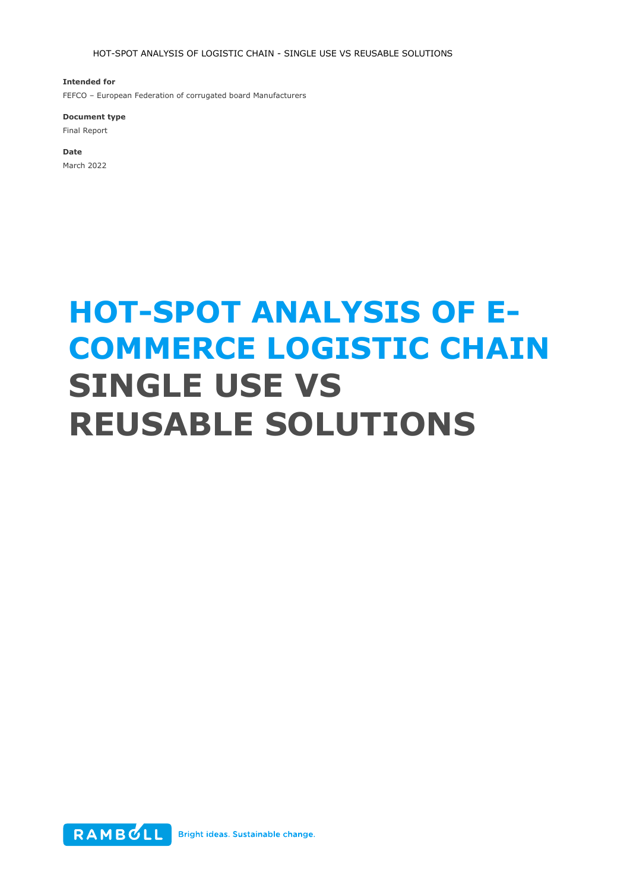**Intended for**

FEFCO – European Federation of corrugated board Manufacturers

**Document type**

Final Report

**Date**

March 2022

# HOT-SPOT ANALYSIS OF E-COMMERCE LOGISTIC CHAIN SINGLE USE VS REUSABLE SOLUTIONS

RAMBOLL Bright ideas. Sustainable change.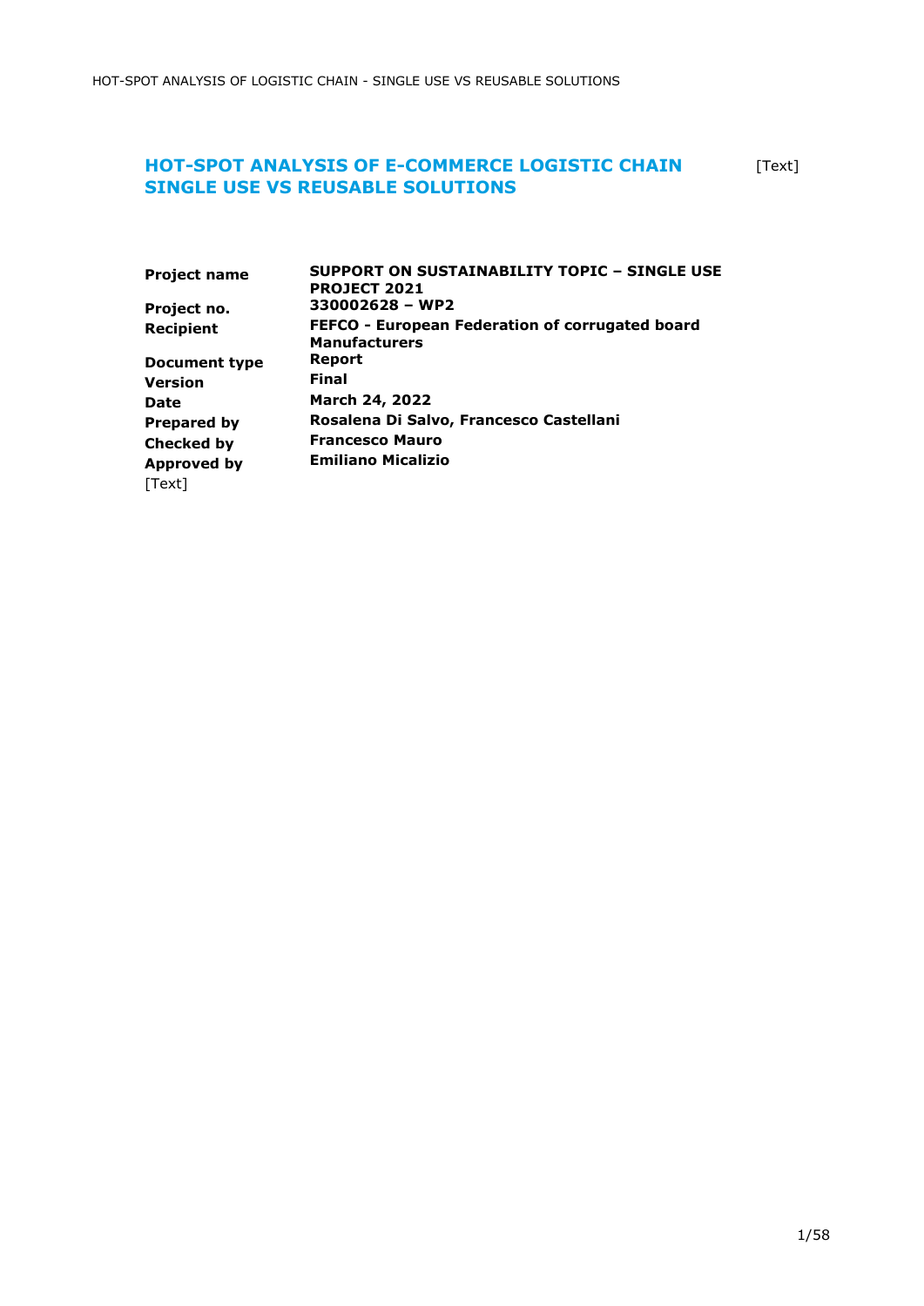# HOT-SPOT ANALYSIS OF E-COMMERCE LOGISTIC CHAIN SINGLE USE VS REUSABLE SOLUTIONS

[Text]

| | |
|---|---|
| **Project name** | **SUPPORT ON SUSTAINABILITY TOPIC – SINGLE USE PROJECT 2021** |
| **Project no.** | **330002628 – WP2** |
| **Recipient** | **FEFCO - European Federation of corrugated board Manufacturers** |
| **Document type** | **Report** |
| **Version** | **Final** |
| **Date** | **March 24, 2022** |
| **Prepared by** | **Rosalena Di Salvo, Francesco Castellani** |
| **Checked by** | **Francesco Mauro** |
| **Approved by** | **Emiliano Micalizio** |

[Text]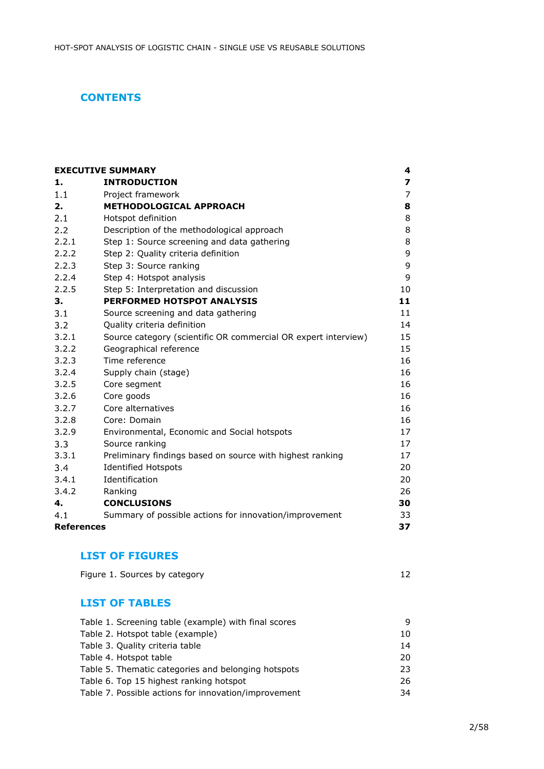## CONTENTS

| | | |
|---|---|---|
| **EXECUTIVE SUMMARY** | | **4** |
| **1.** | **INTRODUCTION** | **7** |
| 1.1 | Project framework | 7 |
| **2.** | **METHODOLOGICAL APPROACH** | **8** |
| 2.1 | Hotspot definition | 8 |
| 2.2 | Description of the methodological approach | 8 |
| 2.2.1 | Step 1: Source screening and data gathering | 8 |
| 2.2.2 | Step 2: Quality criteria definition | 9 |
| 2.2.3 | Step 3: Source ranking | 9 |
| 2.2.4 | Step 4: Hotspot analysis | 9 |
| 2.2.5 | Step 5: Interpretation and discussion | 10 |
| **3.** | **PERFORMED HOTSPOT ANALYSIS** | **11** |
| 3.1 | Source screening and data gathering | 11 |
| 3.2 | Quality criteria definition | 14 |
| 3.2.1 | Source category (scientific OR commercial OR expert interview) | 15 |
| 3.2.2 | Geographical reference | 15 |
| 3.2.3 | Time reference | 16 |
| 3.2.4 | Supply chain (stage) | 16 |
| 3.2.5 | Core segment | 16 |
| 3.2.6 | Core goods | 16 |
| 3.2.7 | Core alternatives | 16 |
| 3.2.8 | Core: Domain | 16 |
| 3.2.9 | Environmental, Economic and Social hotspots | 17 |
| 3.3 | Source ranking | 17 |
| 3.3.1 | Preliminary findings based on source with highest ranking | 17 |
| 3.4 | Identified Hotspots | 20 |
| 3.4.1 | Identification | 20 |
| 3.4.2 | Ranking | 26 |
| **4.** | **CONCLUSIONS** | **30** |
| 4.1 | Summary of possible actions for innovation/improvement | 33 |
| **References** | | **37** |

## LIST OF FIGURES

| | |
|---|---|
| Figure 1. Sources by category | 12 |

## LIST OF TABLES

| | |
|---|---|
| Table 1. Screening table (example) with final scores | 9 |
| Table 2. Hotspot table (example) | 10 |
| Table 3. Quality criteria table | 14 |
| Table 4. Hotspot table | 20 |
| Table 5. Thematic categories and belonging hotspots | 23 |
| Table 6. Top 15 highest ranking hotspot | 26 |
| Table 7. Possible actions for innovation/improvement | 34 |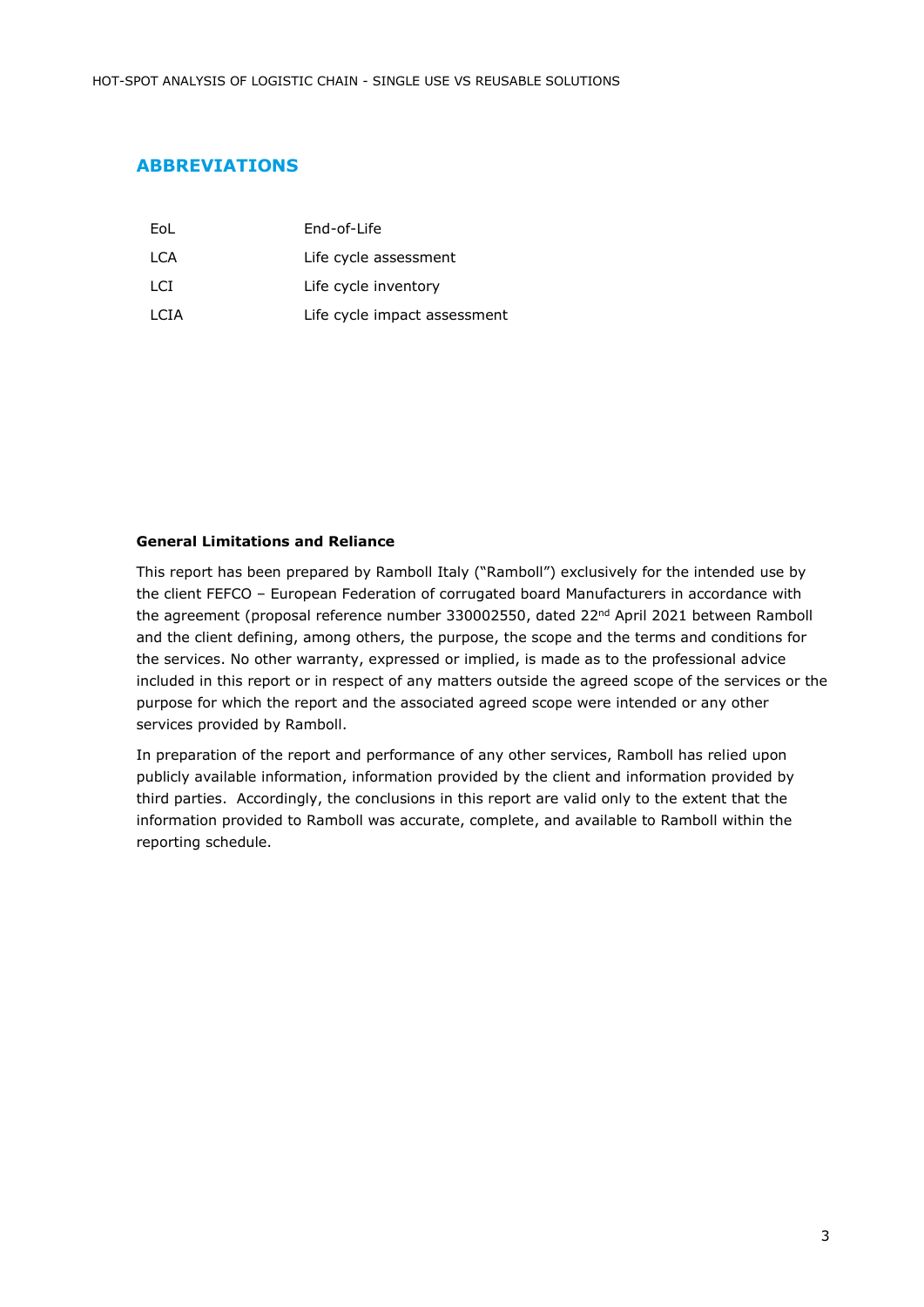## ABBREVIATIONS

| | |
|---|---|
| EoL | End-of-Life |
| LCA | Life cycle assessment |
| LCI | Life cycle inventory |
| LCIA | Life cycle impact assessment |

**General Limitations and Reliance**

This report has been prepared by Ramboll Italy ("Ramboll") exclusively for the intended use by the client FEFCO – European Federation of corrugated board Manufacturers in accordance with the agreement (proposal reference number 330002550, dated 22nd April 2021 between Ramboll and the client defining, among others, the purpose, the scope and the terms and conditions for the services. No other warranty, expressed or implied, is made as to the professional advice included in this report or in respect of any matters outside the agreed scope of the services or the purpose for which the report and the associated agreed scope were intended or any other services provided by Ramboll.

In preparation of the report and performance of any other services, Ramboll has relied upon publicly available information, information provided by the client and information provided by third parties. Accordingly, the conclusions in this report are valid only to the extent that the information provided to Ramboll was accurate, complete, and available to Ramboll within the reporting schedule.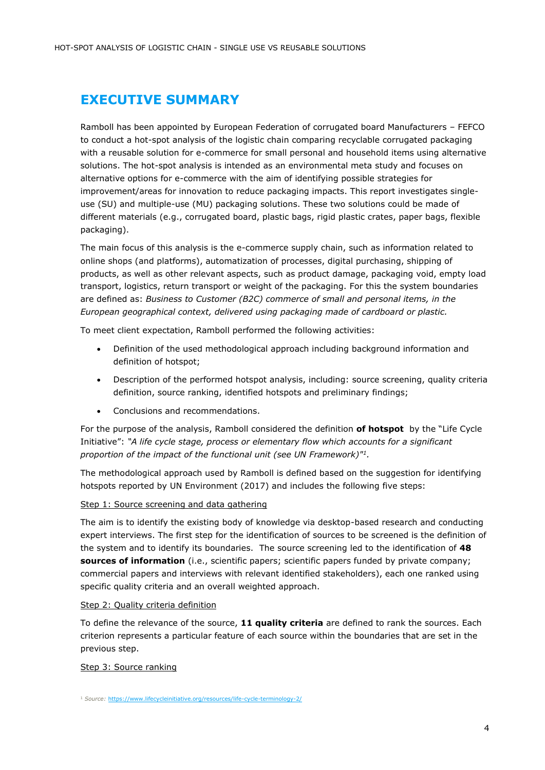# EXECUTIVE SUMMARY

Ramboll has been appointed by European Federation of corrugated board Manufacturers – FEFCO to conduct a hot-spot analysis of the logistic chain comparing recyclable corrugated packaging with a reusable solution for e-commerce for small personal and household items using alternative solutions. The hot-spot analysis is intended as an environmental meta study and focuses on alternative options for e-commerce with the aim of identifying possible strategies for improvement/areas for innovation to reduce packaging impacts. This report investigates single-use (SU) and multiple-use (MU) packaging solutions. These two solutions could be made of different materials (e.g., corrugated board, plastic bags, rigid plastic crates, paper bags, flexible packaging).

The main focus of this analysis is the e-commerce supply chain, such as information related to online shops (and platforms), automatization of processes, digital purchasing, shipping of products, as well as other relevant aspects, such as product damage, packaging void, empty load transport, logistics, return transport or weight of the packaging. For this the system boundaries are defined as: *Business to Customer (B2C) commerce of small and personal items, in the European geographical context, delivered using packaging made of cardboard or plastic.*

To meet client expectation, Ramboll performed the following activities:

- Definition of the used methodological approach including background information and definition of hotspot;
- Description of the performed hotspot analysis, including: source screening, quality criteria definition, source ranking, identified hotspots and preliminary findings;
- Conclusions and recommendations.

For the purpose of the analysis, Ramboll considered the definition **of hotspot** by the "Life Cycle Initiative": *"A life cycle stage, process or elementary flow which accounts for a significant proportion of the impact of the functional unit (see UN Framework)"*[1].

The methodological approach used by Ramboll is defined based on the suggestion for identifying hotspots reported by UN Environment (2017) and includes the following five steps:

<u>Step 1: Source screening and data gathering</u>

The aim is to identify the existing body of knowledge via desktop-based research and conducting expert interviews. The first step for the identification of sources to be screened is the definition of the system and to identify its boundaries. The source screening led to the identification of **48 sources of information** (i.e., scientific papers; scientific papers funded by private company; commercial papers and interviews with relevant identified stakeholders), each one ranked using specific quality criteria and an overall weighted approach.

<u>Step 2: Quality criteria definition</u>

To define the relevance of the source, **11 quality criteria** are defined to rank the sources. Each criterion represents a particular feature of each source within the boundaries that are set in the previous step.

<u>Step 3: Source ranking</u>

[1] *Source:* https://www.lifecycleinitiative.org/resources/life-cycle-terminology-2/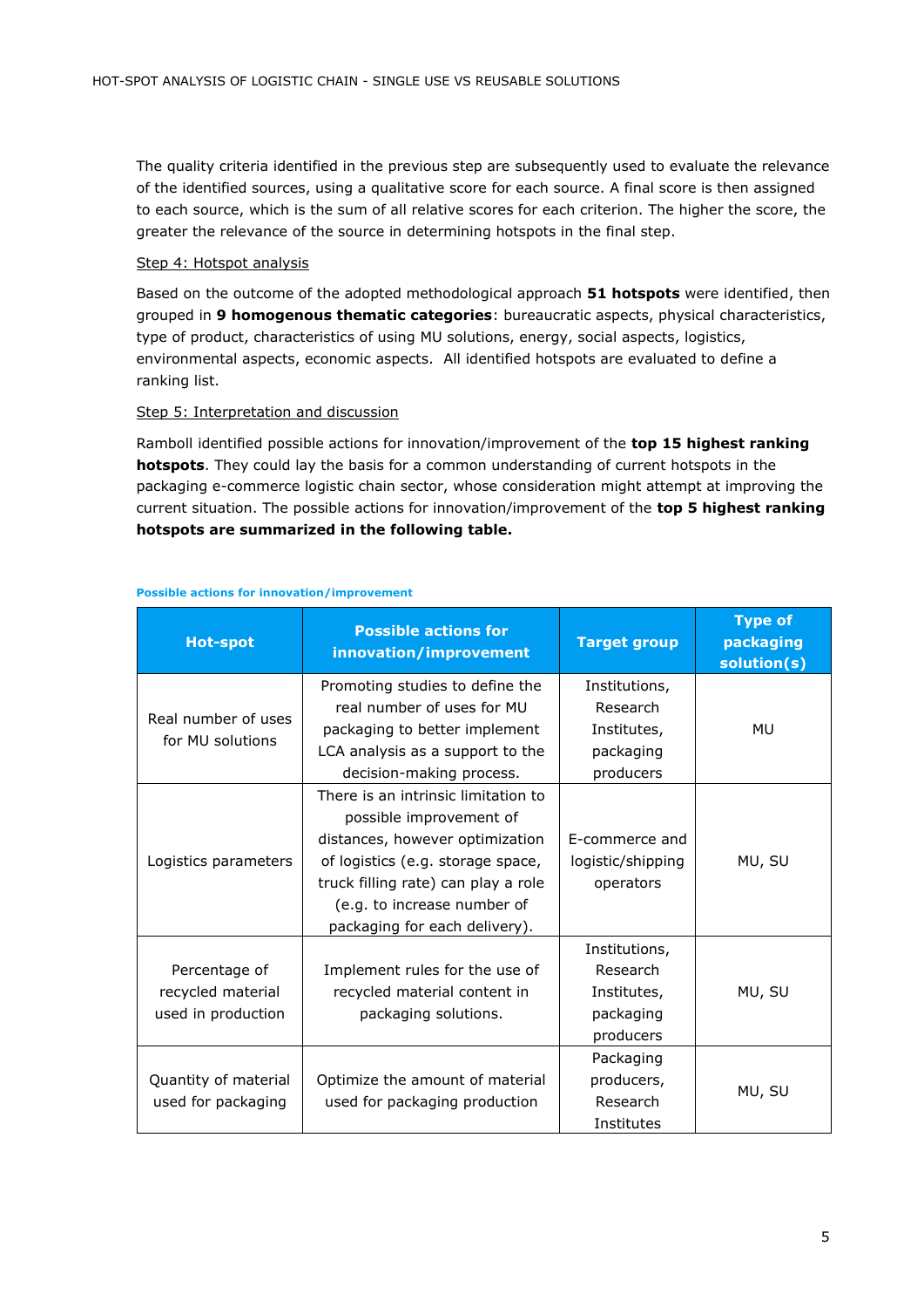The quality criteria identified in the previous step are subsequently used to evaluate the relevance of the identified sources, using a qualitative score for each source. A final score is then assigned to each source, which is the sum of all relative scores for each criterion. The higher the score, the greater the relevance of the source in determining hotspots in the final step.

Step 4: Hotspot analysis

Based on the outcome of the adopted methodological approach **51 hotspots** were identified, then grouped in **9 homogenous thematic categories**: bureaucratic aspects, physical characteristics, type of product, characteristics of using MU solutions, energy, social aspects, logistics, environmental aspects, economic aspects. All identified hotspots are evaluated to define a ranking list.

Step 5: Interpretation and discussion

Ramboll identified possible actions for innovation/improvement of the **top 15 highest ranking hotspots**. They could lay the basis for a common understanding of current hotspots in the packaging e-commerce logistic chain sector, whose consideration might attempt at improving the current situation. The possible actions for innovation/improvement of the **top 5 highest ranking hotspots are summarized in the following table.**

**Possible actions for innovation/improvement**

| Hot-spot | Possible actions for innovation/improvement | Target group | Type of packaging solution(s) |
|---|---|---|---|
| Real number of uses for MU solutions | Promoting studies to define the real number of uses for MU packaging to better implement LCA analysis as a support to the decision-making process. | Institutions, Research Institutes, packaging producers | MU |
| Logistics parameters | There is an intrinsic limitation to possible improvement of distances, however optimization of logistics (e.g. storage space, truck filling rate) can play a role (e.g. to increase number of packaging for each delivery). | E-commerce and logistic/shipping operators | MU, SU |
| Percentage of recycled material used in production | Implement rules for the use of recycled material content in packaging solutions. | Institutions, Research Institutes, packaging producers | MU, SU |
| Quantity of material used for packaging | Optimize the amount of material used for packaging production | Packaging producers, Research Institutes | MU, SU |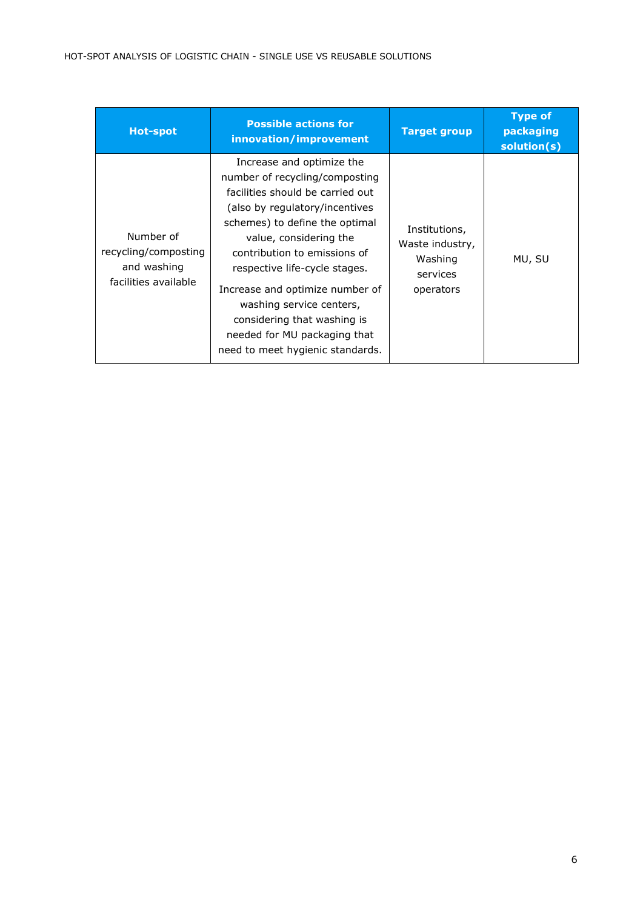| Hot-spot | Possible actions for innovation/improvement | Target group | Type of packaging solution(s) |
|---|---|---|---|
| Number of recycling/composting and washing facilities available | Increase and optimize the number of recycling/composting facilities should be carried out (also by regulatory/incentives schemes) to define the optimal value, considering the contribution to emissions of respective life-cycle stages. Increase and optimize number of washing service centers, considering that washing is needed for MU packaging that need to meet hygienic standards. | Institutions, Waste industry, Washing services operators | MU, SU |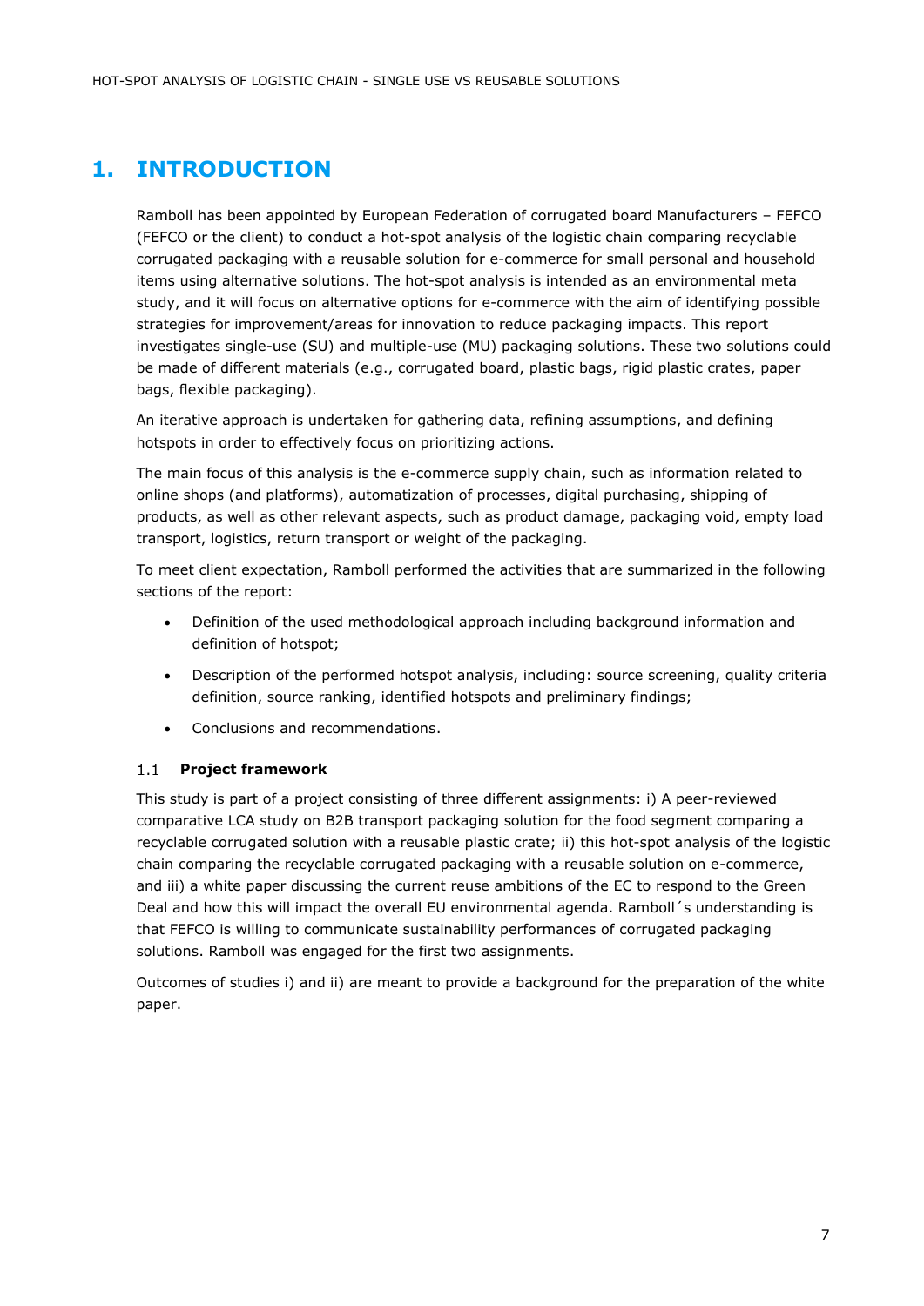# 1. INTRODUCTION

Ramboll has been appointed by European Federation of corrugated board Manufacturers – FEFCO (FEFCO or the client) to conduct a hot-spot analysis of the logistic chain comparing recyclable corrugated packaging with a reusable solution for e-commerce for small personal and household items using alternative solutions. The hot-spot analysis is intended as an environmental meta study, and it will focus on alternative options for e-commerce with the aim of identifying possible strategies for improvement/areas for innovation to reduce packaging impacts. This report investigates single-use (SU) and multiple-use (MU) packaging solutions. These two solutions could be made of different materials (e.g., corrugated board, plastic bags, rigid plastic crates, paper bags, flexible packaging).

An iterative approach is undertaken for gathering data, refining assumptions, and defining hotspots in order to effectively focus on prioritizing actions.

The main focus of this analysis is the e-commerce supply chain, such as information related to online shops (and platforms), automatization of processes, digital purchasing, shipping of products, as well as other relevant aspects, such as product damage, packaging void, empty load transport, logistics, return transport or weight of the packaging.

To meet client expectation, Ramboll performed the activities that are summarized in the following sections of the report:

- Definition of the used methodological approach including background information and definition of hotspot;
- Description of the performed hotspot analysis, including: source screening, quality criteria definition, source ranking, identified hotspots and preliminary findings;
- Conclusions and recommendations.

## 1.1 Project framework

This study is part of a project consisting of three different assignments: i) A peer-reviewed comparative LCA study on B2B transport packaging solution for the food segment comparing a recyclable corrugated solution with a reusable plastic crate; ii) this hot-spot analysis of the logistic chain comparing the recyclable corrugated packaging with a reusable solution on e-commerce, and iii) a white paper discussing the current reuse ambitions of the EC to respond to the Green Deal and how this will impact the overall EU environmental agenda. Ramboll´s understanding is that FEFCO is willing to communicate sustainability performances of corrugated packaging solutions. Ramboll was engaged for the first two assignments.

Outcomes of studies i) and ii) are meant to provide a background for the preparation of the white paper.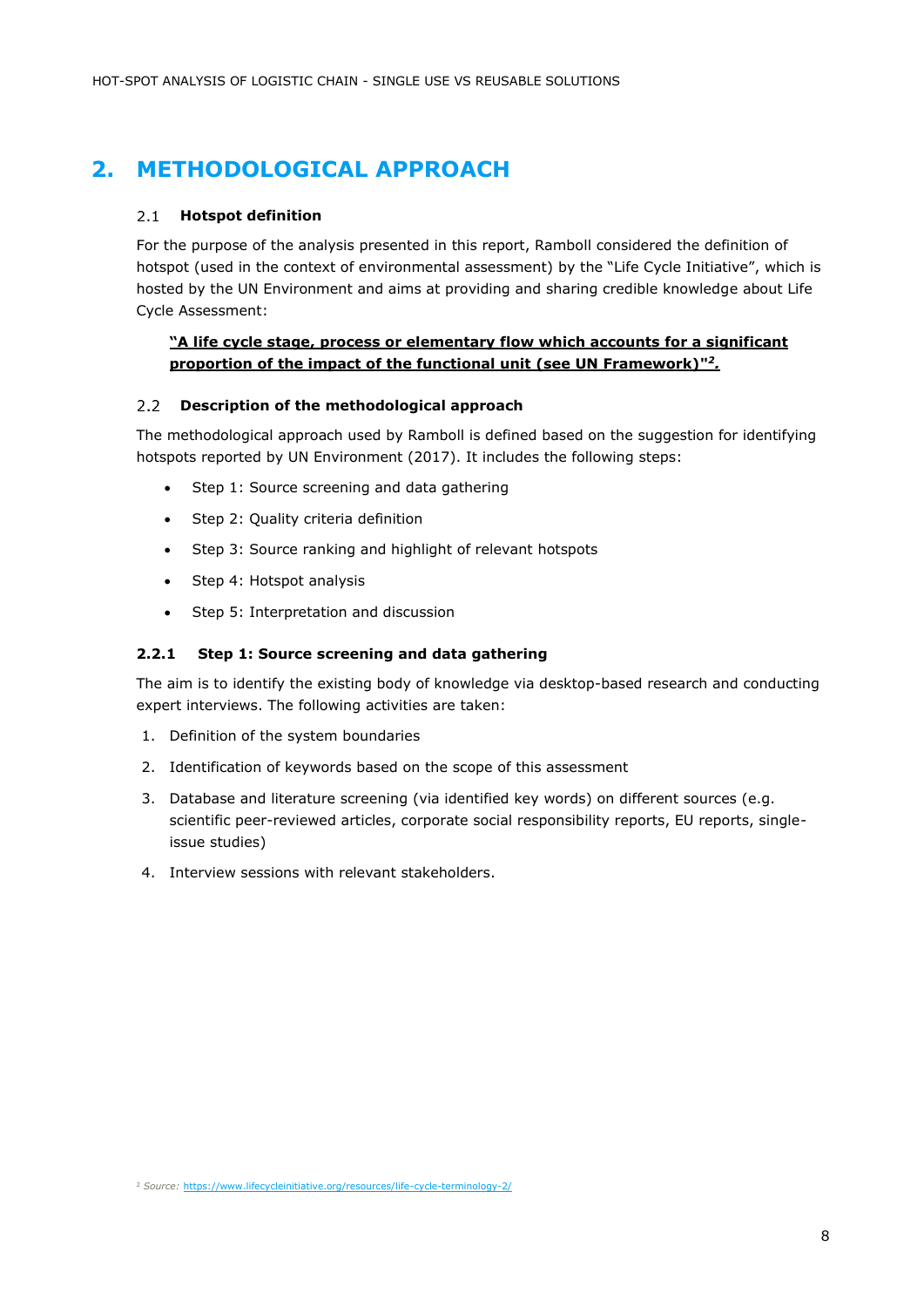# 2. METHODOLOGICAL APPROACH

## 2.1 Hotspot definition

For the purpose of the analysis presented in this report, Ramboll considered the definition of hotspot (used in the context of environmental assessment) by the "Life Cycle Initiative", which is hosted by the UN Environment and aims at providing and sharing credible knowledge about Life Cycle Assessment:

> **"A life cycle stage, process or elementary flow which accounts for a significant proportion of the impact of the functional unit (see UN Framework)"[2].**

## 2.2 Description of the methodological approach

The methodological approach used by Ramboll is defined based on the suggestion for identifying hotspots reported by UN Environment (2017). It includes the following steps:

- Step 1: Source screening and data gathering
- Step 2: Quality criteria definition
- Step 3: Source ranking and highlight of relevant hotspots
- Step 4: Hotspot analysis
- Step 5: Interpretation and discussion

### 2.2.1 Step 1: Source screening and data gathering

The aim is to identify the existing body of knowledge via desktop-based research and conducting expert interviews. The following activities are taken:

1. Definition of the system boundaries
2. Identification of keywords based on the scope of this assessment
3. Database and literature screening (via identified key words) on different sources (e.g. scientific peer-reviewed articles, corporate social responsibility reports, EU reports, single-issue studies)
4. Interview sessions with relevant stakeholders.

[2] *Source:* https://www.lifecycleinitiative.org/resources/life-cycle-terminology-2/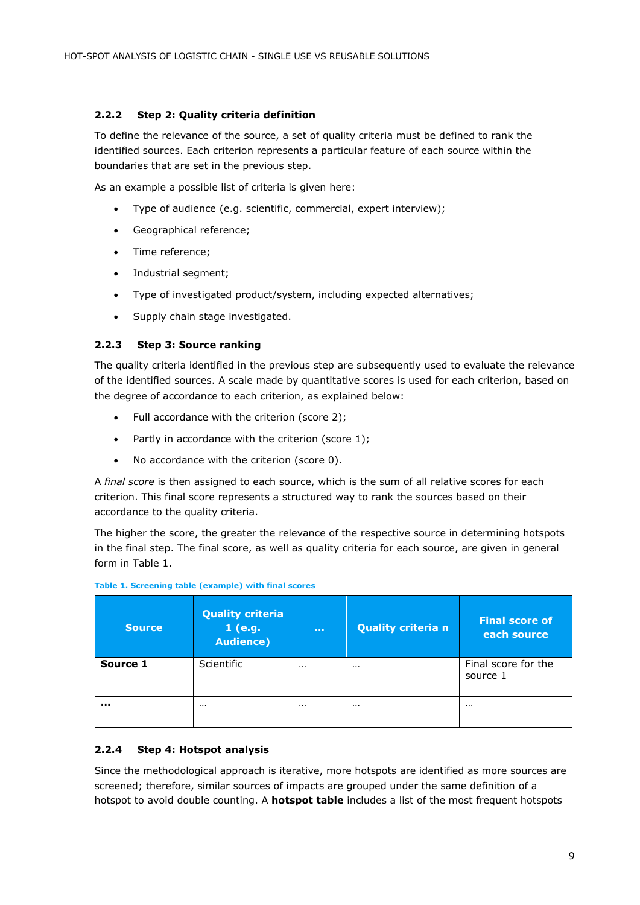### 2.2.2 Step 2: Quality criteria definition

To define the relevance of the source, a set of quality criteria must be defined to rank the identified sources. Each criterion represents a particular feature of each source within the boundaries that are set in the previous step.

As an example a possible list of criteria is given here:

- Type of audience (e.g. scientific, commercial, expert interview);
- Geographical reference;
- Time reference;
- Industrial segment;
- Type of investigated product/system, including expected alternatives;
- Supply chain stage investigated.

### 2.2.3 Step 3: Source ranking

The quality criteria identified in the previous step are subsequently used to evaluate the relevance of the identified sources. A scale made by quantitative scores is used for each criterion, based on the degree of accordance to each criterion, as explained below:

- Full accordance with the criterion (score 2);
- Partly in accordance with the criterion (score 1);
- No accordance with the criterion (score 0).

A *final score* is then assigned to each source, which is the sum of all relative scores for each criterion. This final score represents a structured way to rank the sources based on their accordance to the quality criteria.

The higher the score, the greater the relevance of the respective source in determining hotspots in the final step. The final score, as well as quality criteria for each source, are given in general form in Table 1.

**Table 1. Screening table (example) with final scores**

| Source | Quality criteria 1 (e.g. Audience) | ... | Quality criteria n | Final score of each source |
|---|---|---|---|---|
| **Source 1** | Scientific | ... | ... | Final score for the source 1 |
| **...** | ... | ... | ... | ... |

### 2.2.4 Step 4: Hotspot analysis

Since the methodological approach is iterative, more hotspots are identified as more sources are screened; therefore, similar sources of impacts are grouped under the same definition of a hotspot to avoid double counting. A **hotspot table** includes a list of the most frequent hotspots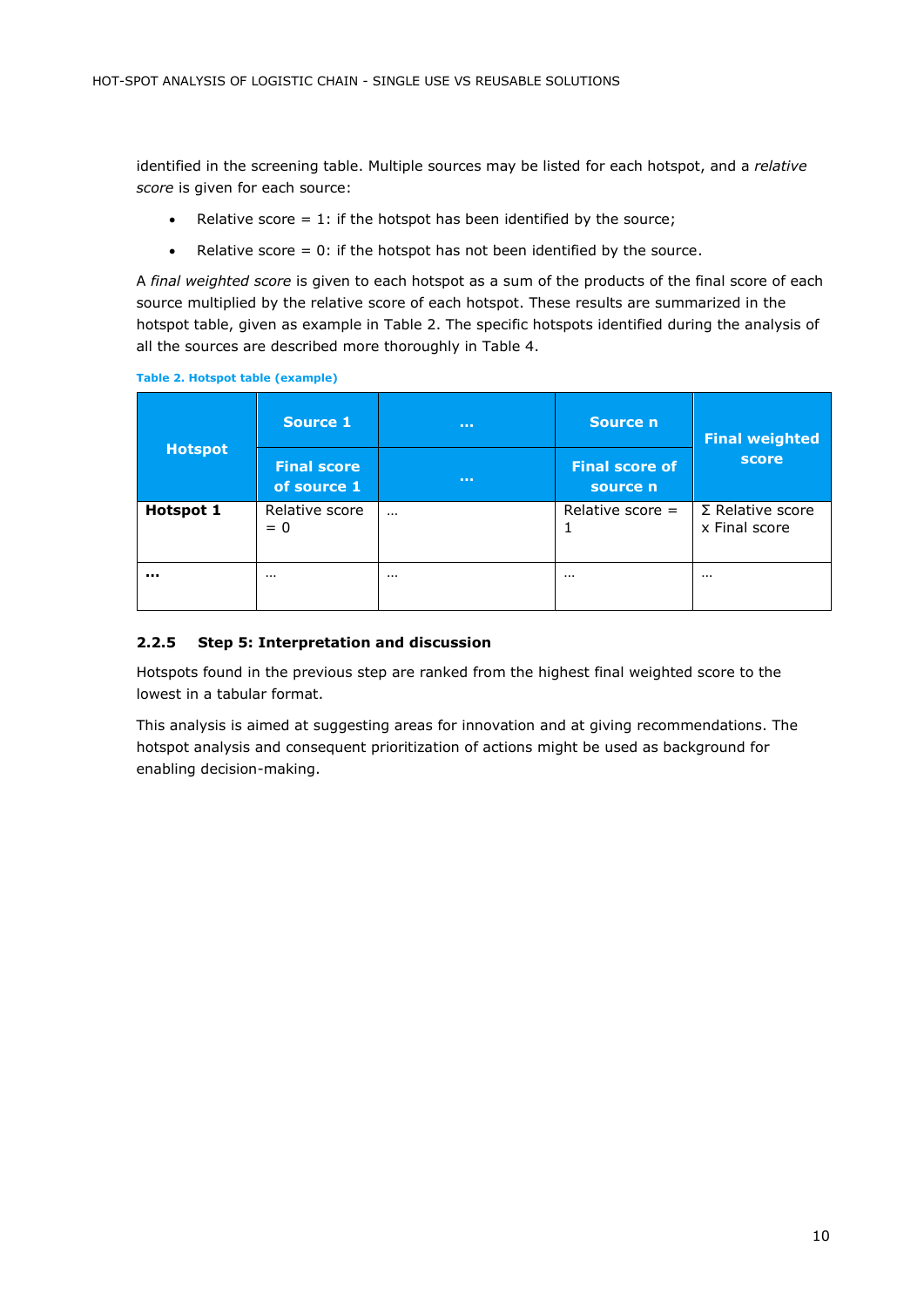identified in the screening table. Multiple sources may be listed for each hotspot, and a *relative score* is given for each source:

- Relative score = 1: if the hotspot has been identified by the source;
- Relative score = 0: if the hotspot has not been identified by the source.

A *final weighted score* is given to each hotspot as a sum of the products of the final score of each source multiplied by the relative score of each hotspot. These results are summarized in the hotspot table, given as example in Table 2. The specific hotspots identified during the analysis of all the sources are described more thoroughly in Table 4.

**Table 2. Hotspot table (example)**

| Hotspot | Source 1 | … | Source n | Final weighted score |
|---|---|---|---|---|
| | Final score of source 1 | … | Final score of source n | |
| **Hotspot 1** | Relative score = 0 | … | Relative score = 1 | Σ Relative score x Final score |
| **…** | … | … | … | … |

### 2.2.5 Step 5: Interpretation and discussion

Hotspots found in the previous step are ranked from the highest final weighted score to the lowest in a tabular format.

This analysis is aimed at suggesting areas for innovation and at giving recommendations. The hotspot analysis and consequent prioritization of actions might be used as background for enabling decision-making.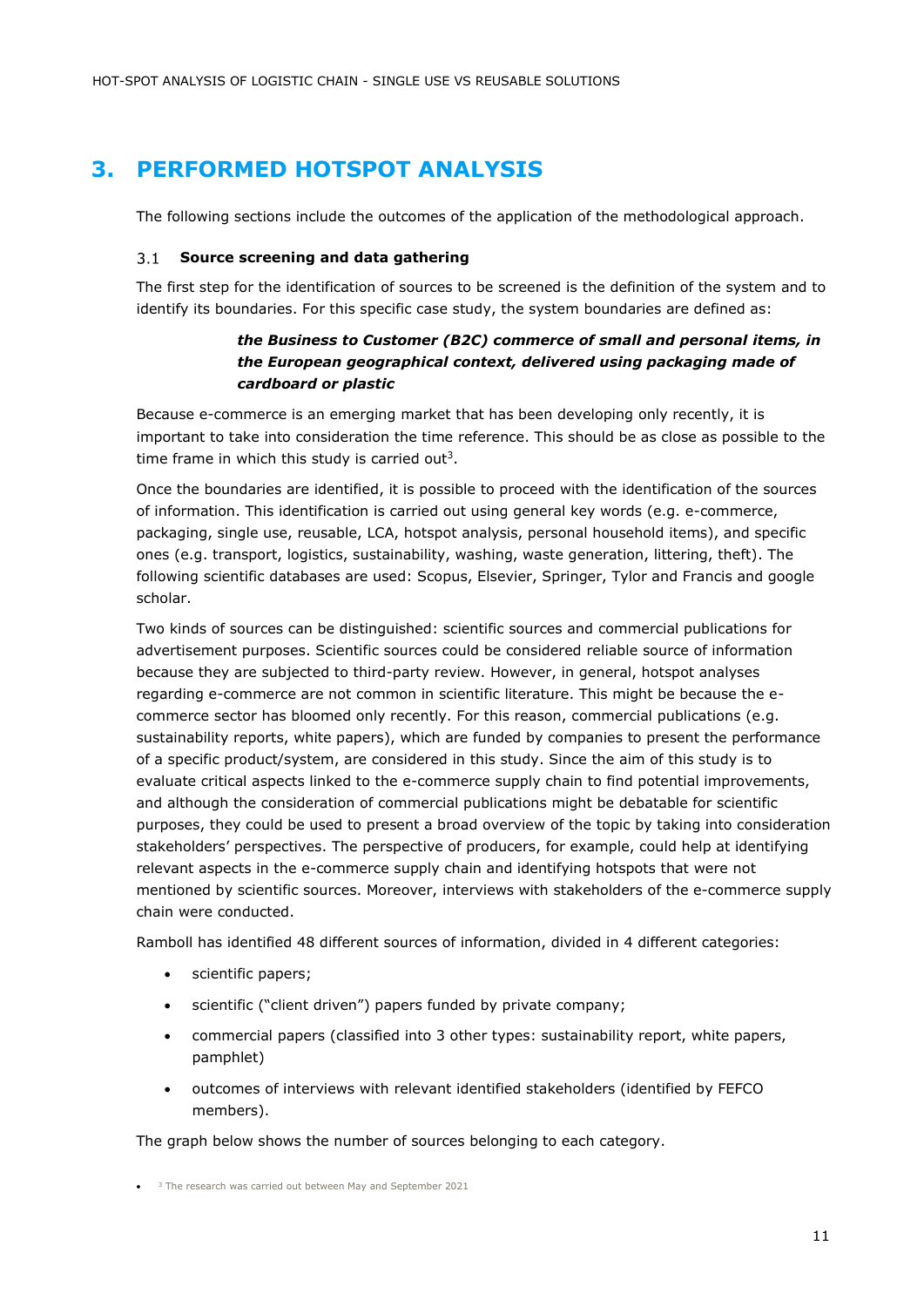# 3. PERFORMED HOTSPOT ANALYSIS

The following sections include the outcomes of the application of the methodological approach.

## 3.1 Source screening and data gathering

The first step for the identification of sources to be screened is the definition of the system and to identify its boundaries. For this specific case study, the system boundaries are defined as:

> ***the Business to Customer (B2C) commerce of small and personal items, in the European geographical context, delivered using packaging made of cardboard or plastic***

Because e-commerce is an emerging market that has been developing only recently, it is important to take into consideration the time reference. This should be as close as possible to the time frame in which this study is carried out[3].

Once the boundaries are identified, it is possible to proceed with the identification of the sources of information. This identification is carried out using general key words (e.g. e-commerce, packaging, single use, reusable, LCA, hotspot analysis, personal household items), and specific ones (e.g. transport, logistics, sustainability, washing, waste generation, littering, theft). The following scientific databases are used: Scopus, Elsevier, Springer, Tylor and Francis and google scholar.

Two kinds of sources can be distinguished: scientific sources and commercial publications for advertisement purposes. Scientific sources could be considered reliable source of information because they are subjected to third-party review. However, in general, hotspot analyses regarding e-commerce are not common in scientific literature. This might be because the e-commerce sector has bloomed only recently. For this reason, commercial publications (e.g. sustainability reports, white papers), which are funded by companies to present the performance of a specific product/system, are considered in this study. Since the aim of this study is to evaluate critical aspects linked to the e-commerce supply chain to find potential improvements, and although the consideration of commercial publications might be debatable for scientific purposes, they could be used to present a broad overview of the topic by taking into consideration stakeholders' perspectives. The perspective of producers, for example, could help at identifying relevant aspects in the e-commerce supply chain and identifying hotspots that were not mentioned by scientific sources. Moreover, interviews with stakeholders of the e-commerce supply chain were conducted.

Ramboll has identified 48 different sources of information, divided in 4 different categories:

- scientific papers;
- scientific ("client driven") papers funded by private company;
- commercial papers (classified into 3 other types: sustainability report, white papers, pamphlet)
- outcomes of interviews with relevant identified stakeholders (identified by FEFCO members).

The graph below shows the number of sources belonging to each category.

[3] The research was carried out between May and September 2021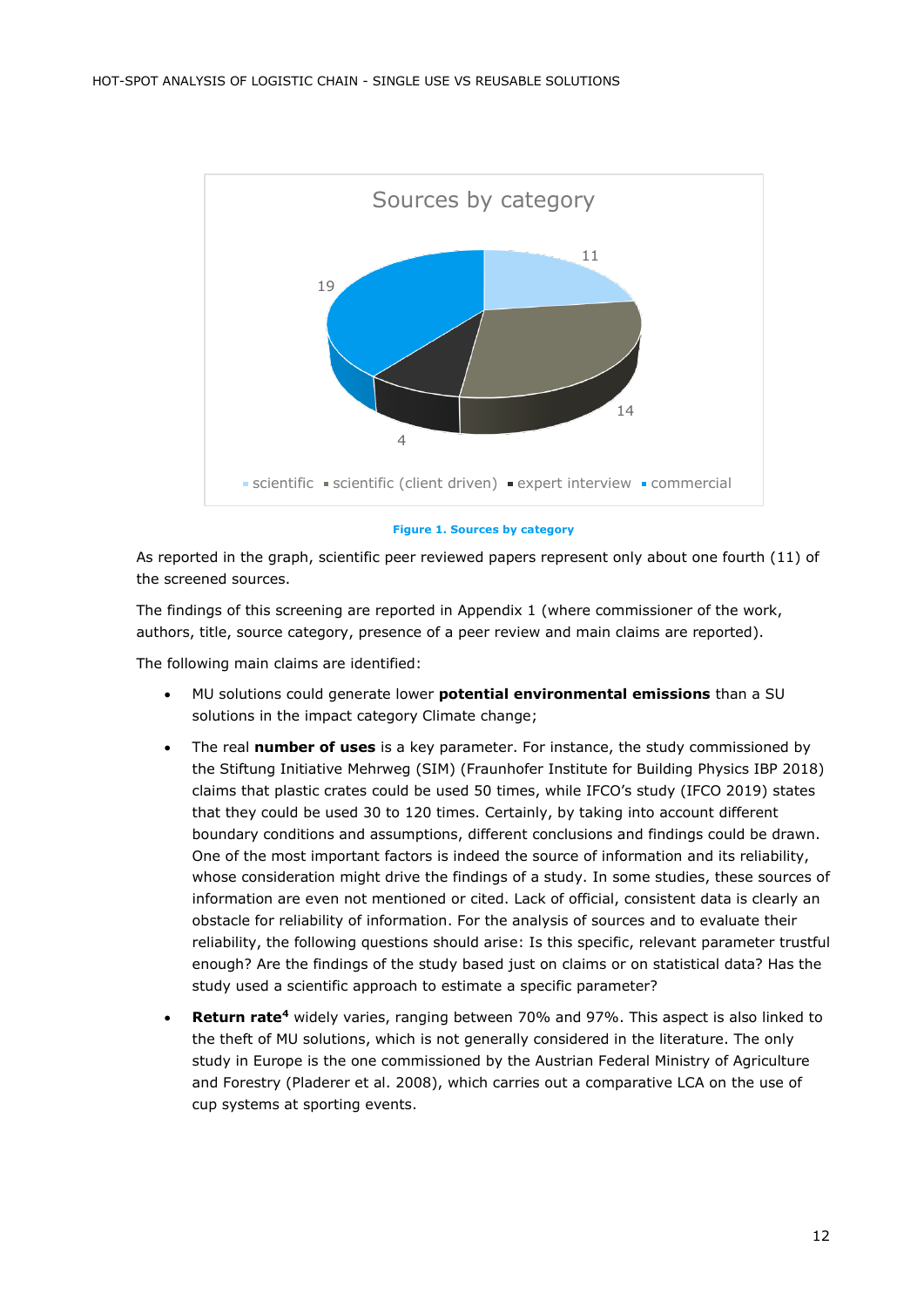Figure 1. Sources by category

As reported in the graph, scientific peer reviewed papers represent only about one fourth (11) of the screened sources.

The findings of this screening are reported in Appendix 1 (where commissioner of the work, authors, title, source category, presence of a peer review and main claims are reported).

The following main claims are identified:

- MU solutions could generate lower **potential environmental emissions** than a SU solutions in the impact category Climate change;
- The real **number of uses** is a key parameter. For instance, the study commissioned by the Stiftung Initiative Mehrweg (SIM) (Fraunhofer Institute for Building Physics IBP 2018) claims that plastic crates could be used 50 times, while IFCO's study (IFCO 2019) states that they could be used 30 to 120 times. Certainly, by taking into account different boundary conditions and assumptions, different conclusions and findings could be drawn. One of the most important factors is indeed the source of information and its reliability, whose consideration might drive the findings of a study. In some studies, these sources of information are even not mentioned or cited. Lack of official, consistent data is clearly an obstacle for reliability of information. For the analysis of sources and to evaluate their reliability, the following questions should arise: Is this specific, relevant parameter trustful enough? Are the findings of the study based just on claims or on statistical data? Has the study used a scientific approach to estimate a specific parameter?
- **Return rate**[4] widely varies, ranging between 70% and 97%. This aspect is also linked to the theft of MU solutions, which is not generally considered in the literature. The only study in Europe is the one commissioned by the Austrian Federal Ministry of Agriculture and Forestry (Pladerer et al. 2008), which carries out a comparative LCA on the use of cup systems at sporting events.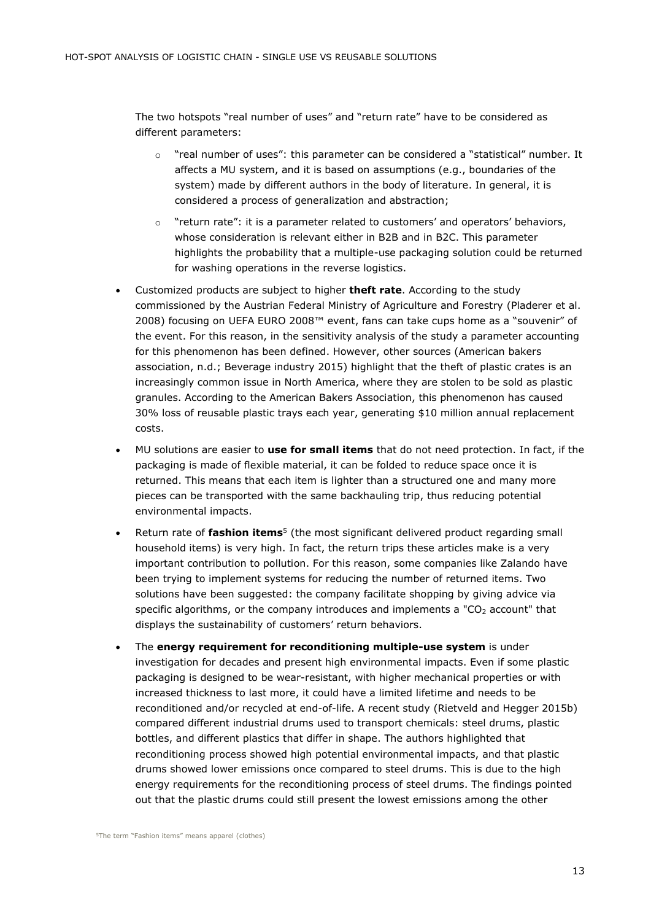The two hotspots “real number of uses” and “return rate” have to be considered as different parameters:

- “real number of uses”: this parameter can be considered a “statistical” number. It affects a MU system, and it is based on assumptions (e.g., boundaries of the system) made by different authors in the body of literature. In general, it is considered a process of generalization and abstraction;
- “return rate”: it is a parameter related to customers’ and operators’ behaviors, whose consideration is relevant either in B2B and in B2C. This parameter highlights the probability that a multiple-use packaging solution could be returned for washing operations in the reverse logistics.

- Customized products are subject to higher **theft rate**. According to the study commissioned by the Austrian Federal Ministry of Agriculture and Forestry (Pladerer et al. 2008) focusing on UEFA EURO 2008™ event, fans can take cups home as a “souvenir” of the event. For this reason, in the sensitivity analysis of the study a parameter accounting for this phenomenon has been defined. However, other sources (American bakers association, n.d.; Beverage industry 2015) highlight that the theft of plastic crates is an increasingly common issue in North America, where they are stolen to be sold as plastic granules. According to the American Bakers Association, this phenomenon has caused 30% loss of reusable plastic trays each year, generating $10 million annual replacement costs.
- MU solutions are easier to **use for small items** that do not need protection. In fact, if the packaging is made of flexible material, it can be folded to reduce space once it is returned. This means that each item is lighter than a structured one and many more pieces can be transported with the same backhauling trip, thus reducing potential environmental impacts.
- Return rate of **fashion items**[5] (the most significant delivered product regarding small household items) is very high. In fact, the return trips these articles make is a very important contribution to pollution. For this reason, some companies like Zalando have been trying to implement systems for reducing the number of returned items. Two solutions have been suggested: the company facilitate shopping by giving advice via specific algorithms, or the company introduces and implements a "$CO_2$ account" that displays the sustainability of customers’ return behaviors.
- The **energy requirement for reconditioning multiple-use system** is under investigation for decades and present high environmental impacts. Even if some plastic packaging is designed to be wear-resistant, with higher mechanical properties or with increased thickness to last more, it could have a limited lifetime and needs to be reconditioned and/or recycled at end-of-life. A recent study (Rietveld and Hegger 2015b) compared different industrial drums used to transport chemicals: steel drums, plastic bottles, and different plastics that differ in shape. The authors highlighted that reconditioning process showed high potential environmental impacts, and that plastic drums showed lower emissions once compared to steel drums. This is due to the high energy requirements for the reconditioning process of steel drums. The findings pointed out that the plastic drums could still present the lowest emissions among the other

[5] The term “Fashion items” means apparel (clothes)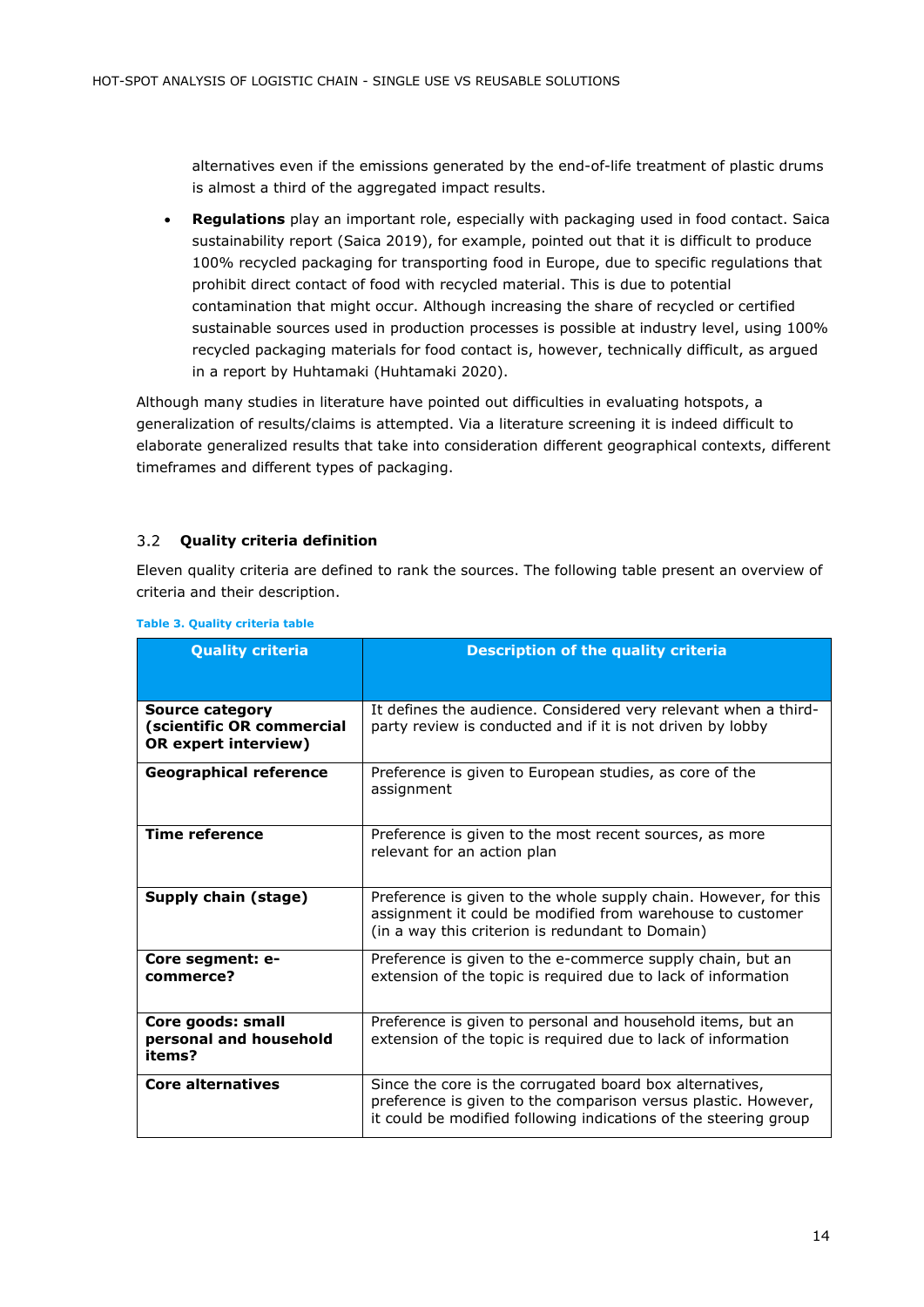alternatives even if the emissions generated by the end-of-life treatment of plastic drums is almost a third of the aggregated impact results.

- **Regulations** play an important role, especially with packaging used in food contact. Saica sustainability report (Saica 2019), for example, pointed out that it is difficult to produce 100% recycled packaging for transporting food in Europe, due to specific regulations that prohibit direct contact of food with recycled material. This is due to potential contamination that might occur. Although increasing the share of recycled or certified sustainable sources used in production processes is possible at industry level, using 100% recycled packaging materials for food contact is, however, technically difficult, as argued in a report by Huhtamaki (Huhtamaki 2020).

Although many studies in literature have pointed out difficulties in evaluating hotspots, a generalization of results/claims is attempted. Via a literature screening it is indeed difficult to elaborate generalized results that take into consideration different geographical contexts, different timeframes and different types of packaging.

## 3.2 Quality criteria definition

Eleven quality criteria are defined to rank the sources. The following table present an overview of criteria and their description.

**Table 3. Quality criteria table**

| Quality criteria | Description of the quality criteria |
|---|---|
| **Source category (scientific OR commercial OR expert interview)** | It defines the audience. Considered very relevant when a third-party review is conducted and if it is not driven by lobby |
| **Geographical reference** | Preference is given to European studies, as core of the assignment |
| **Time reference** | Preference is given to the most recent sources, as more relevant for an action plan |
| **Supply chain (stage)** | Preference is given to the whole supply chain. However, for this assignment it could be modified from warehouse to customer (in a way this criterion is redundant to Domain) |
| **Core segment: e-commerce?** | Preference is given to the e-commerce supply chain, but an extension of the topic is required due to lack of information |
| **Core goods: small personal and household items?** | Preference is given to personal and household items, but an extension of the topic is required due to lack of information |
| **Core alternatives** | Since the core is the corrugated board box alternatives, preference is given to the comparison versus plastic. However, it could be modified following indications of the steering group |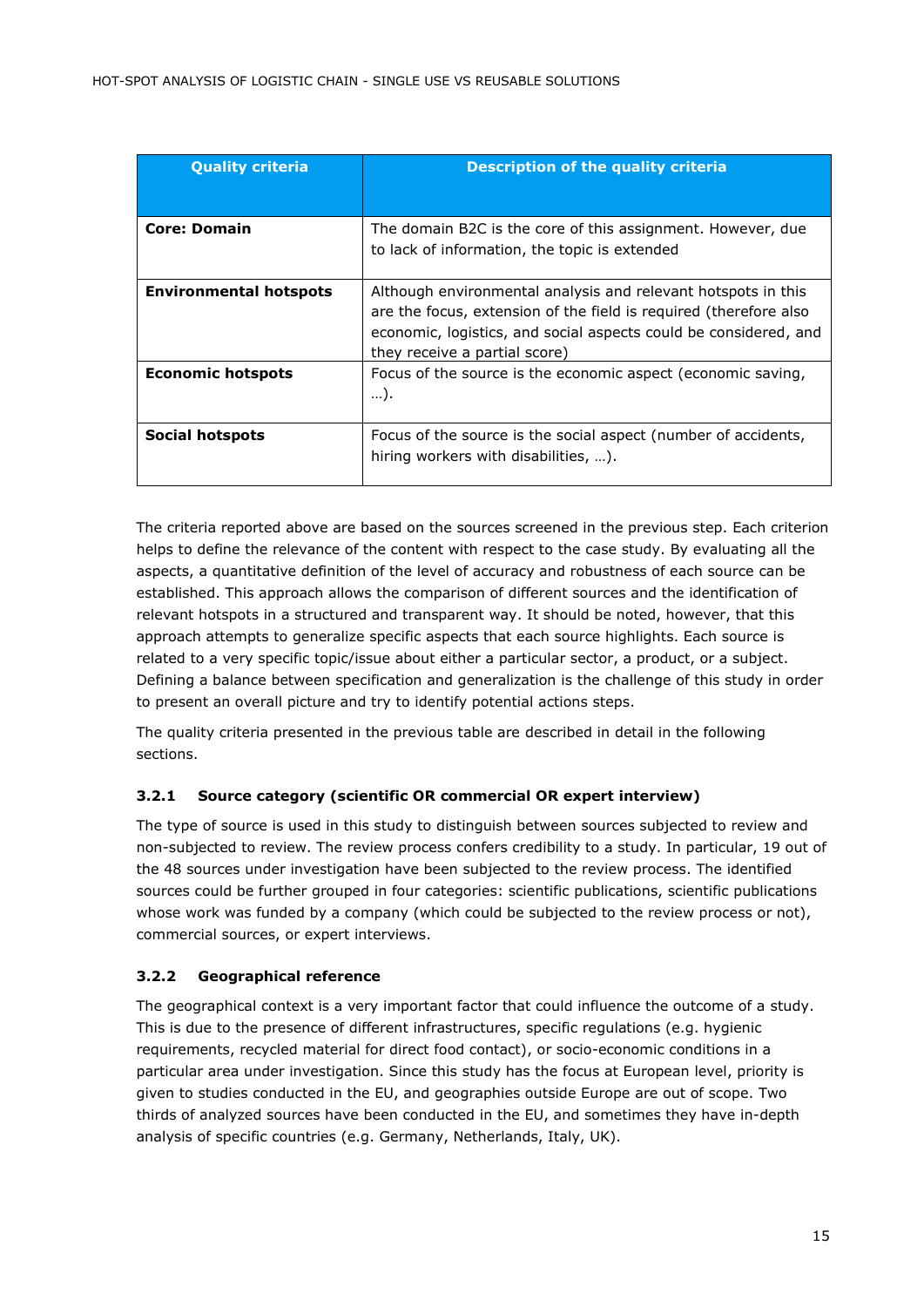| Quality criteria | Description of the quality criteria |
|---|---|
| **Core: Domain** | The domain B2C is the core of this assignment. However, due to lack of information, the topic is extended |
| **Environmental hotspots** | Although environmental analysis and relevant hotspots in this are the focus, extension of the field is required (therefore also economic, logistics, and social aspects could be considered, and they receive a partial score) |
| **Economic hotspots** | Focus of the source is the economic aspect (economic saving, …). |
| **Social hotspots** | Focus of the source is the social aspect (number of accidents, hiring workers with disabilities, …). |

The criteria reported above are based on the sources screened in the previous step. Each criterion helps to define the relevance of the content with respect to the case study. By evaluating all the aspects, a quantitative definition of the level of accuracy and robustness of each source can be established. This approach allows the comparison of different sources and the identification of relevant hotspots in a structured and transparent way. It should be noted, however, that this approach attempts to generalize specific aspects that each source highlights. Each source is related to a very specific topic/issue about either a particular sector, a product, or a subject. Defining a balance between specification and generalization is the challenge of this study in order to present an overall picture and try to identify potential actions steps.

The quality criteria presented in the previous table are described in detail in the following sections.

### 3.2.1 Source category (scientific OR commercial OR expert interview)

The type of source is used in this study to distinguish between sources subjected to review and non-subjected to review. The review process confers credibility to a study. In particular, 19 out of the 48 sources under investigation have been subjected to the review process. The identified sources could be further grouped in four categories: scientific publications, scientific publications whose work was funded by a company (which could be subjected to the review process or not), commercial sources, or expert interviews.

### 3.2.2 Geographical reference

The geographical context is a very important factor that could influence the outcome of a study. This is due to the presence of different infrastructures, specific regulations (e.g. hygienic requirements, recycled material for direct food contact), or socio-economic conditions in a particular area under investigation. Since this study has the focus at European level, priority is given to studies conducted in the EU, and geographies outside Europe are out of scope. Two thirds of analyzed sources have been conducted in the EU, and sometimes they have in-depth analysis of specific countries (e.g. Germany, Netherlands, Italy, UK).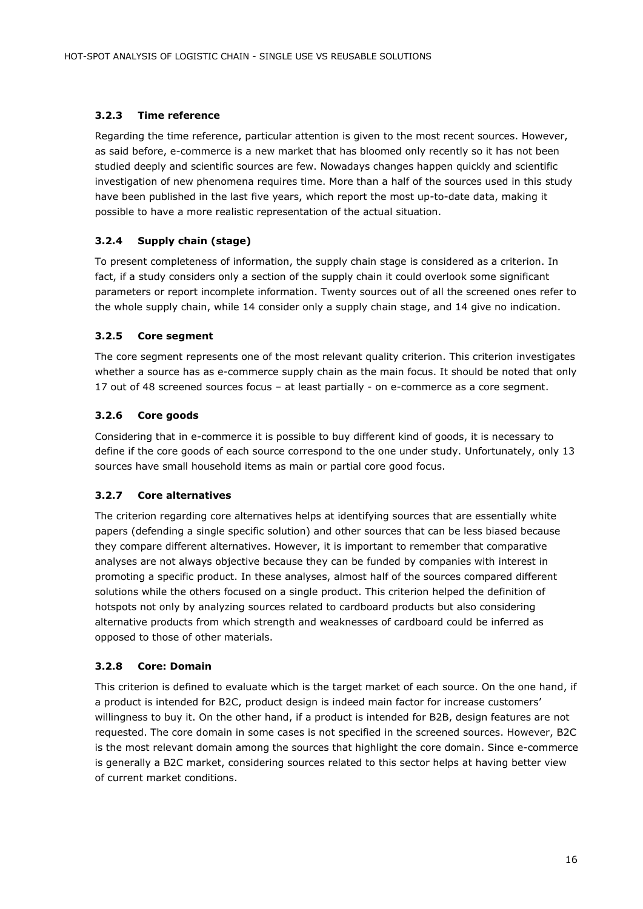### 3.2.3 Time reference

Regarding the time reference, particular attention is given to the most recent sources. However, as said before, e-commerce is a new market that has bloomed only recently so it has not been studied deeply and scientific sources are few. Nowadays changes happen quickly and scientific investigation of new phenomena requires time. More than a half of the sources used in this study have been published in the last five years, which report the most up-to-date data, making it possible to have a more realistic representation of the actual situation.

### 3.2.4 Supply chain (stage)

To present completeness of information, the supply chain stage is considered as a criterion. In fact, if a study considers only a section of the supply chain it could overlook some significant parameters or report incomplete information. Twenty sources out of all the screened ones refer to the whole supply chain, while 14 consider only a supply chain stage, and 14 give no indication.

### 3.2.5 Core segment

The core segment represents one of the most relevant quality criterion. This criterion investigates whether a source has as e-commerce supply chain as the main focus. It should be noted that only 17 out of 48 screened sources focus – at least partially - on e-commerce as a core segment.

### 3.2.6 Core goods

Considering that in e-commerce it is possible to buy different kind of goods, it is necessary to define if the core goods of each source correspond to the one under study. Unfortunately, only 13 sources have small household items as main or partial core good focus.

### 3.2.7 Core alternatives

The criterion regarding core alternatives helps at identifying sources that are essentially white papers (defending a single specific solution) and other sources that can be less biased because they compare different alternatives. However, it is important to remember that comparative analyses are not always objective because they can be funded by companies with interest in promoting a specific product. In these analyses, almost half of the sources compared different solutions while the others focused on a single product. This criterion helped the definition of hotspots not only by analyzing sources related to cardboard products but also considering alternative products from which strength and weaknesses of cardboard could be inferred as opposed to those of other materials.

### 3.2.8 Core: Domain

This criterion is defined to evaluate which is the target market of each source. On the one hand, if a product is intended for B2C, product design is indeed main factor for increase customers' willingness to buy it. On the other hand, if a product is intended for B2B, design features are not requested. The core domain in some cases is not specified in the screened sources. However, B2C is the most relevant domain among the sources that highlight the core domain. Since e-commerce is generally a B2C market, considering sources related to this sector helps at having better view of current market conditions.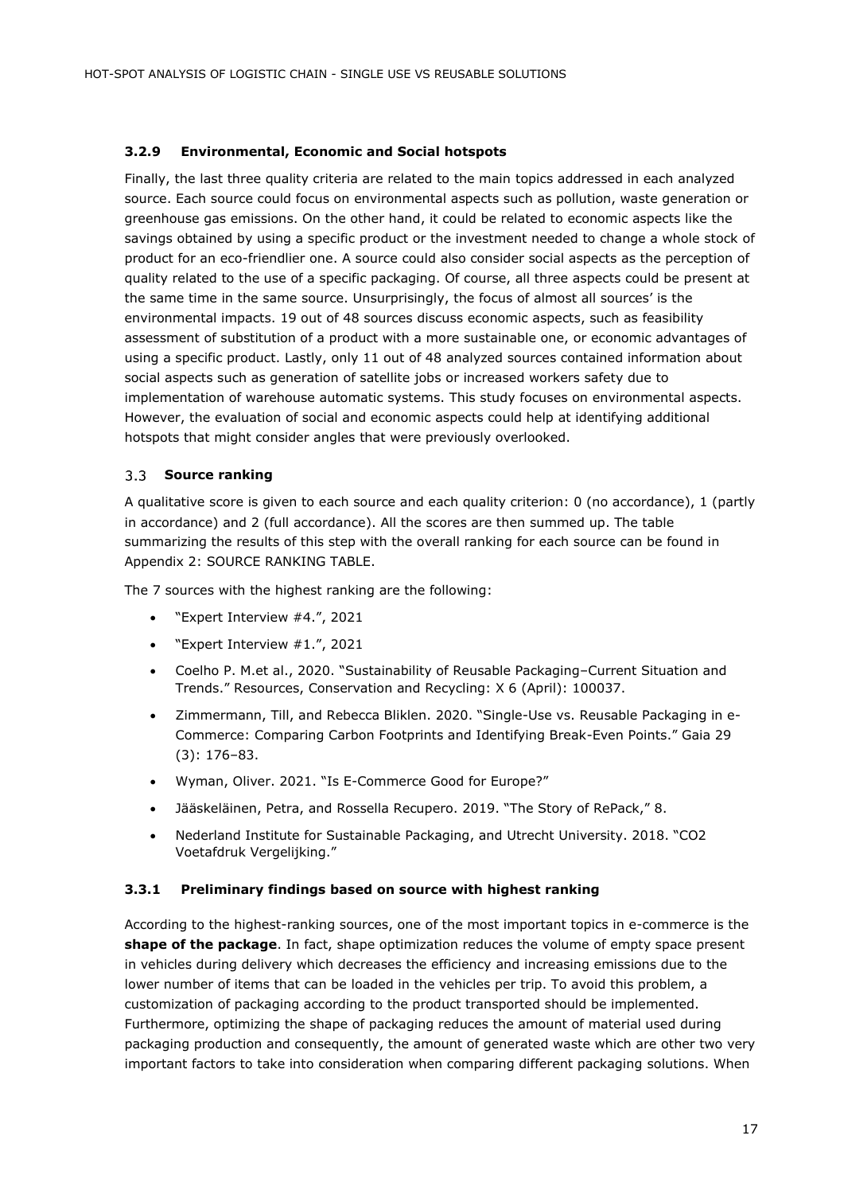### 3.2.9 Environmental, Economic and Social hotspots

Finally, the last three quality criteria are related to the main topics addressed in each analyzed source. Each source could focus on environmental aspects such as pollution, waste generation or greenhouse gas emissions. On the other hand, it could be related to economic aspects like the savings obtained by using a specific product or the investment needed to change a whole stock of product for an eco-friendlier one. A source could also consider social aspects as the perception of quality related to the use of a specific packaging. Of course, all three aspects could be present at the same time in the same source. Unsurprisingly, the focus of almost all sources' is the environmental impacts. 19 out of 48 sources discuss economic aspects, such as feasibility assessment of substitution of a product with a more sustainable one, or economic advantages of using a specific product. Lastly, only 11 out of 48 analyzed sources contained information about social aspects such as generation of satellite jobs or increased workers safety due to implementation of warehouse automatic systems. This study focuses on environmental aspects. However, the evaluation of social and economic aspects could help at identifying additional hotspots that might consider angles that were previously overlooked.

## 3.3 Source ranking

A qualitative score is given to each source and each quality criterion: 0 (no accordance), 1 (partly in accordance) and 2 (full accordance). All the scores are then summed up. The table summarizing the results of this step with the overall ranking for each source can be found in Appendix 2: SOURCE RANKING TABLE.

The 7 sources with the highest ranking are the following:

- "Expert Interview #4.", 2021
- "Expert Interview #1.", 2021
- Coelho P. M.et al., 2020. "Sustainability of Reusable Packaging–Current Situation and Trends." Resources, Conservation and Recycling: X 6 (April): 100037.
- Zimmermann, Till, and Rebecca Bliklen. 2020. "Single-Use vs. Reusable Packaging in e-Commerce: Comparing Carbon Footprints and Identifying Break-Even Points." Gaia 29 (3): 176–83.
- Wyman, Oliver. 2021. "Is E-Commerce Good for Europe?"
- Jääskeläinen, Petra, and Rossella Recupero. 2019. "The Story of RePack," 8.
- Nederland Institute for Sustainable Packaging, and Utrecht University. 2018. "CO2 Voetafdruk Vergelijking."

### 3.3.1 Preliminary findings based on source with highest ranking

According to the highest-ranking sources, one of the most important topics in e-commerce is the **shape of the package**. In fact, shape optimization reduces the volume of empty space present in vehicles during delivery which decreases the efficiency and increasing emissions due to the lower number of items that can be loaded in the vehicles per trip. To avoid this problem, a customization of packaging according to the product transported should be implemented. Furthermore, optimizing the shape of packaging reduces the amount of material used during packaging production and consequently, the amount of generated waste which are other two very important factors to take into consideration when comparing different packaging solutions. When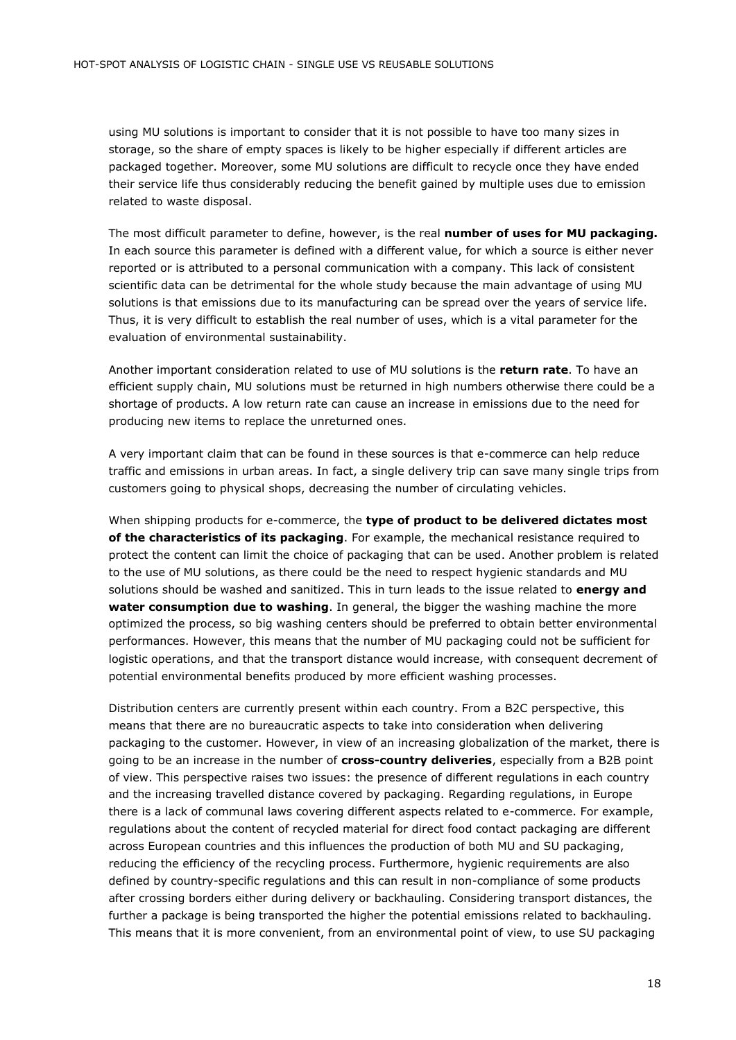using MU solutions is important to consider that it is not possible to have too many sizes in storage, so the share of empty spaces is likely to be higher especially if different articles are packaged together. Moreover, some MU solutions are difficult to recycle once they have ended their service life thus considerably reducing the benefit gained by multiple uses due to emission related to waste disposal.

The most difficult parameter to define, however, is the real **number of uses for MU packaging.** In each source this parameter is defined with a different value, for which a source is either never reported or is attributed to a personal communication with a company. This lack of consistent scientific data can be detrimental for the whole study because the main advantage of using MU solutions is that emissions due to its manufacturing can be spread over the years of service life. Thus, it is very difficult to establish the real number of uses, which is a vital parameter for the evaluation of environmental sustainability.

Another important consideration related to use of MU solutions is the **return rate**. To have an efficient supply chain, MU solutions must be returned in high numbers otherwise there could be a shortage of products. A low return rate can cause an increase in emissions due to the need for producing new items to replace the unreturned ones.

A very important claim that can be found in these sources is that e-commerce can help reduce traffic and emissions in urban areas. In fact, a single delivery trip can save many single trips from customers going to physical shops, decreasing the number of circulating vehicles.

When shipping products for e-commerce, the **type of product to be delivered dictates most of the characteristics of its packaging**. For example, the mechanical resistance required to protect the content can limit the choice of packaging that can be used. Another problem is related to the use of MU solutions, as there could be the need to respect hygienic standards and MU solutions should be washed and sanitized. This in turn leads to the issue related to **energy and water consumption due to washing**. In general, the bigger the washing machine the more optimized the process, so big washing centers should be preferred to obtain better environmental performances. However, this means that the number of MU packaging could not be sufficient for logistic operations, and that the transport distance would increase, with consequent decrement of potential environmental benefits produced by more efficient washing processes.

Distribution centers are currently present within each country. From a B2C perspective, this means that there are no bureaucratic aspects to take into consideration when delivering packaging to the customer. However, in view of an increasing globalization of the market, there is going to be an increase in the number of **cross-country deliveries**, especially from a B2B point of view. This perspective raises two issues: the presence of different regulations in each country and the increasing travelled distance covered by packaging. Regarding regulations, in Europe there is a lack of communal laws covering different aspects related to e-commerce. For example, regulations about the content of recycled material for direct food contact packaging are different across European countries and this influences the production of both MU and SU packaging, reducing the efficiency of the recycling process. Furthermore, hygienic requirements are also defined by country-specific regulations and this can result in non-compliance of some products after crossing borders either during delivery or backhauling. Considering transport distances, the further a package is being transported the higher the potential emissions related to backhauling. This means that it is more convenient, from an environmental point of view, to use SU packaging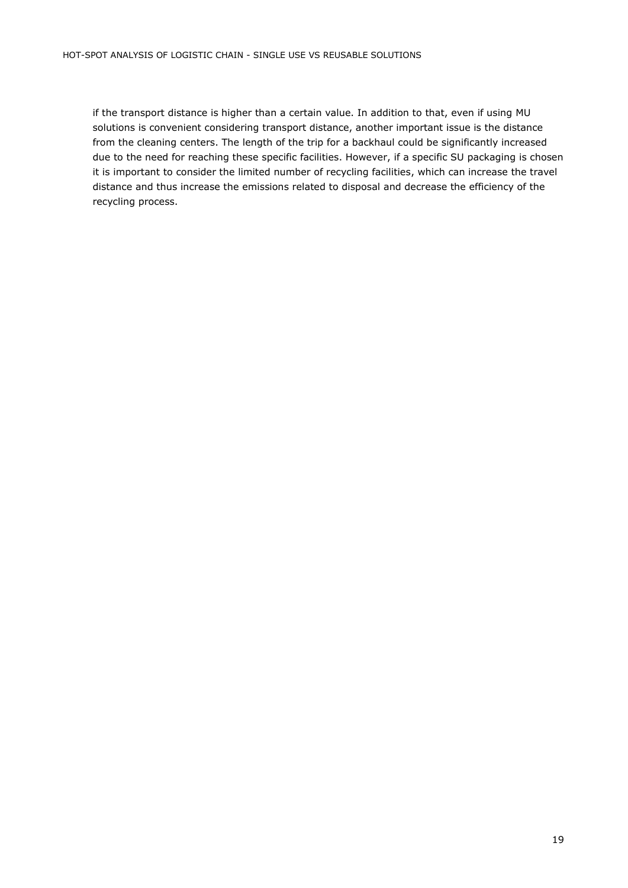if the transport distance is higher than a certain value. In addition to that, even if using MU solutions is convenient considering transport distance, another important issue is the distance from the cleaning centers. The length of the trip for a backhaul could be significantly increased due to the need for reaching these specific facilities. However, if a specific SU packaging is chosen it is important to consider the limited number of recycling facilities, which can increase the travel distance and thus increase the emissions related to disposal and decrease the efficiency of the recycling process.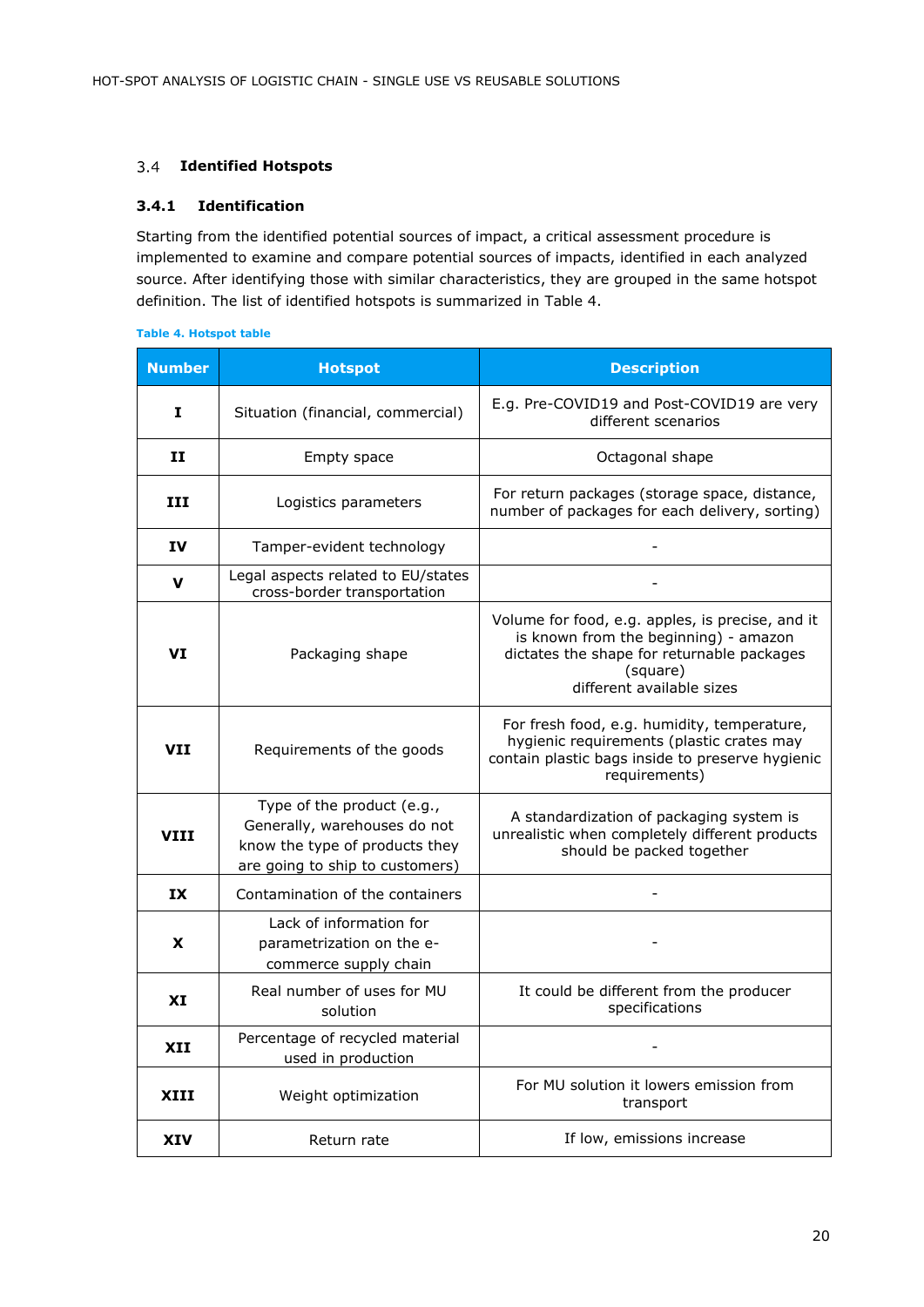## 3.4 Identified Hotspots

### 3.4.1 Identification

Starting from the identified potential sources of impact, a critical assessment procedure is implemented to examine and compare potential sources of impacts, identified in each analyzed source. After identifying those with similar characteristics, they are grouped in the same hotspot definition. The list of identified hotspots is summarized in Table 4.

**Table 4. Hotspot table**

| Number | Hotspot | Description |
|---|---|---|
| **I** | Situation (financial, commercial) | E.g. Pre-COVID19 and Post-COVID19 are very different scenarios |
| **II** | Empty space | Octagonal shape |
| **III** | Logistics parameters | For return packages (storage space, distance, number of packages for each delivery, sorting) |
| **IV** | Tamper-evident technology | - |
| **V** | Legal aspects related to EU/states cross-border transportation | - |
| **VI** | Packaging shape | Volume for food, e.g. apples, is precise, and it is known from the beginning) - amazon dictates the shape for returnable packages (square) different available sizes |
| **VII** | Requirements of the goods | For fresh food, e.g. humidity, temperature, hygienic requirements (plastic crates may contain plastic bags inside to preserve hygienic requirements) |
| **VIII** | Type of the product (e.g., Generally, warehouses do not know the type of products they are going to ship to customers) | A standardization of packaging system is unrealistic when completely different products should be packed together |
| **IX** | Contamination of the containers | - |
| **X** | Lack of information for parametrization on the e-commerce supply chain | - |
| **XI** | Real number of uses for MU solution | It could be different from the producer specifications |
| **XII** | Percentage of recycled material used in production | - |
| **XIII** | Weight optimization | For MU solution it lowers emission from transport |
| **XIV** | Return rate | If low, emissions increase |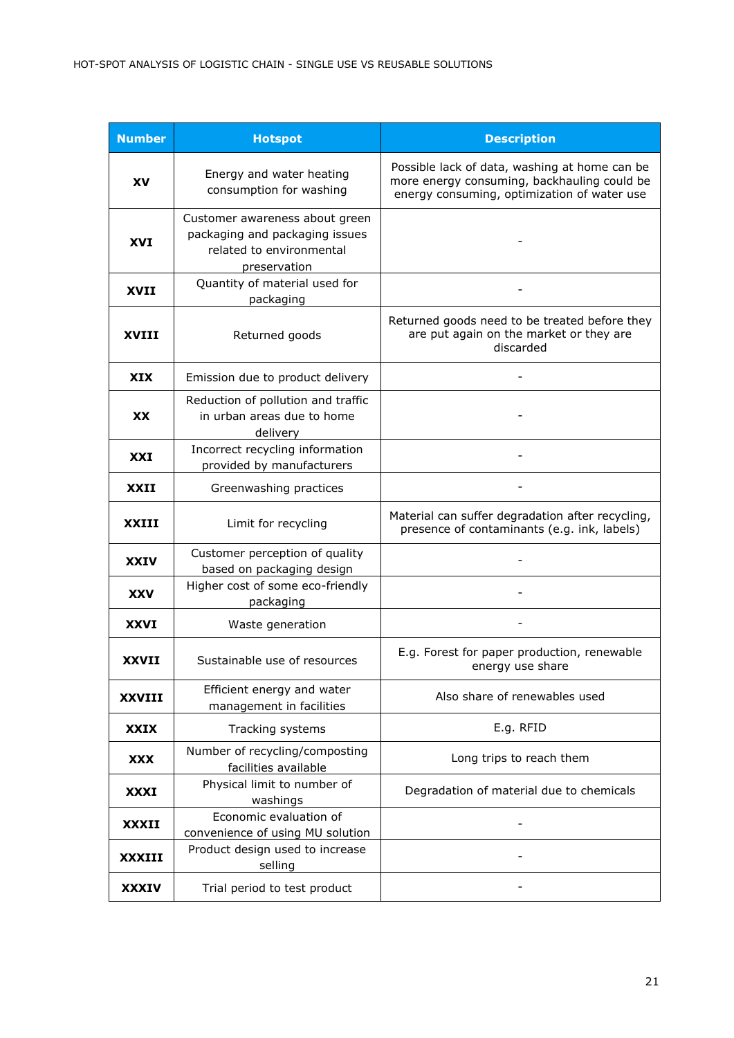| Number | Hotspot | Description |
|---|---|---|
| **XV** | Energy and water heating consumption for washing | Possible lack of data, washing at home can be more energy consuming, backhauling could be energy consuming, optimization of water use |
| **XVI** | Customer awareness about green packaging and packaging issues related to environmental preservation | - |
| **XVII** | Quantity of material used for packaging | - |
| **XVIII** | Returned goods | Returned goods need to be treated before they are put again on the market or they are discarded |
| **XIX** | Emission due to product delivery | - |
| **XX** | Reduction of pollution and traffic in urban areas due to home delivery | - |
| **XXI** | Incorrect recycling information provided by manufacturers | - |
| **XXII** | Greenwashing practices | - |
| **XXIII** | Limit for recycling | Material can suffer degradation after recycling, presence of contaminants (e.g. ink, labels) |
| **XXIV** | Customer perception of quality based on packaging design | - |
| **XXV** | Higher cost of some eco-friendly packaging | - |
| **XXVI** | Waste generation | - |
| **XXVII** | Sustainable use of resources | E.g. Forest for paper production, renewable energy use share |
| **XXVIII** | Efficient energy and water management in facilities | Also share of renewables used |
| **XXIX** | Tracking systems | E.g. RFID |
| **XXX** | Number of recycling/composting facilities available | Long trips to reach them |
| **XXXI** | Physical limit to number of washings | Degradation of material due to chemicals |
| **XXXII** | Economic evaluation of convenience of using MU solution | - |
| **XXXIII** | Product design used to increase selling | - |
| **XXXIV** | Trial period to test product | - |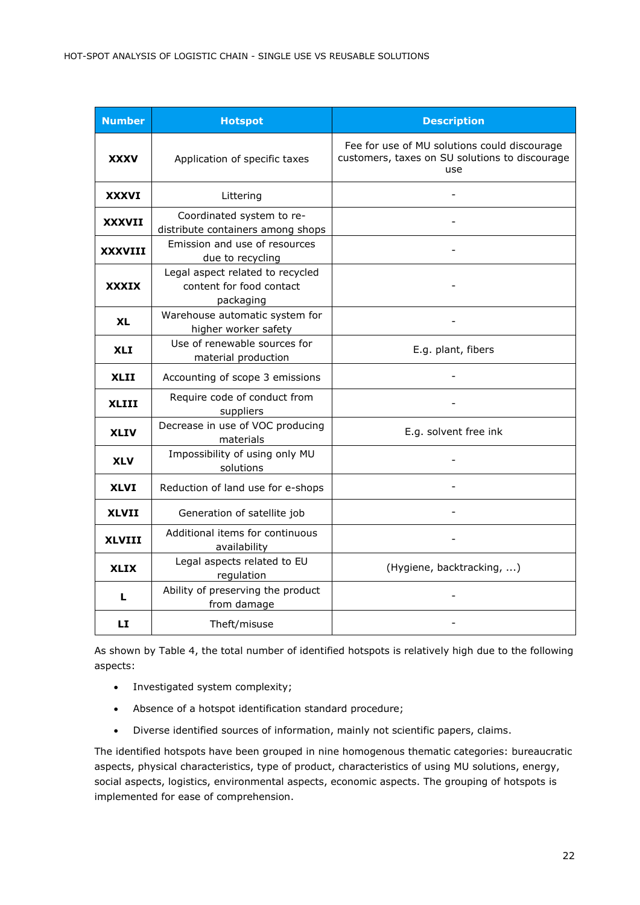| Number | Hotspot | Description |
|---|---|---|
| **XXXV** | Application of specific taxes | Fee for use of MU solutions could discourage customers, taxes on SU solutions to discourage use |
| **XXXVI** | Littering | - |
| **XXXVII** | Coordinated system to re-distribute containers among shops | - |
| **XXXVIII** | Emission and use of resources due to recycling | - |
| **XXXIX** | Legal aspect related to recycled content for food contact packaging | - |
| **XL** | Warehouse automatic system for higher worker safety | - |
| **XLI** | Use of renewable sources for material production | E.g. plant, fibers |
| **XLII** | Accounting of scope 3 emissions | - |
| **XLIII** | Require code of conduct from suppliers | - |
| **XLIV** | Decrease in use of VOC producing materials | E.g. solvent free ink |
| **XLV** | Impossibility of using only MU solutions | - |
| **XLVI** | Reduction of land use for e-shops | - |
| **XLVII** | Generation of satellite job | - |
| **XLVIII** | Additional items for continuous availability | - |
| **XLIX** | Legal aspects related to EU regulation | (Hygiene, backtracking, ...) |
| **L** | Ability of preserving the product from damage | - |
| **LI** | Theft/misuse | - |

As shown by Table 4, the total number of identified hotspots is relatively high due to the following aspects:

- Investigated system complexity;
- Absence of a hotspot identification standard procedure;
- Diverse identified sources of information, mainly not scientific papers, claims.

The identified hotspots have been grouped in nine homogenous thematic categories: bureaucratic aspects, physical characteristics, type of product, characteristics of using MU solutions, energy, social aspects, logistics, environmental aspects, economic aspects. The grouping of hotspots is implemented for ease of comprehension.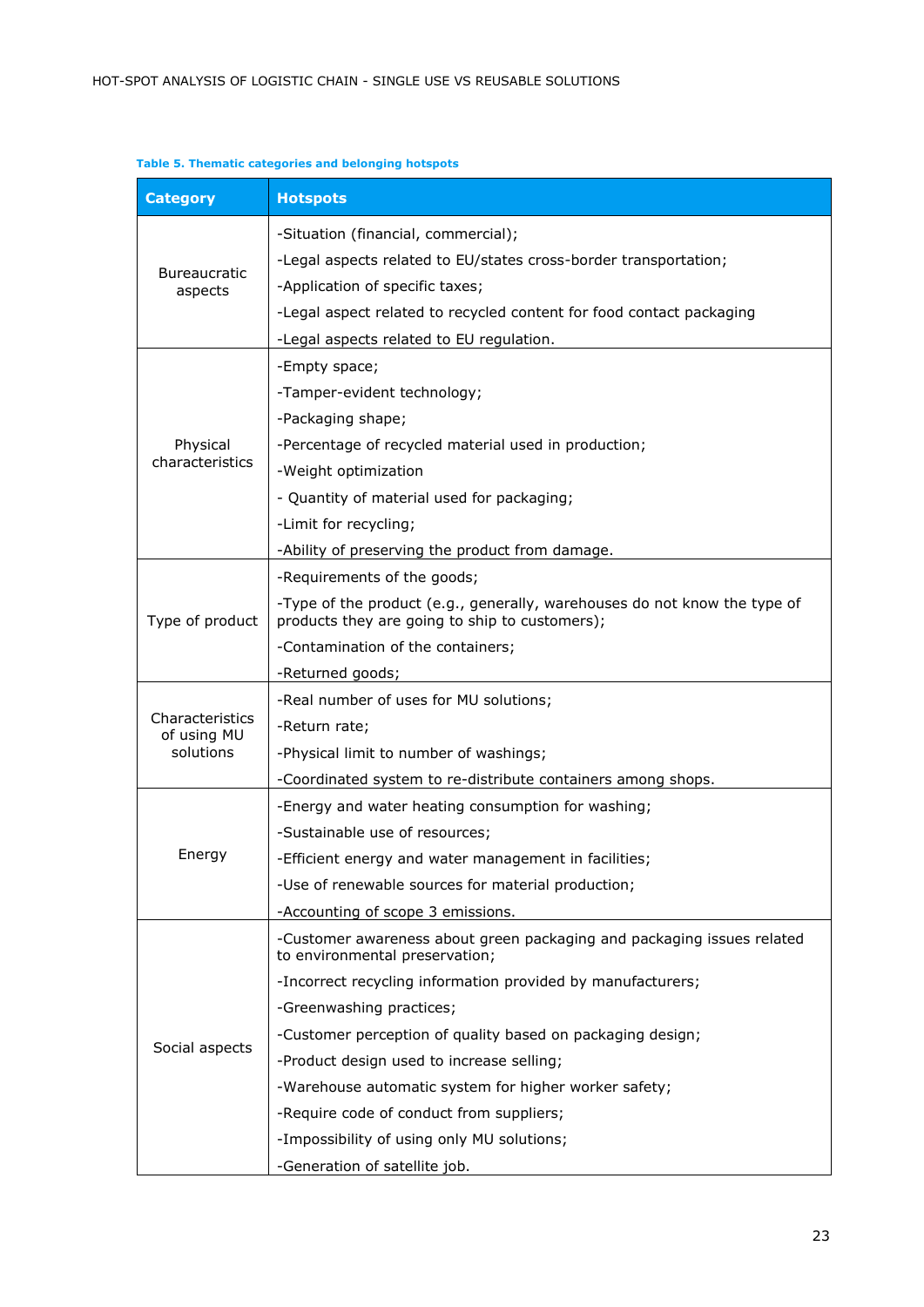**Table 5. Thematic categories and belonging hotspots**

| Category | Hotspots |
|---|---|
| Bureaucratic aspects | -Situation (financial, commercial);<br>-Legal aspects related to EU/states cross-border transportation;<br>-Application of specific taxes;<br>-Legal aspect related to recycled content for food contact packaging<br>-Legal aspects related to EU regulation. |
| Physical characteristics | -Empty space;<br>-Tamper-evident technology;<br>-Packaging shape;<br>-Percentage of recycled material used in production;<br>-Weight optimization<br>- Quantity of material used for packaging;<br>-Limit for recycling;<br>-Ability of preserving the product from damage. |
| Type of product | -Requirements of the goods;<br>-Type of the product (e.g., generally, warehouses do not know the type of products they are going to ship to customers);<br>-Contamination of the containers;<br>-Returned goods; |
| Characteristics of using MU solutions | -Real number of uses for MU solutions;<br>-Return rate;<br>-Physical limit to number of washings;<br>-Coordinated system to re-distribute containers among shops. |
| Energy | -Energy and water heating consumption for washing;<br>-Sustainable use of resources;<br>-Efficient energy and water management in facilities;<br>-Use of renewable sources for material production;<br>-Accounting of scope 3 emissions. |
| Social aspects | -Customer awareness about green packaging and packaging issues related to environmental preservation;<br>-Incorrect recycling information provided by manufacturers;<br>-Greenwashing practices;<br>-Customer perception of quality based on packaging design;<br>-Product design used to increase selling;<br>-Warehouse automatic system for higher worker safety;<br>-Require code of conduct from suppliers;<br>-Impossibility of using only MU solutions;<br>-Generation of satellite job. |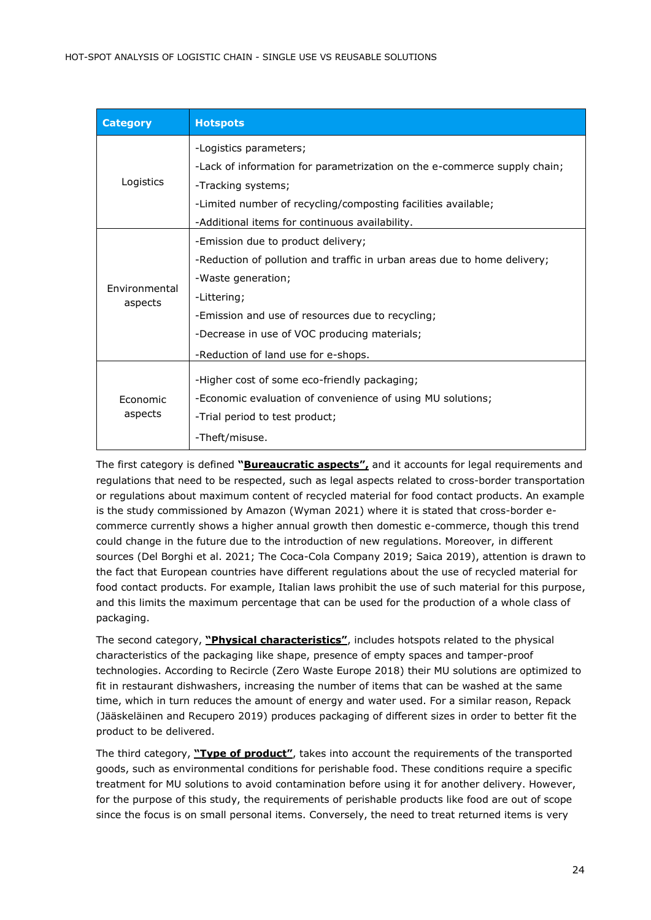| Category | Hotspots |
| --- | --- |
| Logistics | -Logistics parameters;<br>-Lack of information for parametrization on the e-commerce supply chain;<br>-Tracking systems;<br>-Limited number of recycling/composting facilities available;<br>-Additional items for continuous availability. |
| Environmental aspects | -Emission due to product delivery;<br>-Reduction of pollution and traffic in urban areas due to home delivery;<br>-Waste generation;<br>-Littering;<br>-Emission and use of resources due to recycling;<br>-Decrease in use of VOC producing materials;<br>-Reduction of land use for e-shops. |
| Economic aspects | -Higher cost of some eco-friendly packaging;<br>-Economic evaluation of convenience of using MU solutions;<br>-Trial period to test product;<br>-Theft/misuse. |

The first category is defined **"Bureaucratic aspects",** and it accounts for legal requirements and regulations that need to be respected, such as legal aspects related to cross-border transportation or regulations about maximum content of recycled material for food contact products. An example is the study commissioned by Amazon (Wyman 2021) where it is stated that cross-border e-commerce currently shows a higher annual growth then domestic e-commerce, though this trend could change in the future due to the introduction of new regulations. Moreover, in different sources (Del Borghi et al. 2021; The Coca-Cola Company 2019; Saica 2019), attention is drawn to the fact that European countries have different regulations about the use of recycled material for food contact products. For example, Italian laws prohibit the use of such material for this purpose, and this limits the maximum percentage that can be used for the production of a whole class of packaging.

The second category, **"Physical characteristics"**, includes hotspots related to the physical characteristics of the packaging like shape, presence of empty spaces and tamper-proof technologies. According to Recircle (Zero Waste Europe 2018) their MU solutions are optimized to fit in restaurant dishwashers, increasing the number of items that can be washed at the same time, which in turn reduces the amount of energy and water used. For a similar reason, Repack (Jääskeläinen and Recupero 2019) produces packaging of different sizes in order to better fit the product to be delivered.

The third category, **"Type of product"**, takes into account the requirements of the transported goods, such as environmental conditions for perishable food. These conditions require a specific treatment for MU solutions to avoid contamination before using it for another delivery. However, for the purpose of this study, the requirements of perishable products like food are out of scope since the focus is on small personal items. Conversely, the need to treat returned items is very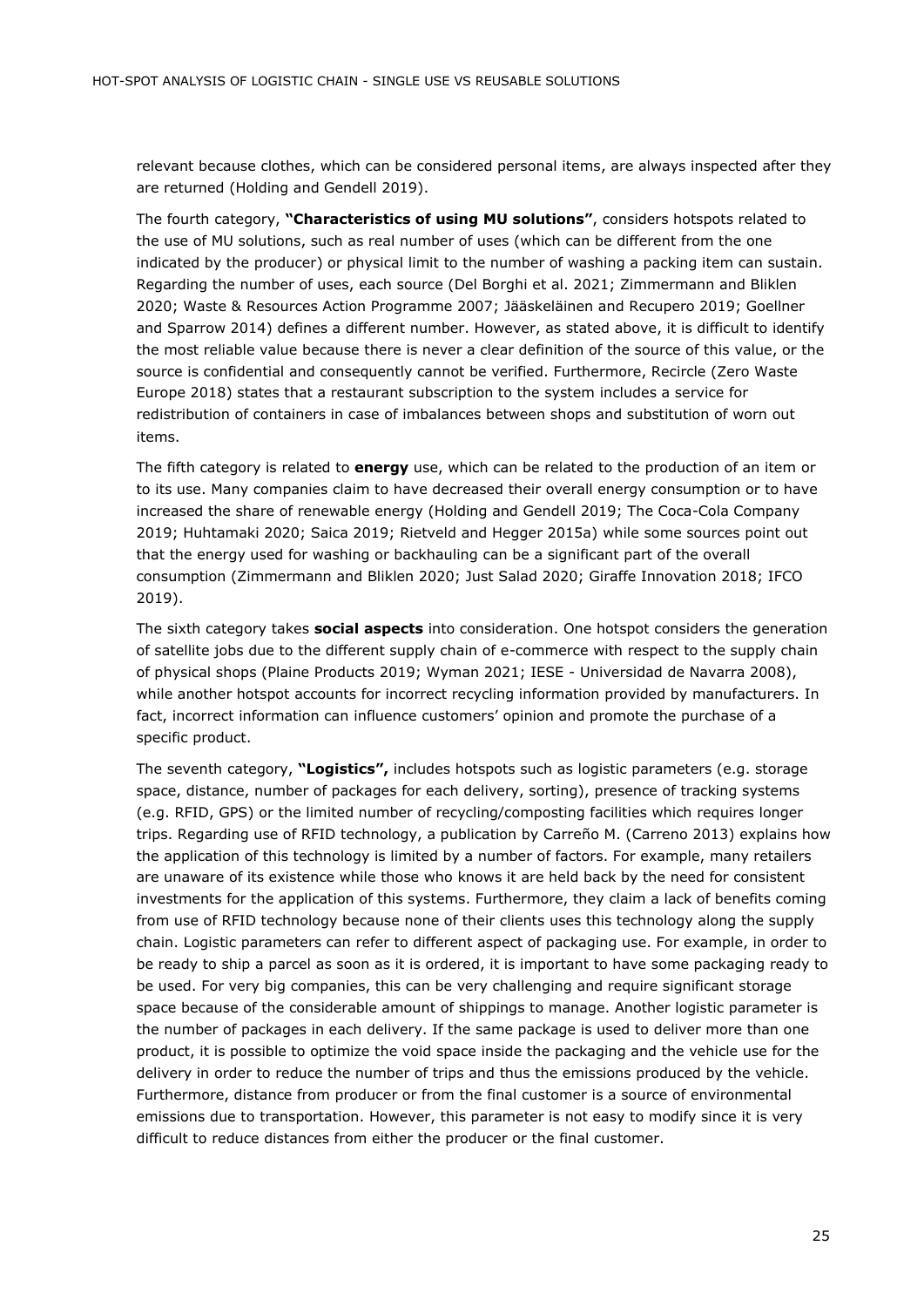relevant because clothes, which can be considered personal items, are always inspected after they are returned (Holding and Gendell 2019).

The fourth category, **"Characteristics of using MU solutions"**, considers hotspots related to the use of MU solutions, such as real number of uses (which can be different from the one indicated by the producer) or physical limit to the number of washing a packing item can sustain. Regarding the number of uses, each source (Del Borghi et al. 2021; Zimmermann and Bliklen 2020; Waste & Resources Action Programme 2007; Jääskeläinen and Recupero 2019; Goellner and Sparrow 2014) defines a different number. However, as stated above, it is difficult to identify the most reliable value because there is never a clear definition of the source of this value, or the source is confidential and consequently cannot be verified. Furthermore, Recircle (Zero Waste Europe 2018) states that a restaurant subscription to the system includes a service for redistribution of containers in case of imbalances between shops and substitution of worn out items.

The fifth category is related to **energy** use, which can be related to the production of an item or to its use. Many companies claim to have decreased their overall energy consumption or to have increased the share of renewable energy (Holding and Gendell 2019; The Coca-Cola Company 2019; Huhtamaki 2020; Saica 2019; Rietveld and Hegger 2015a) while some sources point out that the energy used for washing or backhauling can be a significant part of the overall consumption (Zimmermann and Bliklen 2020; Just Salad 2020; Giraffe Innovation 2018; IFCO 2019).

The sixth category takes **social aspects** into consideration. One hotspot considers the generation of satellite jobs due to the different supply chain of e-commerce with respect to the supply chain of physical shops (Plaine Products 2019; Wyman 2021; IESE - Universidad de Navarra 2008), while another hotspot accounts for incorrect recycling information provided by manufacturers. In fact, incorrect information can influence customers' opinion and promote the purchase of a specific product.

The seventh category, **"Logistics",** includes hotspots such as logistic parameters (e.g. storage space, distance, number of packages for each delivery, sorting), presence of tracking systems (e.g. RFID, GPS) or the limited number of recycling/composting facilities which requires longer trips. Regarding use of RFID technology, a publication by Carreño M. (Carreno 2013) explains how the application of this technology is limited by a number of factors. For example, many retailers are unaware of its existence while those who knows it are held back by the need for consistent investments for the application of this systems. Furthermore, they claim a lack of benefits coming from use of RFID technology because none of their clients uses this technology along the supply chain. Logistic parameters can refer to different aspect of packaging use. For example, in order to be ready to ship a parcel as soon as it is ordered, it is important to have some packaging ready to be used. For very big companies, this can be very challenging and require significant storage space because of the considerable amount of shippings to manage. Another logistic parameter is the number of packages in each delivery. If the same package is used to deliver more than one product, it is possible to optimize the void space inside the packaging and the vehicle use for the delivery in order to reduce the number of trips and thus the emissions produced by the vehicle. Furthermore, distance from producer or from the final customer is a source of environmental emissions due to transportation. However, this parameter is not easy to modify since it is very difficult to reduce distances from either the producer or the final customer.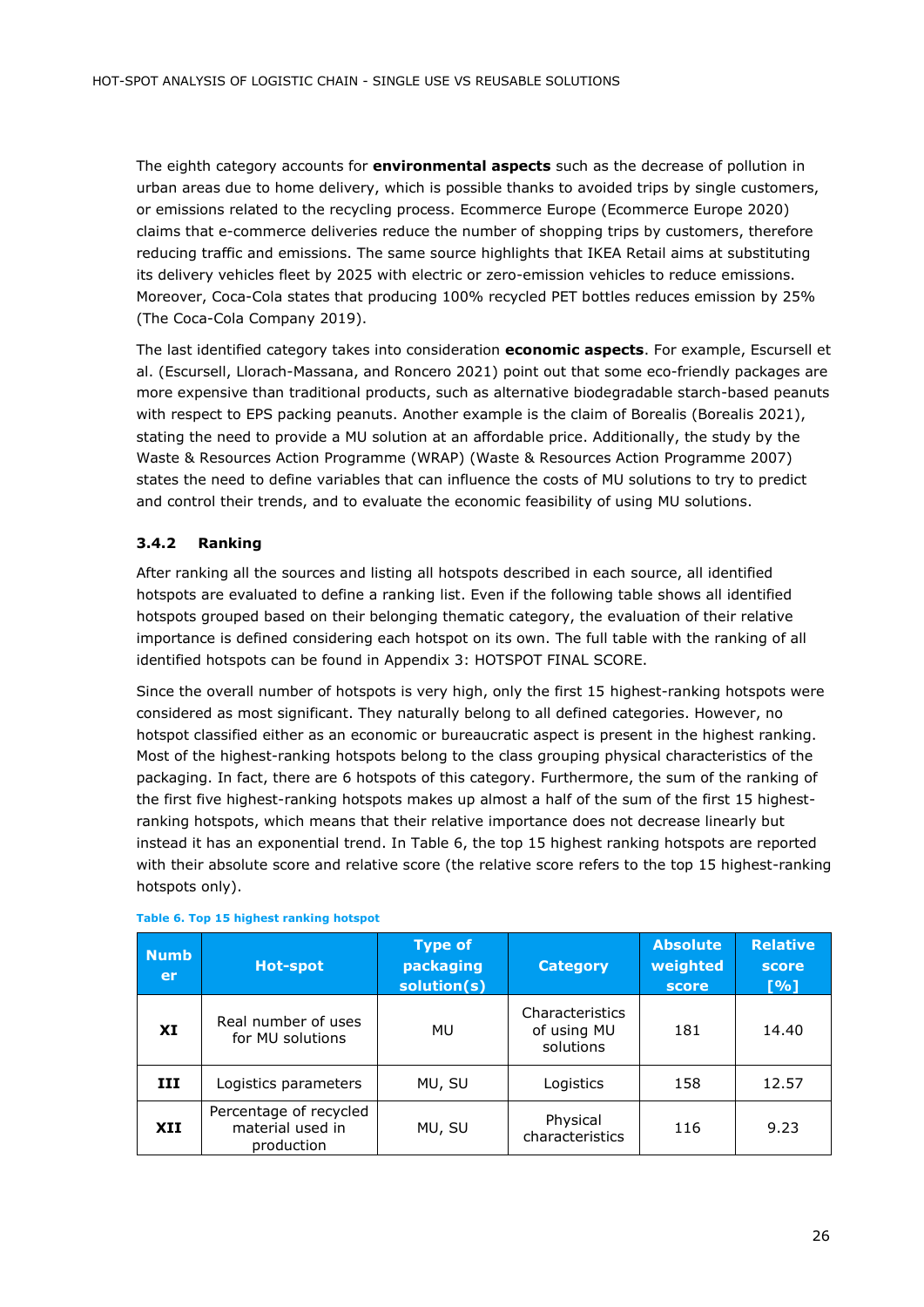The eighth category accounts for **environmental aspects** such as the decrease of pollution in urban areas due to home delivery, which is possible thanks to avoided trips by single customers, or emissions related to the recycling process. Ecommerce Europe (Ecommerce Europe 2020) claims that e-commerce deliveries reduce the number of shopping trips by customers, therefore reducing traffic and emissions. The same source highlights that IKEA Retail aims at substituting its delivery vehicles fleet by 2025 with electric or zero-emission vehicles to reduce emissions. Moreover, Coca-Cola states that producing 100% recycled PET bottles reduces emission by 25% (The Coca-Cola Company 2019).

The last identified category takes into consideration **economic aspects**. For example, Escursell et al. (Escursell, Llorach-Massana, and Roncero 2021) point out that some eco-friendly packages are more expensive than traditional products, such as alternative biodegradable starch-based peanuts with respect to EPS packing peanuts. Another example is the claim of Borealis (Borealis 2021), stating the need to provide a MU solution at an affordable price. Additionally, the study by the Waste & Resources Action Programme (WRAP) (Waste & Resources Action Programme 2007) states the need to define variables that can influence the costs of MU solutions to try to predict and control their trends, and to evaluate the economic feasibility of using MU solutions.

### 3.4.2 Ranking

After ranking all the sources and listing all hotspots described in each source, all identified hotspots are evaluated to define a ranking list. Even if the following table shows all identified hotspots grouped based on their belonging thematic category, the evaluation of their relative importance is defined considering each hotspot on its own. The full table with the ranking of all identified hotspots can be found in Appendix 3: HOTSPOT FINAL SCORE.

Since the overall number of hotspots is very high, only the first 15 highest-ranking hotspots were considered as most significant. They naturally belong to all defined categories. However, no hotspot classified either as an economic or bureaucratic aspect is present in the highest ranking. Most of the highest-ranking hotspots belong to the class grouping physical characteristics of the packaging. In fact, there are 6 hotspots of this category. Furthermore, the sum of the ranking of the first five highest-ranking hotspots makes up almost a half of the sum of the first 15 highest-ranking hotspots, which means that their relative importance does not decrease linearly but instead it has an exponential trend. In Table 6, the top 15 highest ranking hotspots are reported with their absolute score and relative score (the relative score refers to the top 15 highest-ranking hotspots only).

**Table 6. Top 15 highest ranking hotspot**

| Number | Hot-spot | Type of packaging solution(s) | Category | Absolute weighted score | Relative score [%] |
|---|---|---|---|---|---|
| **XI** | Real number of uses for MU solutions | MU | Characteristics of using MU solutions | 181 | 14.40 |
| **III** | Logistics parameters | MU, SU | Logistics | 158 | 12.57 |
| **XII** | Percentage of recycled material used in production | MU, SU | Physical characteristics | 116 | 9.23 |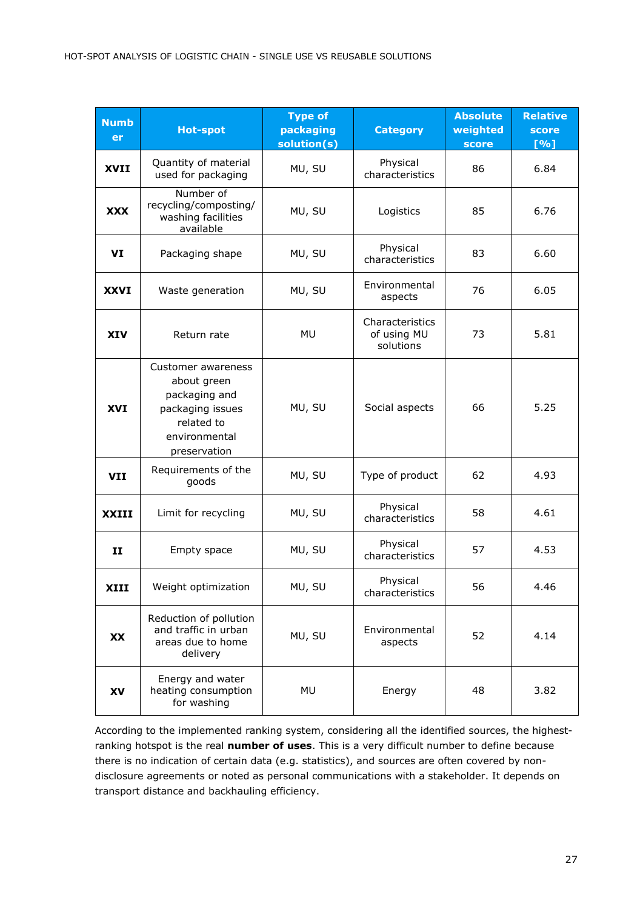| Number | Hot-spot | Type of packaging solution(s) | Category | Absolute weighted score | Relative score [%] |
|---|---|---|---|---|---|
| **XVII** | Quantity of material used for packaging | MU, SU | Physical characteristics | 86 | 6.84 |
| **XXX** | Number of recycling/composting/ washing facilities available | MU, SU | Logistics | 85 | 6.76 |
| **VI** | Packaging shape | MU, SU | Physical characteristics | 83 | 6.60 |
| **XXVI** | Waste generation | MU, SU | Environmental aspects | 76 | 6.05 |
| **XIV** | Return rate | MU | Characteristics of using MU solutions | 73 | 5.81 |
| **XVI** | Customer awareness about green packaging and packaging issues related to environmental preservation | MU, SU | Social aspects | 66 | 5.25 |
| **VII** | Requirements of the goods | MU, SU | Type of product | 62 | 4.93 |
| **XXIII** | Limit for recycling | MU, SU | Physical characteristics | 58 | 4.61 |
| **II** | Empty space | MU, SU | Physical characteristics | 57 | 4.53 |
| **XIII** | Weight optimization | MU, SU | Physical characteristics | 56 | 4.46 |
| **XX** | Reduction of pollution and traffic in urban areas due to home delivery | MU, SU | Environmental aspects | 52 | 4.14 |
| **XV** | Energy and water heating consumption for washing | MU | Energy | 48 | 3.82 |

According to the implemented ranking system, considering all the identified sources, the highest-ranking hotspot is the real **number of uses**. This is a very difficult number to define because there is no indication of certain data (e.g. statistics), and sources are often covered by non-disclosure agreements or noted as personal communications with a stakeholder. It depends on transport distance and backhauling efficiency.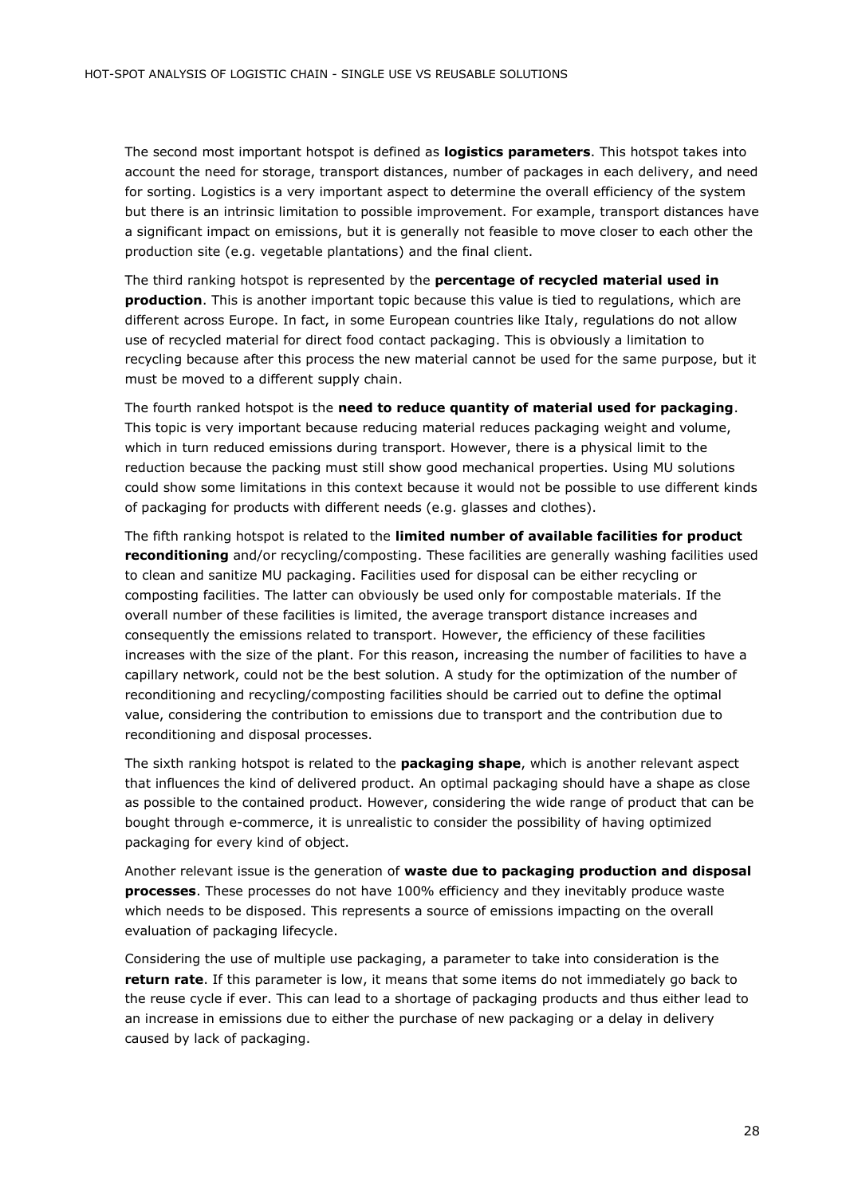The second most important hotspot is defined as **logistics parameters**. This hotspot takes into account the need for storage, transport distances, number of packages in each delivery, and need for sorting. Logistics is a very important aspect to determine the overall efficiency of the system but there is an intrinsic limitation to possible improvement. For example, transport distances have a significant impact on emissions, but it is generally not feasible to move closer to each other the production site (e.g. vegetable plantations) and the final client.

The third ranking hotspot is represented by the **percentage of recycled material used in production**. This is another important topic because this value is tied to regulations, which are different across Europe. In fact, in some European countries like Italy, regulations do not allow use of recycled material for direct food contact packaging. This is obviously a limitation to recycling because after this process the new material cannot be used for the same purpose, but it must be moved to a different supply chain.

The fourth ranked hotspot is the **need to reduce quantity of material used for packaging**. This topic is very important because reducing material reduces packaging weight and volume, which in turn reduced emissions during transport. However, there is a physical limit to the reduction because the packing must still show good mechanical properties. Using MU solutions could show some limitations in this context because it would not be possible to use different kinds of packaging for products with different needs (e.g. glasses and clothes).

The fifth ranking hotspot is related to the **limited number of available facilities for product reconditioning** and/or recycling/composting. These facilities are generally washing facilities used to clean and sanitize MU packaging. Facilities used for disposal can be either recycling or composting facilities. The latter can obviously be used only for compostable materials. If the overall number of these facilities is limited, the average transport distance increases and consequently the emissions related to transport. However, the efficiency of these facilities increases with the size of the plant. For this reason, increasing the number of facilities to have a capillary network, could not be the best solution. A study for the optimization of the number of reconditioning and recycling/composting facilities should be carried out to define the optimal value, considering the contribution to emissions due to transport and the contribution due to reconditioning and disposal processes.

The sixth ranking hotspot is related to the **packaging shape**, which is another relevant aspect that influences the kind of delivered product. An optimal packaging should have a shape as close as possible to the contained product. However, considering the wide range of product that can be bought through e-commerce, it is unrealistic to consider the possibility of having optimized packaging for every kind of object.

Another relevant issue is the generation of **waste due to packaging production and disposal processes**. These processes do not have 100% efficiency and they inevitably produce waste which needs to be disposed. This represents a source of emissions impacting on the overall evaluation of packaging lifecycle.

Considering the use of multiple use packaging, a parameter to take into consideration is the **return rate**. If this parameter is low, it means that some items do not immediately go back to the reuse cycle if ever. This can lead to a shortage of packaging products and thus either lead to an increase in emissions due to either the purchase of new packaging or a delay in delivery caused by lack of packaging.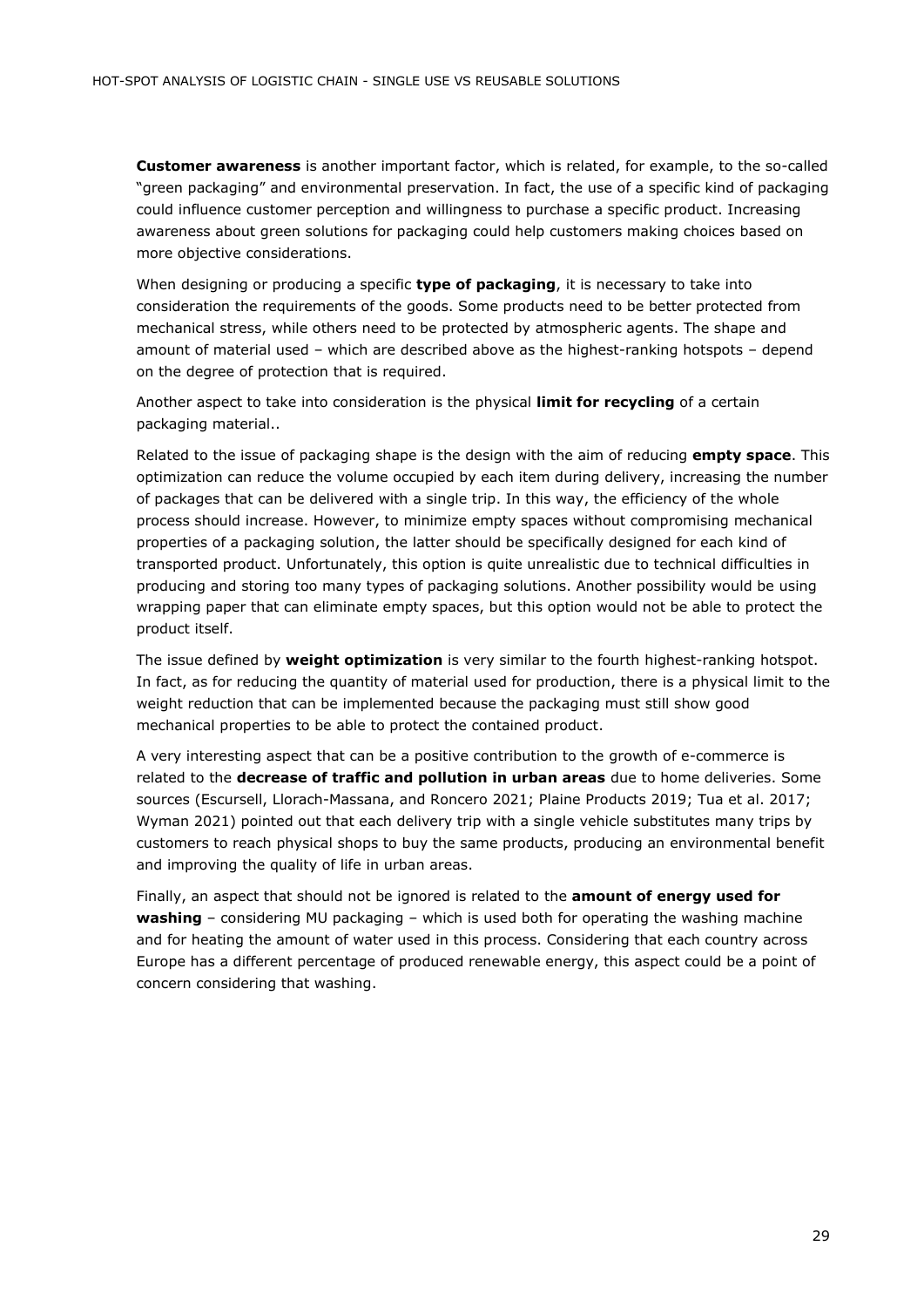**Customer awareness** is another important factor, which is related, for example, to the so-called "green packaging" and environmental preservation. In fact, the use of a specific kind of packaging could influence customer perception and willingness to purchase a specific product. Increasing awareness about green solutions for packaging could help customers making choices based on more objective considerations.

When designing or producing a specific **type of packaging**, it is necessary to take into consideration the requirements of the goods. Some products need to be better protected from mechanical stress, while others need to be protected by atmospheric agents. The shape and amount of material used – which are described above as the highest-ranking hotspots – depend on the degree of protection that is required.

Another aspect to take into consideration is the physical **limit for recycling** of a certain packaging material..

Related to the issue of packaging shape is the design with the aim of reducing **empty space**. This optimization can reduce the volume occupied by each item during delivery, increasing the number of packages that can be delivered with a single trip. In this way, the efficiency of the whole process should increase. However, to minimize empty spaces without compromising mechanical properties of a packaging solution, the latter should be specifically designed for each kind of transported product. Unfortunately, this option is quite unrealistic due to technical difficulties in producing and storing too many types of packaging solutions. Another possibility would be using wrapping paper that can eliminate empty spaces, but this option would not be able to protect the product itself.

The issue defined by **weight optimization** is very similar to the fourth highest-ranking hotspot. In fact, as for reducing the quantity of material used for production, there is a physical limit to the weight reduction that can be implemented because the packaging must still show good mechanical properties to be able to protect the contained product.

A very interesting aspect that can be a positive contribution to the growth of e-commerce is related to the **decrease of traffic and pollution in urban areas** due to home deliveries. Some sources (Escursell, Llorach-Massana, and Roncero 2021; Plaine Products 2019; Tua et al. 2017; Wyman 2021) pointed out that each delivery trip with a single vehicle substitutes many trips by customers to reach physical shops to buy the same products, producing an environmental benefit and improving the quality of life in urban areas.

Finally, an aspect that should not be ignored is related to the **amount of energy used for washing** – considering MU packaging – which is used both for operating the washing machine and for heating the amount of water used in this process. Considering that each country across Europe has a different percentage of produced renewable energy, this aspect could be a point of concern considering that washing.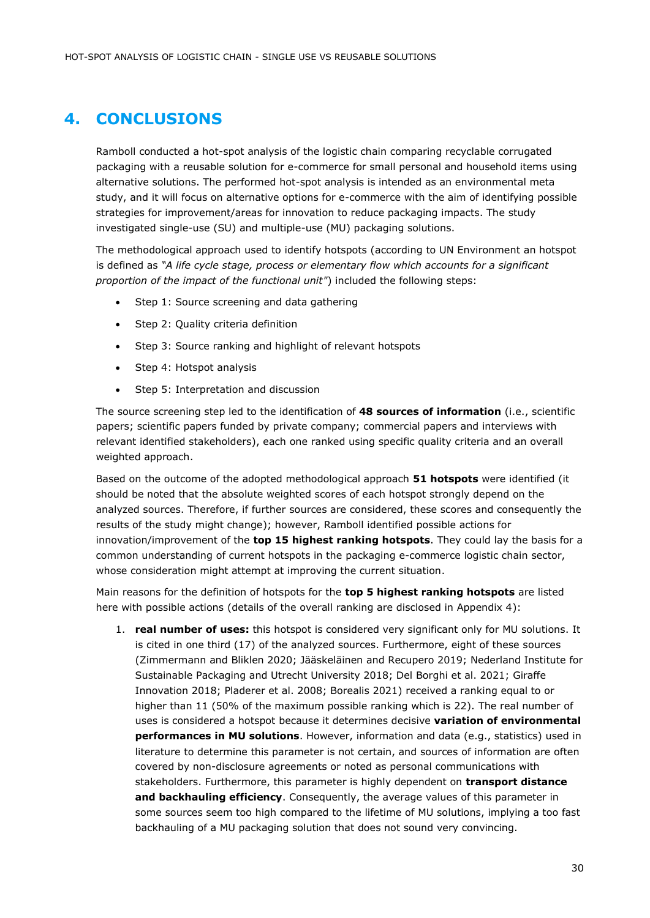# 4. CONCLUSIONS

Ramboll conducted a hot-spot analysis of the logistic chain comparing recyclable corrugated packaging with a reusable solution for e-commerce for small personal and household items using alternative solutions. The performed hot-spot analysis is intended as an environmental meta study, and it will focus on alternative options for e-commerce with the aim of identifying possible strategies for improvement/areas for innovation to reduce packaging impacts. The study investigated single-use (SU) and multiple-use (MU) packaging solutions.

The methodological approach used to identify hotspots (according to UN Environment an hotspot is defined as *"A life cycle stage, process or elementary flow which accounts for a significant proportion of the impact of the functional unit"*) included the following steps:

- Step 1: Source screening and data gathering
- Step 2: Quality criteria definition
- Step 3: Source ranking and highlight of relevant hotspots
- Step 4: Hotspot analysis
- Step 5: Interpretation and discussion

The source screening step led to the identification of **48 sources of information** (i.e., scientific papers; scientific papers funded by private company; commercial papers and interviews with relevant identified stakeholders), each one ranked using specific quality criteria and an overall weighted approach.

Based on the outcome of the adopted methodological approach **51 hotspots** were identified (it should be noted that the absolute weighted scores of each hotspot strongly depend on the analyzed sources. Therefore, if further sources are considered, these scores and consequently the results of the study might change); however, Ramboll identified possible actions for innovation/improvement of the **top 15 highest ranking hotspots**. They could lay the basis for a common understanding of current hotspots in the packaging e-commerce logistic chain sector, whose consideration might attempt at improving the current situation.

Main reasons for the definition of hotspots for the **top 5 highest ranking hotspots** are listed here with possible actions (details of the overall ranking are disclosed in Appendix 4):

1. **real number of uses:** this hotspot is considered very significant only for MU solutions. It is cited in one third (17) of the analyzed sources. Furthermore, eight of these sources (Zimmermann and Bliklen 2020; Jääskeläinen and Recupero 2019; Nederland Institute for Sustainable Packaging and Utrecht University 2018; Del Borghi et al. 2021; Giraffe Innovation 2018; Pladerer et al. 2008; Borealis 2021) received a ranking equal to or higher than 11 (50% of the maximum possible ranking which is 22). The real number of uses is considered a hotspot because it determines decisive **variation of environmental performances in MU solutions**. However, information and data (e.g., statistics) used in literature to determine this parameter is not certain, and sources of information are often covered by non-disclosure agreements or noted as personal communications with stakeholders. Furthermore, this parameter is highly dependent on **transport distance and backhauling efficiency**. Consequently, the average values of this parameter in some sources seem too high compared to the lifetime of MU solutions, implying a too fast backhauling of a MU packaging solution that does not sound very convincing.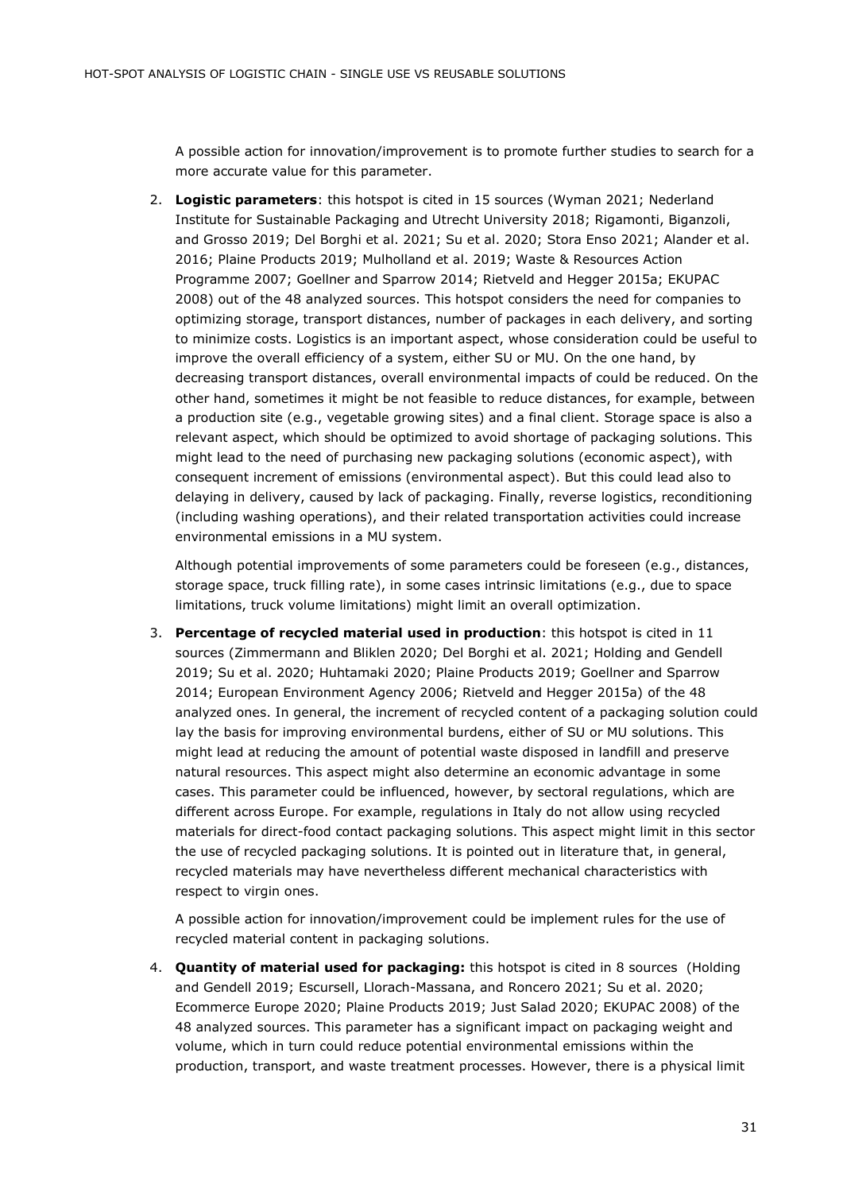A possible action for innovation/improvement is to promote further studies to search for a more accurate value for this parameter.

2. **Logistic parameters**: this hotspot is cited in 15 sources (Wyman 2021; Nederland Institute for Sustainable Packaging and Utrecht University 2018; Rigamonti, Biganzoli, and Grosso 2019; Del Borghi et al. 2021; Su et al. 2020; Stora Enso 2021; Alander et al. 2016; Plaine Products 2019; Mulholland et al. 2019; Waste & Resources Action Programme 2007; Goellner and Sparrow 2014; Rietveld and Hegger 2015a; EKUPAC 2008) out of the 48 analyzed sources. This hotspot considers the need for companies to optimizing storage, transport distances, number of packages in each delivery, and sorting to minimize costs. Logistics is an important aspect, whose consideration could be useful to improve the overall efficiency of a system, either SU or MU. On the one hand, by decreasing transport distances, overall environmental impacts of could be reduced. On the other hand, sometimes it might be not feasible to reduce distances, for example, between a production site (e.g., vegetable growing sites) and a final client. Storage space is also a relevant aspect, which should be optimized to avoid shortage of packaging solutions. This might lead to the need of purchasing new packaging solutions (economic aspect), with consequent increment of emissions (environmental aspect). But this could lead also to delaying in delivery, caused by lack of packaging. Finally, reverse logistics, reconditioning (including washing operations), and their related transportation activities could increase environmental emissions in a MU system.

   Although potential improvements of some parameters could be foreseen (e.g., distances, storage space, truck filling rate), in some cases intrinsic limitations (e.g., due to space limitations, truck volume limitations) might limit an overall optimization.

3. **Percentage of recycled material used in production**: this hotspot is cited in 11 sources (Zimmermann and Bliklen 2020; Del Borghi et al. 2021; Holding and Gendell 2019; Su et al. 2020; Huhtamaki 2020; Plaine Products 2019; Goellner and Sparrow 2014; European Environment Agency 2006; Rietveld and Hegger 2015a) of the 48 analyzed ones. In general, the increment of recycled content of a packaging solution could lay the basis for improving environmental burdens, either of SU or MU solutions. This might lead at reducing the amount of potential waste disposed in landfill and preserve natural resources. This aspect might also determine an economic advantage in some cases. This parameter could be influenced, however, by sectoral regulations, which are different across Europe. For example, regulations in Italy do not allow using recycled materials for direct-food contact packaging solutions. This aspect might limit in this sector the use of recycled packaging solutions. It is pointed out in literature that, in general, recycled materials may have nevertheless different mechanical characteristics with respect to virgin ones.

   A possible action for innovation/improvement could be implement rules for the use of recycled material content in packaging solutions.

4. **Quantity of material used for packaging:** this hotspot is cited in 8 sources (Holding and Gendell 2019; Escursell, Llorach-Massana, and Roncero 2021; Su et al. 2020; Ecommerce Europe 2020; Plaine Products 2019; Just Salad 2020; EKUPAC 2008) of the 48 analyzed sources. This parameter has a significant impact on packaging weight and volume, which in turn could reduce potential environmental emissions within the production, transport, and waste treatment processes. However, there is a physical limit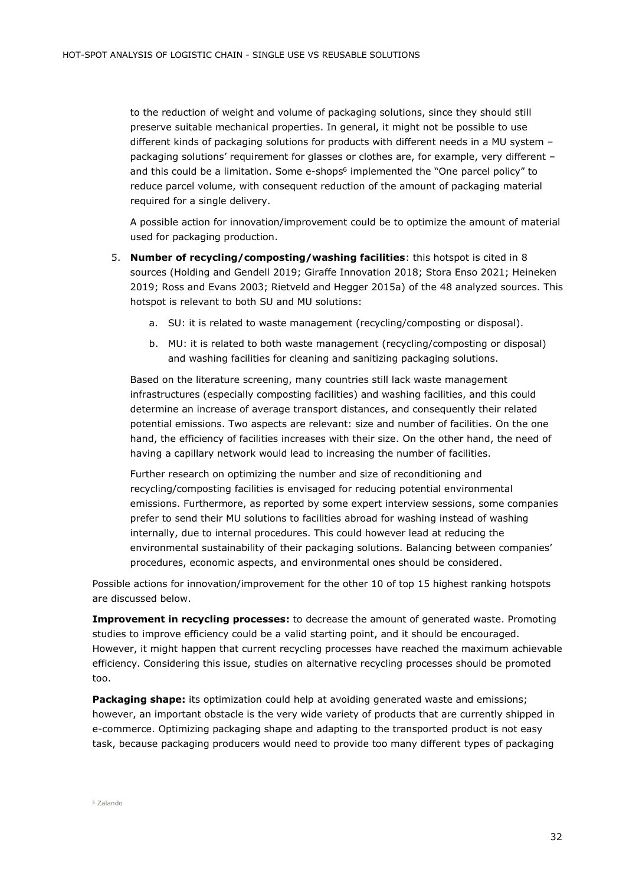to the reduction of weight and volume of packaging solutions, since they should still preserve suitable mechanical properties. In general, it might not be possible to use different kinds of packaging solutions for products with different needs in a MU system – packaging solutions' requirement for glasses or clothes are, for example, very different – and this could be a limitation. Some e-shops[6] implemented the "One parcel policy" to reduce parcel volume, with consequent reduction of the amount of packaging material required for a single delivery.

A possible action for innovation/improvement could be to optimize the amount of material used for packaging production.

5. **Number of recycling/composting/washing facilities**: this hotspot is cited in 8 sources (Holding and Gendell 2019; Giraffe Innovation 2018; Stora Enso 2021; Heineken 2019; Ross and Evans 2003; Rietveld and Hegger 2015a) of the 48 analyzed sources. This hotspot is relevant to both SU and MU solutions:

    a. SU: it is related to waste management (recycling/composting or disposal).

    b. MU: it is related to both waste management (recycling/composting or disposal) and washing facilities for cleaning and sanitizing packaging solutions.

    Based on the literature screening, many countries still lack waste management infrastructures (especially composting facilities) and washing facilities, and this could determine an increase of average transport distances, and consequently their related potential emissions. Two aspects are relevant: size and number of facilities. On the one hand, the efficiency of facilities increases with their size. On the other hand, the need of having a capillary network would lead to increasing the number of facilities.

    Further research on optimizing the number and size of reconditioning and recycling/composting facilities is envisaged for reducing potential environmental emissions. Furthermore, as reported by some expert interview sessions, some companies prefer to send their MU solutions to facilities abroad for washing instead of washing internally, due to internal procedures. This could however lead at reducing the environmental sustainability of their packaging solutions. Balancing between companies' procedures, economic aspects, and environmental ones should be considered.

Possible actions for innovation/improvement for the other 10 of top 15 highest ranking hotspots are discussed below.

**Improvement in recycling processes:** to decrease the amount of generated waste. Promoting studies to improve efficiency could be a valid starting point, and it should be encouraged. However, it might happen that current recycling processes have reached the maximum achievable efficiency. Considering this issue, studies on alternative recycling processes should be promoted too.

**Packaging shape:** its optimization could help at avoiding generated waste and emissions; however, an important obstacle is the very wide variety of products that are currently shipped in e-commerce. Optimizing packaging shape and adapting to the transported product is not easy task, because packaging producers would need to provide too many different types of packaging

[6] Zalando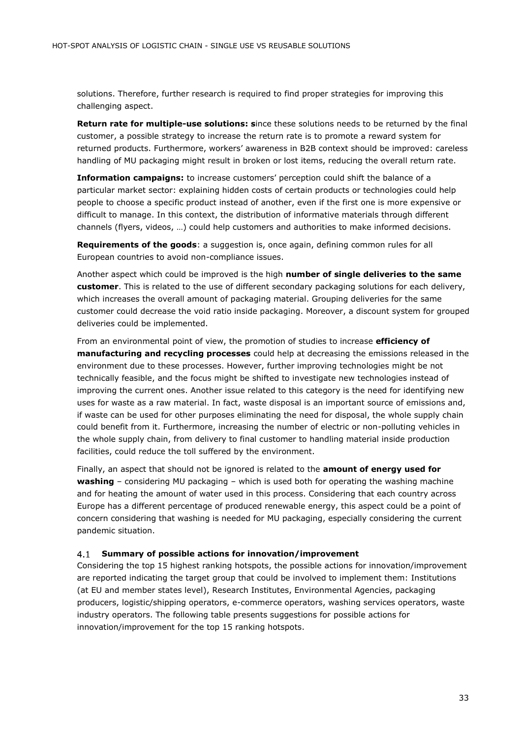solutions. Therefore, further research is required to find proper strategies for improving this challenging aspect.

**Return rate for multiple-use solutions: s**ince these solutions needs to be returned by the final customer, a possible strategy to increase the return rate is to promote a reward system for returned products. Furthermore, workers' awareness in B2B context should be improved: careless handling of MU packaging might result in broken or lost items, reducing the overall return rate.

**Information campaigns:** to increase customers' perception could shift the balance of a particular market sector: explaining hidden costs of certain products or technologies could help people to choose a specific product instead of another, even if the first one is more expensive or difficult to manage. In this context, the distribution of informative materials through different channels (flyers, videos, …) could help customers and authorities to make informed decisions.

**Requirements of the goods**: a suggestion is, once again, defining common rules for all European countries to avoid non-compliance issues.

Another aspect which could be improved is the high **number of single deliveries to the same customer**. This is related to the use of different secondary packaging solutions for each delivery, which increases the overall amount of packaging material. Grouping deliveries for the same customer could decrease the void ratio inside packaging. Moreover, a discount system for grouped deliveries could be implemented.

From an environmental point of view, the promotion of studies to increase **efficiency of manufacturing and recycling processes** could help at decreasing the emissions released in the environment due to these processes. However, further improving technologies might be not technically feasible, and the focus might be shifted to investigate new technologies instead of improving the current ones. Another issue related to this category is the need for identifying new uses for waste as a raw material. In fact, waste disposal is an important source of emissions and, if waste can be used for other purposes eliminating the need for disposal, the whole supply chain could benefit from it. Furthermore, increasing the number of electric or non-polluting vehicles in the whole supply chain, from delivery to final customer to handling material inside production facilities, could reduce the toll suffered by the environment.

Finally, an aspect that should not be ignored is related to the **amount of energy used for washing** – considering MU packaging – which is used both for operating the washing machine and for heating the amount of water used in this process. Considering that each country across Europe has a different percentage of produced renewable energy, this aspect could be a point of concern considering that washing is needed for MU packaging, especially considering the current pandemic situation.

### 4.1 Summary of possible actions for innovation/improvement

Considering the top 15 highest ranking hotspots, the possible actions for innovation/improvement are reported indicating the target group that could be involved to implement them: Institutions (at EU and member states level), Research Institutes, Environmental Agencies, packaging producers, logistic/shipping operators, e-commerce operators, washing services operators, waste industry operators. The following table presents suggestions for possible actions for innovation/improvement for the top 15 ranking hotspots.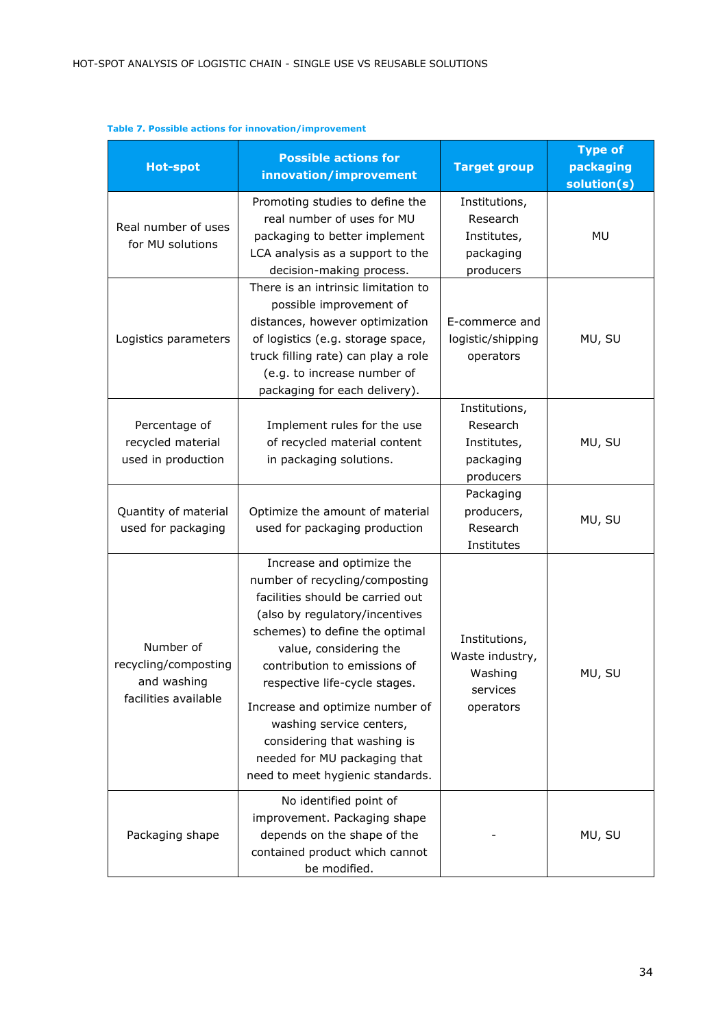**Table 7. Possible actions for innovation/improvement**

| Hot-spot | Possible actions for innovation/improvement | Target group | Type of packaging solution(s) |
|---|---|---|---|
| Real number of uses for MU solutions | Promoting studies to define the real number of uses for MU packaging to better implement LCA analysis as a support to the decision-making process. | Institutions, Research Institutes, packaging producers | MU |
| Logistics parameters | There is an intrinsic limitation to possible improvement of distances, however optimization of logistics (e.g. storage space, truck filling rate) can play a role (e.g. to increase number of packaging for each delivery). | E-commerce and logistic/shipping operators | MU, SU |
| Percentage of recycled material used in production | Implement rules for the use of recycled material content in packaging solutions. | Institutions, Research Institutes, packaging producers | MU, SU |
| Quantity of material used for packaging | Optimize the amount of material used for packaging production | Packaging producers, Research Institutes | MU, SU |
| Number of recycling/composting and washing facilities available | Increase and optimize the number of recycling/composting facilities should be carried out (also by regulatory/incentives schemes) to define the optimal value, considering the contribution to emissions of respective life-cycle stages.<br><br>Increase and optimize number of washing service centers, considering that washing is needed for MU packaging that need to meet hygienic standards. | Institutions, Waste industry, Washing services operators | MU, SU |
| Packaging shape | No identified point of improvement. Packaging shape depends on the shape of the contained product which cannot be modified. | - | MU, SU |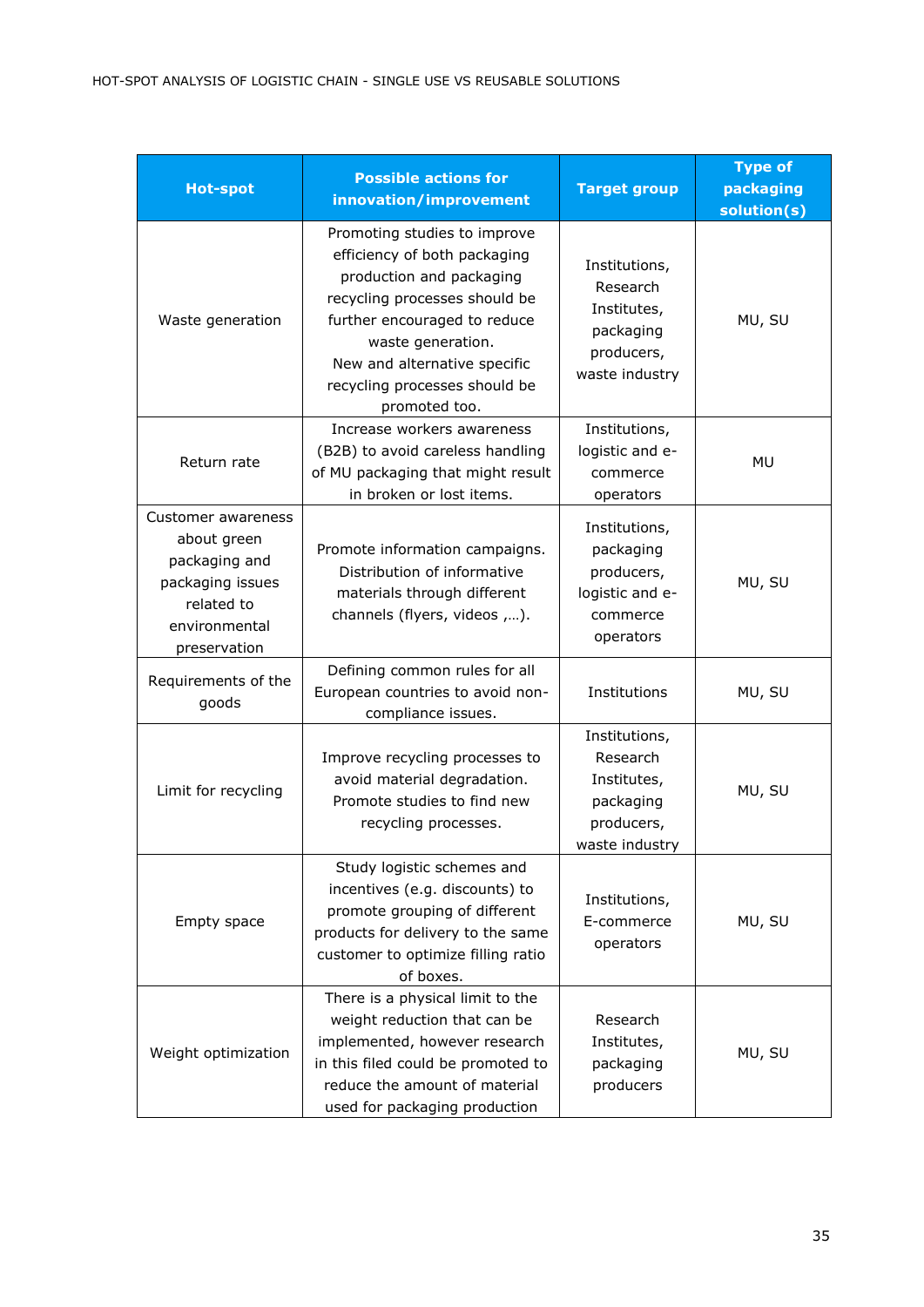| Hot-spot | Possible actions for innovation/improvement | Target group | Type of packaging solution(s) |
|---|---|---|---|
| Waste generation | Promoting studies to improve efficiency of both packaging production and packaging recycling processes should be further encouraged to reduce waste generation. New and alternative specific recycling processes should be promoted too. | Institutions, Research Institutes, packaging producers, waste industry | MU, SU |
| Return rate | Increase workers awareness (B2B) to avoid careless handling of MU packaging that might result in broken or lost items. | Institutions, logistic and e-commerce operators | MU |
| Customer awareness about green packaging and packaging issues related to environmental preservation | Promote information campaigns. Distribution of informative materials through different channels (flyers, videos ,…). | Institutions, packaging producers, logistic and e-commerce operators | MU, SU |
| Requirements of the goods | Defining common rules for all European countries to avoid non-compliance issues. | Institutions | MU, SU |
| Limit for recycling | Improve recycling processes to avoid material degradation. Promote studies to find new recycling processes. | Institutions, Research Institutes, packaging producers, waste industry | MU, SU |
| Empty space | Study logistic schemes and incentives (e.g. discounts) to promote grouping of different products for delivery to the same customer to optimize filling ratio of boxes. | Institutions, E-commerce operators | MU, SU |
| Weight optimization | There is a physical limit to the weight reduction that can be implemented, however research in this filed could be promoted to reduce the amount of material used for packaging production | Research Institutes, packaging producers | MU, SU |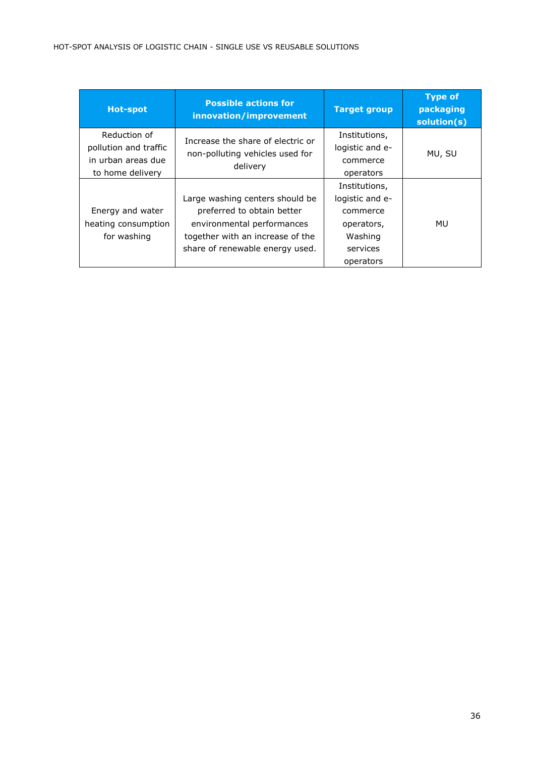| Hot-spot | Possible actions for innovation/improvement | Target group | Type of packaging solution(s) |
|---|---|---|---|
| Reduction of pollution and traffic in urban areas due to home delivery | Increase the share of electric or non-polluting vehicles used for delivery | Institutions, logistic and e-commerce operators | MU, SU |
| Energy and water heating consumption for washing | Large washing centers should be preferred to obtain better environmental performances together with an increase of the share of renewable energy used. | Institutions, logistic and e-commerce operators, Washing services operators | MU |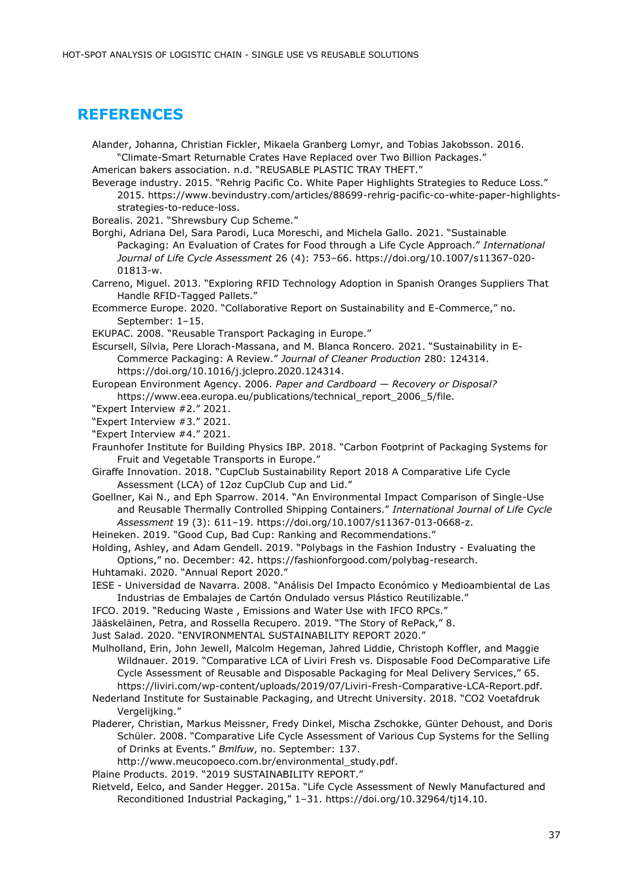## REFERENCES

Alander, Johanna, Christian Fickler, Mikaela Granberg Lomyr, and Tobias Jakobsson. 2016. "Climate-Smart Returnable Crates Have Replaced over Two Billion Packages."

American bakers association. n.d. "REUSABLE PLASTIC TRAY THEFT."

Beverage industry. 2015. "Rehrig Pacific Co. White Paper Highlights Strategies to Reduce Loss." 2015. https://www.bevindustry.com/articles/88699-rehrig-pacific-co-white-paper-highlights-strategies-to-reduce-loss.

Borealis. 2021. "Shrewsbury Cup Scheme."

Borghi, Adriana Del, Sara Parodi, Luca Moreschi, and Michela Gallo. 2021. "Sustainable Packaging: An Evaluation of Crates for Food through a Life Cycle Approach." *International Journal of Life Cycle Assessment* 26 (4): 753–66. https://doi.org/10.1007/s11367-020-01813-w.

Carreno, Miguel. 2013. "Exploring RFID Technology Adoption in Spanish Oranges Suppliers That Handle RFID-Tagged Pallets."

Ecommerce Europe. 2020. "Collaborative Report on Sustainability and E-Commerce," no. September: 1–15.

EKUPAC. 2008. "Reusable Transport Packaging in Europe."

Escursell, Sílvia, Pere Llorach-Massana, and M. Blanca Roncero. 2021. "Sustainability in E-Commerce Packaging: A Review." *Journal of Cleaner Production* 280: 124314. https://doi.org/10.1016/j.jclepro.2020.124314.

European Environment Agency. 2006. *Paper and Cardboard — Recovery or Disposal?* https://www.eea.europa.eu/publications/technical_report_2006_5/file.

"Expert Interview #2." 2021.

"Expert Interview #3." 2021.

"Expert Interview #4." 2021.

Fraunhofer Institute for Building Physics IBP. 2018. "Carbon Footprint of Packaging Systems for Fruit and Vegetable Transports in Europe."

Giraffe Innovation. 2018. "CupClub Sustainability Report 2018 A Comparative Life Cycle Assessment (LCA) of 12oz CupClub Cup and Lid."

Goellner, Kai N., and Eph Sparrow. 2014. "An Environmental Impact Comparison of Single-Use and Reusable Thermally Controlled Shipping Containers." *International Journal of Life Cycle Assessment* 19 (3): 611–19. https://doi.org/10.1007/s11367-013-0668-z.

Heineken. 2019. "Good Cup, Bad Cup: Ranking and Recommendations."

Holding, Ashley, and Adam Gendell. 2019. "Polybags in the Fashion Industry - Evaluating the Options," no. December: 42. https://fashionforgood.com/polybag-research.

Huhtamaki. 2020. "Annual Report 2020."

IESE - Universidad de Navarra. 2008. "Análisis Del Impacto Económico y Medioambiental de Las Industrias de Embalajes de Cartón Ondulado versus Plástico Reutilizable."

IFCO. 2019. "Reducing Waste , Emissions and Water Use with IFCO RPCs."

Jääskeläinen, Petra, and Rossella Recupero. 2019. "The Story of RePack," 8.

Just Salad. 2020. "ENVIRONMENTAL SUSTAINABILITY REPORT 2020."

Mulholland, Erin, John Jewell, Malcolm Hegeman, Jahred Liddie, Christoph Koffler, and Maggie Wildnauer. 2019. "Comparative LCA of Liviri Fresh vs. Disposable Food DeComparative Life Cycle Assessment of Reusable and Disposable Packaging for Meal Delivery Services," 65. https://liviri.com/wp-content/uploads/2019/07/Liviri-Fresh-Comparative-LCA-Report.pdf.

Nederland Institute for Sustainable Packaging, and Utrecht University. 2018. "CO2 Voetafdruk Vergelijking."

Pladerer, Christian, Markus Meissner, Fredy Dinkel, Mischa Zschokke, Günter Dehoust, and Doris Schüler. 2008. "Comparative Life Cycle Assessment of Various Cup Systems for the Selling of Drinks at Events." *Bmlfuw*, no. September: 137. http://www.meucopoeco.com.br/environmental_study.pdf.

Plaine Products. 2019. "2019 SUSTAINABILITY REPORT."

Rietveld, Eelco, and Sander Hegger. 2015a. "Life Cycle Assessment of Newly Manufactured and Reconditioned Industrial Packaging," 1–31. https://doi.org/10.32964/tj14.10.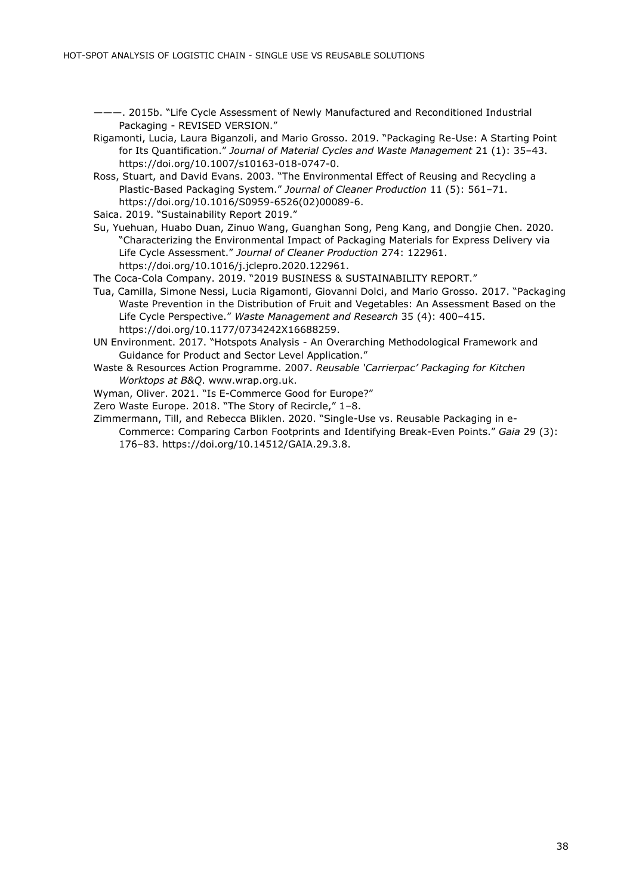———. 2015b. "Life Cycle Assessment of Newly Manufactured and Reconditioned Industrial Packaging - REVISED VERSION."

Rigamonti, Lucia, Laura Biganzoli, and Mario Grosso. 2019. "Packaging Re-Use: A Starting Point for Its Quantification." *Journal of Material Cycles and Waste Management* 21 (1): 35–43. https://doi.org/10.1007/s10163-018-0747-0.

Ross, Stuart, and David Evans. 2003. "The Environmental Effect of Reusing and Recycling a Plastic-Based Packaging System." *Journal of Cleaner Production* 11 (5): 561–71. https://doi.org/10.1016/S0959-6526(02)00089-6.

Saica. 2019. "Sustainability Report 2019."

Su, Yuehuan, Huabo Duan, Zinuo Wang, Guanghan Song, Peng Kang, and Dongjie Chen. 2020. "Characterizing the Environmental Impact of Packaging Materials for Express Delivery via Life Cycle Assessment." *Journal of Cleaner Production* 274: 122961. https://doi.org/10.1016/j.jclepro.2020.122961.

The Coca-Cola Company. 2019. "2019 BUSINESS & SUSTAINABILITY REPORT."

Tua, Camilla, Simone Nessi, Lucia Rigamonti, Giovanni Dolci, and Mario Grosso. 2017. "Packaging Waste Prevention in the Distribution of Fruit and Vegetables: An Assessment Based on the Life Cycle Perspective." *Waste Management and Research* 35 (4): 400–415. https://doi.org/10.1177/0734242X16688259.

UN Environment. 2017. "Hotspots Analysis - An Overarching Methodological Framework and Guidance for Product and Sector Level Application."

Waste & Resources Action Programme. 2007. *Reusable 'Carrierpac' Packaging for Kitchen Worktops at B&Q*. www.wrap.org.uk.

Wyman, Oliver. 2021. "Is E-Commerce Good for Europe?"

Zero Waste Europe. 2018. "The Story of Recircle," 1–8.

Zimmermann, Till, and Rebecca Bliklen. 2020. "Single-Use vs. Reusable Packaging in e-Commerce: Comparing Carbon Footprints and Identifying Break-Even Points." *Gaia* 29 (3): 176–83. https://doi.org/10.14512/GAIA.29.3.8.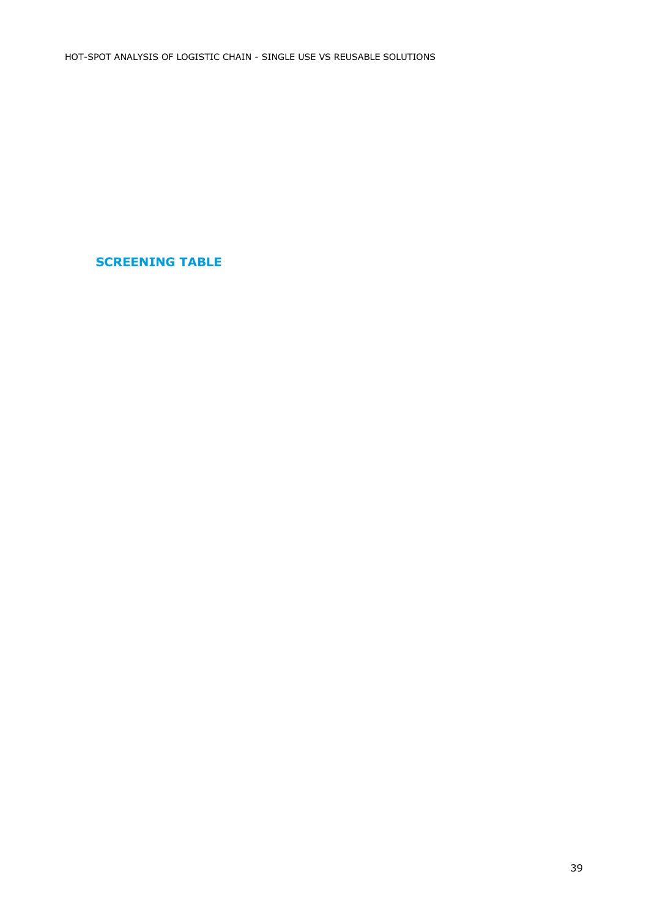## SCREENING TABLE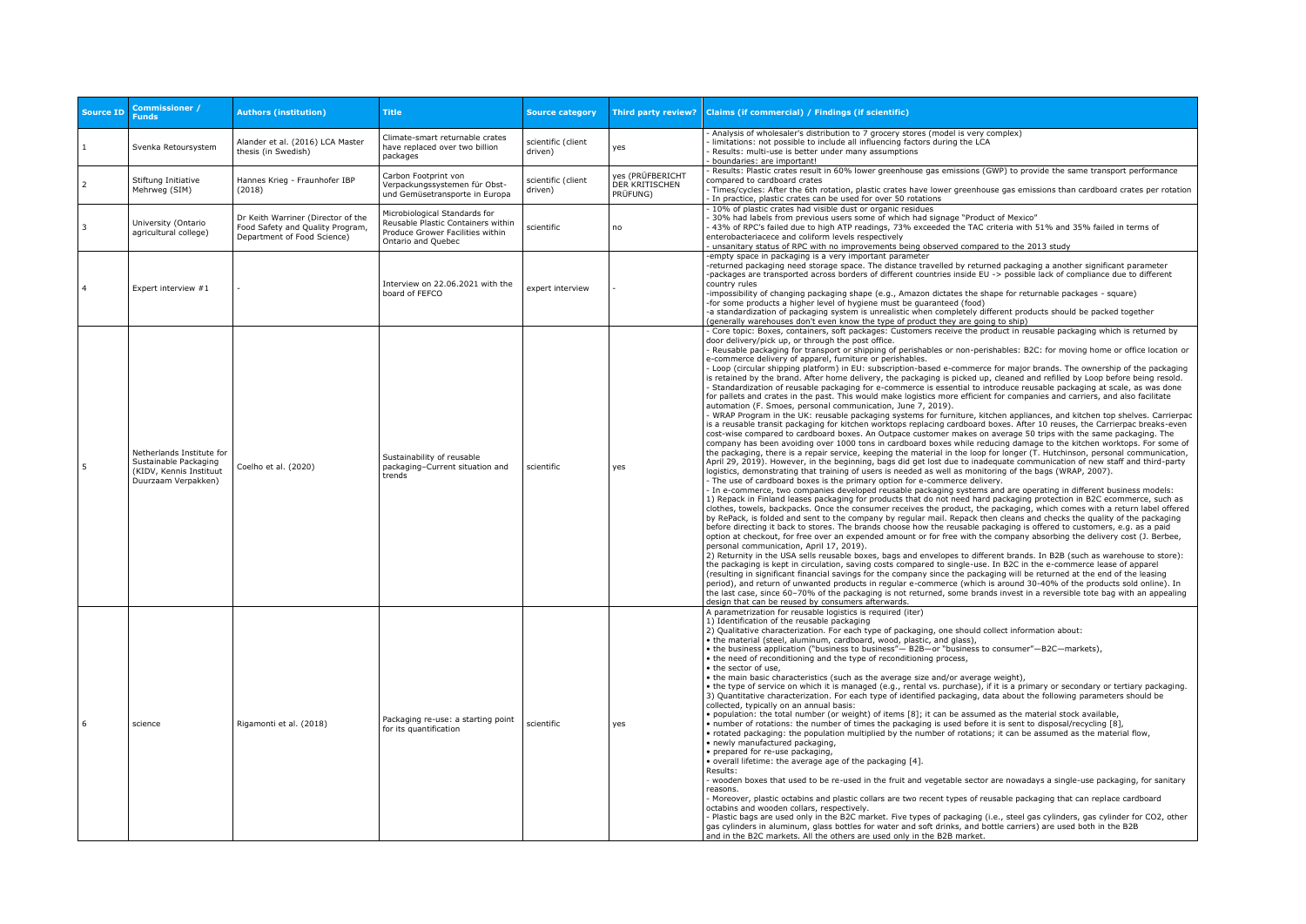| Source ID | Commissioner / Funds | Authors (institution) | Title | Source category | Third party review? | Claims (if commercial) / Findings (if scientific) |
|---|---|---|---|---|---|---|
| 1 | Svenka Retoursystem | Alander et al. (2016) LCA Master thesis (in Swedish) | Climate-smart returnable crates have replaced over two billion packages | scientific (client driven) | yes | - Analysis of wholesaler's distribution to 7 grocery stores (model is very complex)<br>- limitations: not possible to include all influencing factors during the LCA<br>- Results: multi-use is better under many assumptions<br>- boundaries: are important! |
| 2 | Stiftung Initiative Mehrweg (SIM) | Hannes Krieg - Fraunhofer IBP (2018) | Carbon Footprint von Verpackungssystemen für Obst- und Gemüsetransporte in Europa | scientific (client driven) | yes (PRÜFBERICHT DER KRITISCHEN PRÜFUNG) | - Results: Plastic crates result in 60% lower greenhouse gas emissions (GWP) to provide the same transport performance compared to cardboard crates<br>- Times/cycles: After the 6th rotation, plastic crates have lower greenhouse gas emissions than cardboard crates per rotation<br>- In practice, plastic crates can be used for over 50 rotations |
| 3 | University (Ontario agricultural college) | Dr Keith Warriner (Director of the Food Safety and Quality Program, Department of Food Science) | Microbiological Standards for Reusable Plastic Containers within Produce Grower Facilities within Ontario and Quebec | scientific | no | - 10% of plastic crates had visible dust or organic residues<br>- 30% had labels from previous users some of which had signage "Product of Mexico"<br>- 43% of RPC's failed due to high ATP readings, 73% exceeded the TAC criteria with 51% and 35% failed in terms of enterobacteriacece and coliform levels respectively<br>- unsanitary status of RPC with no improvements being observed compared to the 2013 study |
| 4 | Expert interview #1 | - | Interview on 22.06.2021 with the board of FEFCO | expert interview | - | -empty space in packaging is a very important parameter<br>-returned packaging need storage space. The distance travelled by returned packaging a another significant parameter<br>-packages are transported across borders of different countries inside EU -> possible lack of compliance due to different country rules<br>-impossibility of changing packaging shape (e.g., Amazon dictates the shape for returnable packages - square)<br>-for some products a higher level of hygiene must be guaranteed (food)<br>-a standardization of packaging system is unrealistic when completely different products should be packed together (generally warehouses don't even know the type of product they are going to ship) |
| 5 | Netherlands Institute for Sustainable Packaging (KIDV, Kennis Instituut Duurzaam Verpakken) | Coelho et al. (2020) | Sustainability of reusable packaging–Current situation and trends | scientific | yes | - Core topic: Boxes, containers, soft packages: Customers receive the product in reusable packaging which is returned by door delivery/pick up, or through the post office.<br>- Reusable packaging for transport or shipping of perishables or non-perishables: B2C: for moving home or office location or e-commerce delivery of apparel, furniture or perishables.<br>- Loop (circular shipping platform) in EU: subscription-based e-commerce for major brands. The ownership of the packaging is retained by the brand. After home delivery, the packaging is picked up, cleaned and refilled by Loop before being resold.<br>- Standardization of reusable packaging for e-commerce is essential to introduce reusable packaging at scale, as was done for pallets and crates in the past. This would make logistics more efficient for companies and carriers, and also facilitate automation (F. Smoes, personal communication, June 7, 2019).<br>- WRAP Program in the UK: reusable packaging systems for furniture, kitchen appliances, and kitchen top shelves. Carrierpac is a reusable transit packaging for kitchen worktops replacing cardboard boxes. After 10 reuses, the Carrierpac breaks-even cost-wise compared to cardboard boxes. An Outpace customer makes on average 50 trips with the same packaging. The company has been avoiding over 1000 tons in cardboard boxes while reducing damage to the kitchen worktops. For some of the packaging, there is a repair service, keeping the material in the loop for longer (T. Hutchinson, personal communication, April 29, 2019). However, in the beginning, bags did get lost due to inadequate communication of new staff and third-party logistics, demonstrating that training of users is needed as well as monitoring of the bags (WRAP, 2007).<br>- The use of cardboard boxes is the primary option for e-commerce delivery.<br>- In e-commerce, two companies developed reusable packaging systems and are operating in different business models:<br>1) Repack in Finland leases packaging for products that do not need hard packaging protection in B2C ecommerce, such as clothes, towels, backpacks. Once the consumer receives the product, the packaging, which comes with a return label offered by RePack, is folded and sent to the company by regular mail. Repack then cleans and checks the quality of the packaging before directing it back to stores. The brands choose how the reusable packaging is offered to customers, e.g. as a paid option at checkout, for free over an expended amount or for free with the company absorbing the delivery cost (J. Berbee, personal communication, April 17, 2019).<br>2) Returnity in the USA sells reusable boxes, bags and envelopes to different brands. In B2B (such as warehouse to store): the packaging is kept in circulation, saving costs compared to single-use. In B2C in the e-commerce lease of apparel (resulting in significant financial savings for the company since the packaging will be returned at the end of the leasing period), and return of unwanted products in regular e-commerce (which is around 30-40% of the products sold online). In the last case, since 60–70% of the packaging is not returned, some brands invest in a reversible tote bag with an appealing design that can be reused by consumers afterwards. |
| 6 | science | Rigamonti et al. (2018) | Packaging re-use: a starting point for its quantification | scientific | yes | A parametrization for reusable logistics is required (iter)<br>1) Identification of the reusable packaging<br>2) Qualitative characterization. For each type of packaging, one should collect information about:<br>• the material (steel, aluminum, cardboard, wood, plastic, and glass),<br>• the business application ("business to business"— B2B—or "business to consumer"—B2C—markets),<br>• the need of reconditioning and the type of reconditioning process,<br>• the sector of use,<br>• the main basic characteristics (such as the average size and/or average weight),<br>• the type of service on which it is managed (e.g., rental vs. purchase), if it is a primary or secondary or tertiary packaging.<br>3) Quantitative characterization. For each type of identified packaging, data about the following parameters should be collected, typically on an annual basis:<br>• population: the total number (or weight) of items [8]; it can be assumed as the material stock available,<br>• number of rotations: the number of times the packaging is used before it is sent to disposal/recycling [8],<br>• rotated packaging: the population multiplied by the number of rotations; it can be assumed as the material flow,<br>• newly manufactured packaging,<br>• prepared for re-use packaging,<br>• overall lifetime: the average age of the packaging [4].<br>Results:<br>- wooden boxes that used to be re-used in the fruit and vegetable sector are nowadays a single-use packaging, for sanitary reasons.<br>- Moreover, plastic octabins and plastic collars are two recent types of reusable packaging that can replace cardboard octabins and wooden collars, respectively.<br>- Plastic bags are used only in the B2C market. Five types of packaging (i.e., steel gas cylinders, gas cylinder for CO2, other gas cylinders in aluminum, glass bottles for water and soft drinks, and bottle carriers) are used both in the B2B and in the B2C markets. All the others are used only in the B2B market. |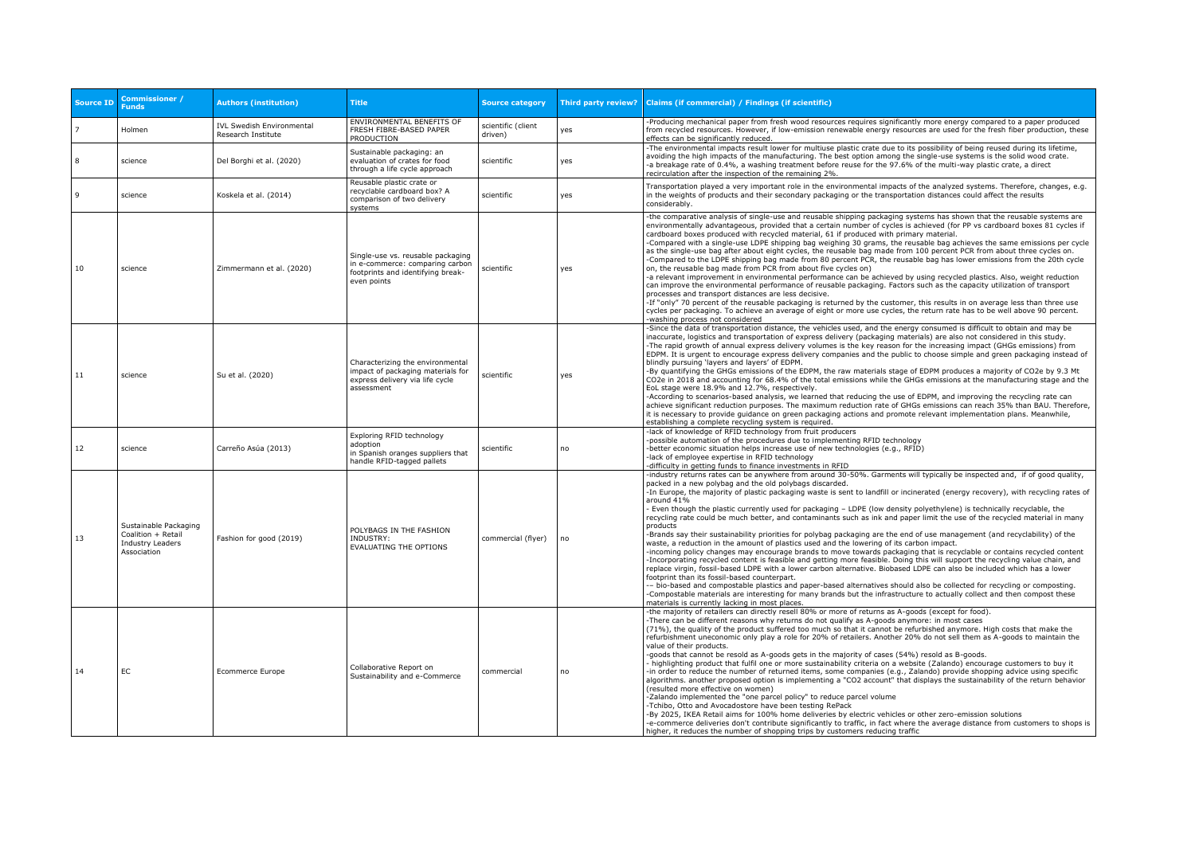| Source ID | Commissioner / Funds | Authors (institution) | Title | Source category | Third party review? | Claims (if commercial) / Findings (if scientific) |
|---|---|---|---|---|---|---|
| 7 | Holmen | IVL Swedish Environmental Research Institute | ENVIRONMENTAL BENEFITS OF FRESH FIBRE-BASED PAPER PRODUCTION | scientific (client driven) | yes | -Producing mechanical paper from fresh wood resources requires significantly more energy compared to a paper produced from recycled resources. However, if low-emission renewable energy resources are used for the fresh fiber production, these effects can be significantly reduced. |
| 8 | science | Del Borghi et al. (2020) | Sustainable packaging: an evaluation of crates for food through a life cycle approach | scientific | yes | -The environmental impacts result lower for multiuse plastic crate due to its possibility of being reused during its lifetime, avoiding the high impacts of the manufacturing. The best option among the single-use systems is the solid wood crate.<br>-a breakage rate of 0.4%, a washing treatment before reuse for the 97.6% of the multi-way plastic crate, a direct recirculation after the inspection of the remaining 2%. |
| 9 | science | Koskela et al. (2014) | Reusable plastic crate or recyclable cardboard box? A comparison of two delivery systems | scientific | yes | Transportation played a very important role in the environmental impacts of the analyzed systems. Therefore, changes, e.g. in the weights of products and their secondary packaging or the transportation distances could affect the results considerably. |
| 10 | science | Zimmermann et al. (2020) | Single-use vs. reusable packaging in e-commerce: comparing carbon footprints and identifying break-even points | scientific | yes | -the comparative analysis of single-use and reusable shipping packaging systems has shown that the reusable systems are environmentally advantageous, provided that a certain number of cycles is achieved (for PP vs cardboard boxes 81 cycles if cardboard boxes produced with recycled material, 61 if produced with primary material.<br>-Compared with a single-use LDPE shipping bag weighing 30 grams, the reusable bag achieves the same emissions per cycle as the single-use bag after about eight cycles, the reusable bag made from 100 percent PCR from about three cycles on.<br>-Compared to the LDPE shipping bag made from 80 percent PCR, the reusable bag has lower emissions from the 20th cycle on, the reusable bag made from PCR from about five cycles on)<br>-a relevant improvement in environmental performance can be achieved by using recycled plastics. Also, weight reduction can improve the environmental performance of reusable packaging. Factors such as the capacity utilization of transport processes and transport distances are less decisive.<br>-If "only" 70 percent of the reusable packaging is returned by the customer, this results in on average less than three use cycles per packaging. To achieve an average of eight or more use cycles, the return rate has to be well above 90 percent.<br>-washing process not considered |
| 11 | science | Su et al. (2020) | Characterizing the environmental impact of packaging materials for express delivery via life cycle assessment | scientific | yes | -Since the data of transportation distance, the vehicles used, and the energy consumed is difficult to obtain and may be inaccurate, logistics and transportation of express delivery (packaging materials) are also not considered in this study.<br>-The rapid growth of annual express delivery volumes is the key reason for the increasing impact (GHGs emissions) from EDPM. It is urgent to encourage express delivery companies and the public to choose simple and green packaging instead of blindly pursuing 'layers and layers' of EDPM.<br>-By quantifying the GHGs emissions of the EDPM, the raw materials stage of EDPM produces a majority of $CO_2e$ by 9.3 Mt $CO_2e$ in 2018 and accounting for 68.4% of the total emissions while the GHGs emissions at the manufacturing stage and the EoL stage were 18.9% and 12.7%, respectively.<br>-According to scenarios-based analysis, we learned that reducing the use of EDPM, and improving the recycling rate can achieve significant reduction purposes. The maximum reduction rate of GHGs emissions can reach 35% than BAU. Therefore, it is necessary to provide guidance on green packaging actions and promote relevant implementation plans. Meanwhile, establishing a complete recycling system is required. |
| 12 | science | Carreño Asúa (2013) | Exploring RFID technology adoption in Spanish oranges suppliers that handle RFID-tagged pallets | scientific | no | -lack of knowledge of RFID technology from fruit producers<br>-possible automation of the procedures due to implementing RFID technology<br>-better economic situation helps increase use of new technologies (e.g., RFID)<br>-lack of employee expertise in RFID technology<br>-difficulty in getting funds to finance investments in RFID |
| 13 | Sustainable Packaging Coalition + Retail Industry Leaders Association | Fashion for good (2019) | POLYBAGS IN THE FASHION INDUSTRY: EVALUATING THE OPTIONS | commercial (flyer) | no | -industry returns rates can be anywhere from around 30-50%. Garments will typically be inspected and, if of good quality, packed in a new polybag and the old polybags discarded.<br>-In Europe, the majority of plastic packaging waste is sent to landfill or incinerated (energy recovery), with recycling rates of around 41%<br>- Even though the plastic currently used for packaging – LDPE (low density polyethylene) is technically recyclable, the recycling rate could be much better, and contaminants such as ink and paper limit the use of the recycled material in many products<br>-Brands say their sustainability priorities for polybag packaging are the end of use management (and recyclability) of the waste, a reduction in the amount of plastics used and the lowering of its carbon impact.<br>-incoming policy changes may encourage brands to move towards packaging that is recyclable or contains recycled content<br>-Incorporating recycled content is feasible and getting more feasible. Doing this will support the recycling value chain, and replace virgin, fossil-based LDPE with a lower carbon alternative. Biobased LDPE can also be included which has a lower footprint than its fossil-based counterpart.<br>-- bio-based and compostable plastics and paper-based alternatives should also be collected for recycling or composting.<br>-Compostable materials are interesting for many brands but the infrastructure to actually collect and then compost these materials is currently lacking in most places. |
| 14 | EC | Ecommerce Europe | Collaborative Report on Sustainability and e-Commerce | commercial | no | -the majority of retailers can directly resell 80% or more of returns as A-goods (except for food).<br>-There can be different reasons why returns do not qualify as A-goods anymore: in most cases (71%), the quality of the product suffered too much so that it cannot be refurbished anymore. High costs that make the refurbishment uneconomic only play a role for 20% of retailers. Another 20% do not sell them as A-goods to maintain the value of their products.<br>-goods that cannot be resold as A-goods gets in the majority of cases (54%) resold as B-goods.<br>- highlighting product that fulfil one or more sustainability criteria on a website (Zalando) encourage customers to buy it<br>-in order to reduce the number of returned items, some companies (e.g., Zalando) provide shopping advice using specific algorithms. another proposed option is implementing a "CO2 account" that displays the sustainability of the return behavior (resulted more effective on women)<br>-Zalando implemented the "one parcel policy" to reduce parcel volume<br>-Tchibo, Otto and Avocadostore have been testing RePack<br>-By 2025, IKEA Retail aims for 100% home deliveries by electric vehicles or other zero-emission solutions<br>-e-commerce deliveries don't contribute significantly to traffic, in fact where the average distance from customers to shops is higher, it reduces the number of shopping trips by customers reducing traffic |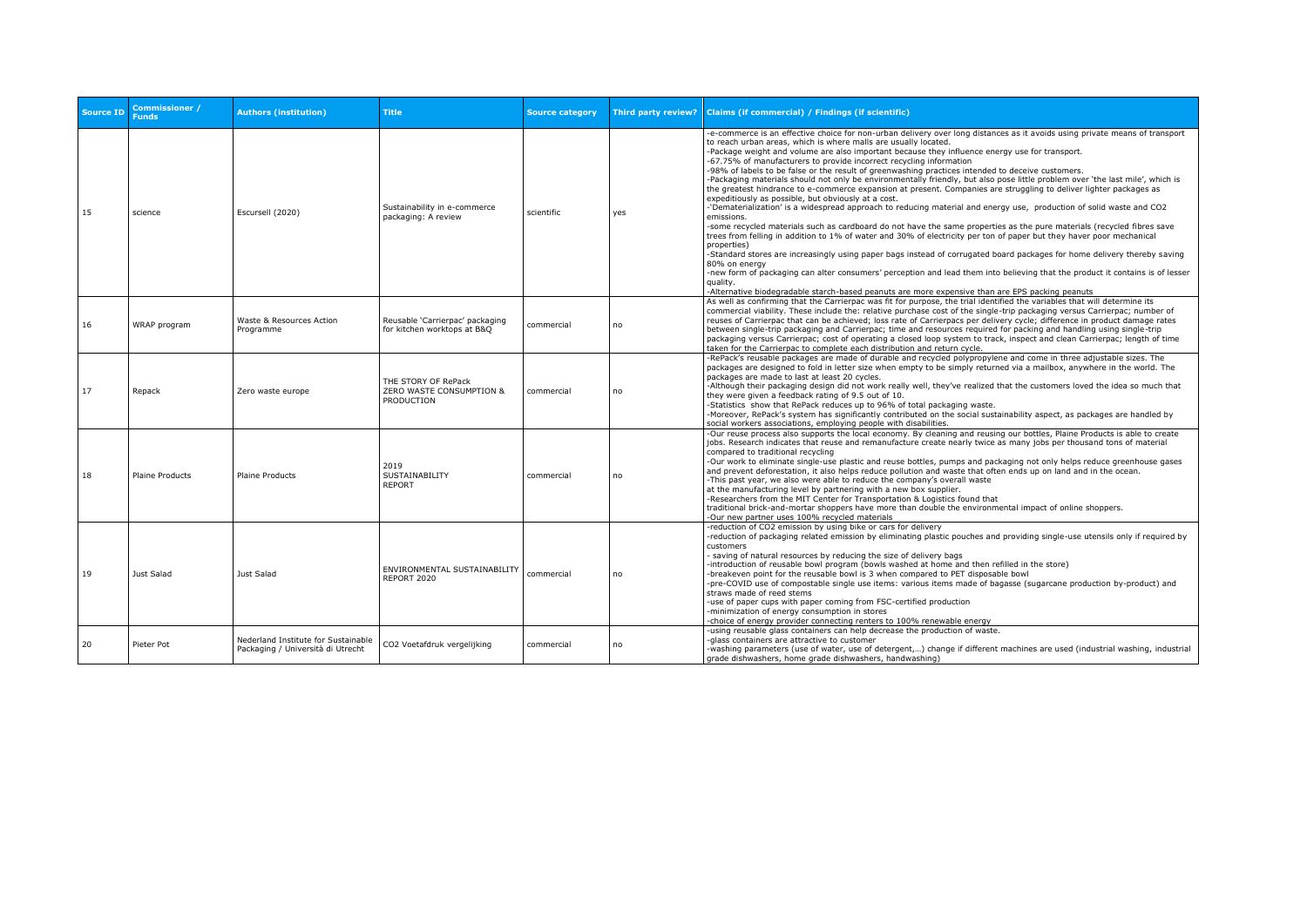| Source ID | Commissioner / Funds | Authors (institution) | Title | Source category | Third party review? | Claims (if commercial) / Findings (if scientific) |
|---|---|---|---|---|---|---|
| 15 | science | Escursell (2020) | Sustainability in e-commerce packaging: A review | scientific | yes | -e-commerce is an effective choice for non-urban delivery over long distances as it avoids using private means of transport to reach urban areas, which is where malls are usually located.<br>-Package weight and volume are also important because they influence energy use for transport.<br>-67.75% of manufacturers to provide incorrect recycling information<br>-98% of labels to be false or the result of greenwashing practices intended to deceive customers.<br>-Packaging materials should not only be environmentally friendly, but also pose little problem over 'the last mile', which is the greatest hindrance to e-commerce expansion at present. Companies are struggling to deliver lighter packages as expeditiously as possible, but obviously at a cost.<br>-'Dematerialization' is a widespread approach to reducing material and energy use, production of solid waste and $CO_2$ emissions.<br>-some recycled materials such as cardboard do not have the same properties as the pure materials (recycled fibres save trees from felling in addition to 1% of water and 30% of electricity per ton of paper but they haver poor mechanical properties)<br>-Standard stores are increasingly using paper bags instead of corrugated board packages for home delivery thereby saving 80% on energy<br>-new form of packaging can alter consumers' perception and lead them into believing that the product it contains is of lesser quality.<br>-Alternative biodegradable starch-based peanuts are more expensive than are EPS packing peanuts |
| 16 | WRAP program | Waste & Resources Action Programme | Reusable 'Carrierpac' packaging for kitchen worktops at B&Q | commercial | no | As well as confirming that the Carrierpac was fit for purpose, the trial identified the variables that will determine its commercial viability. These include the: relative purchase cost of the single-trip packaging versus Carrierpac; number of reuses of Carrierpac that can be achieved; loss rate of Carrierpacs per delivery cycle; difference in product damage rates between single-trip packaging and Carrierpac; time and resources required for packing and handling using single-trip packaging versus Carrierpac; cost of operating a closed loop system to track, inspect and clean Carrierpac; length of time taken for the Carrierpac to complete each distribution and return cycle. |
| 17 | Repack | Zero waste europe | THE STORY OF RePack ZERO WASTE CONSUMPTION & PRODUCTION | commercial | no | -RePack's reusable packages are made of durable and recycled polypropylene and come in three adjustable sizes. The packages are designed to fold in letter size when empty to be simply returned via a mailbox, anywhere in the world. The packages are made to last at least 20 cycles.<br>-Although their packaging design did not work really well, they've realized that the customers loved the idea so much that they were given a feedback rating of 9.5 out of 10.<br>-Statistics show that RePack reduces up to 96% of total packaging waste.<br>-Moreover, RePack's system has significantly contributed on the social sustainability aspect, as packages are handled by social workers associations, employing people with disabilities. |
| 18 | Plaine Products | Plaine Products | 2019 SUSTAINABILITY REPORT | commercial | no | -Our reuse process also supports the local economy. By cleaning and reusing our bottles, Plaine Products is able to create jobs. Research indicates that reuse and remanufacture create nearly twice as many jobs per thousand tons of material compared to traditional recycling<br>-Our work to eliminate single-use plastic and reuse bottles, pumps and packaging not only helps reduce greenhouse gases and prevent deforestation, it also helps reduce pollution and waste that often ends up on land and in the ocean.<br>-This past year, we also were able to reduce the company's overall waste at the manufacturing level by partnering with a new box supplier.<br>-Researchers from the MIT Center for Transportation & Logistics found that traditional brick-and-mortar shoppers have more than double the environmental impact of online shoppers.<br>-Our new partner uses 100% recycled materials |
| 19 | Just Salad | Just Salad | ENVIRONMENTAL SUSTAINABILITY REPORT 2020 | commercial | no | -reduction of $CO_2$ emission by using bike or cars for delivery<br>-reduction of packaging related emission by eliminating plastic pouches and providing single-use utensils only if required by customers<br>- saving of natural resources by reducing the size of delivery bags<br>-introduction of reusable bowl program (bowls washed at home and then refilled in the store)<br>-breakeven point for the reusable bowl is 3 when compared to PET disposable bowl<br>-pre-COVID use of compostable single use items: various items made of bagasse (sugarcane production by-product) and straws made of reed stems<br>-use of paper cups with paper coming from FSC-certified production<br>-minimization of energy consumption in stores<br>-choice of energy provider connecting renters to 100% renewable energy |
| 20 | Pieter Pot | Nederland Institute for Sustainable Packaging / Università di Utrecht | CO2 Voetafdruk vergelijking | commercial | no | -using reusable glass containers can help decrease the production of waste.<br>-glass containers are attractive to customer<br>-washing parameters (use of water, use of detergent,…) change if different machines are used (industrial washing, industrial grade dishwashers, home grade dishwashers, handwashing) |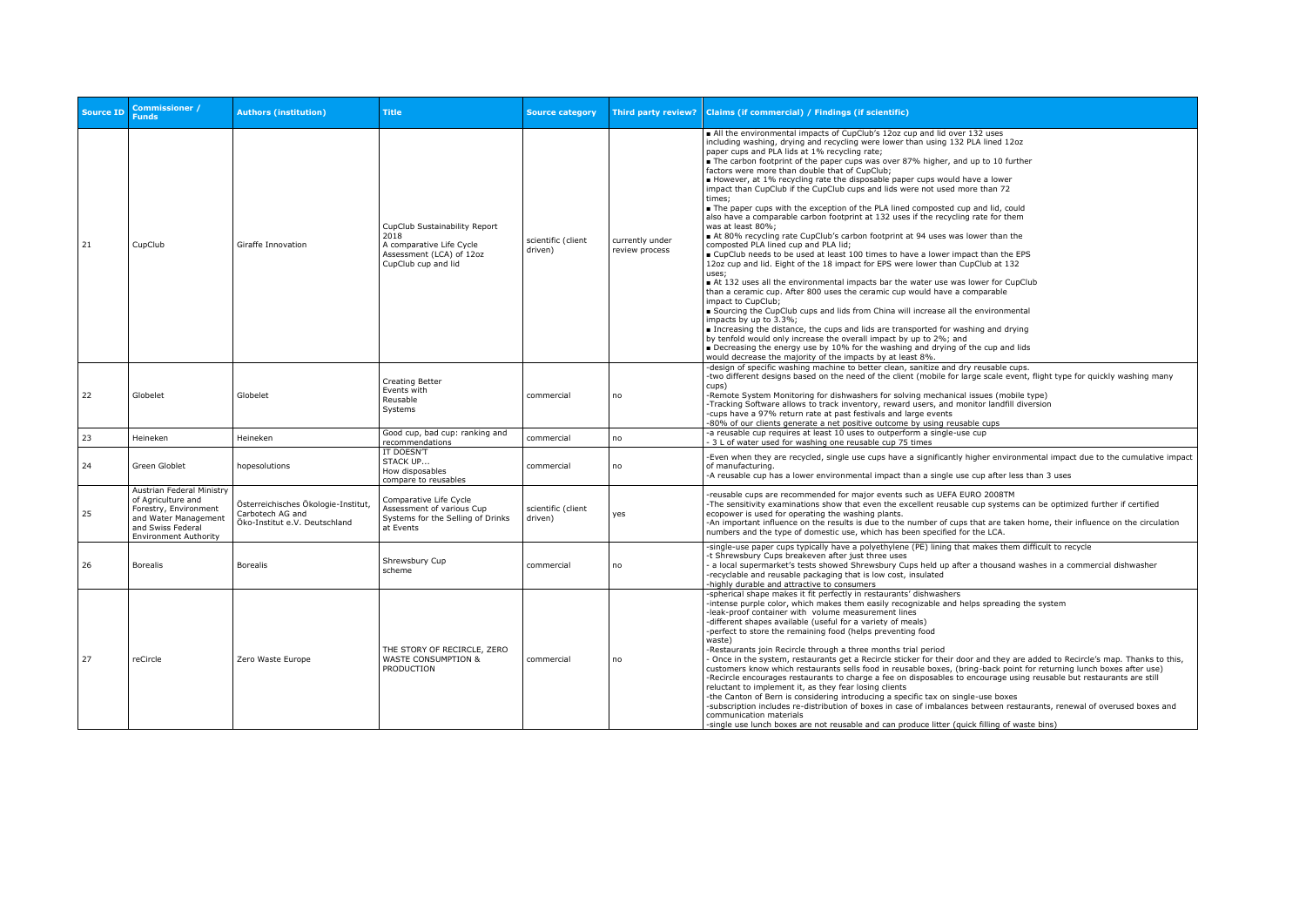| Source ID | Commissioner / Funds | Authors (institution) | Title | Source category | Third party review? | Claims (if commercial) / Findings (if scientific) |
|---|---|---|---|---|---|---|
| 21 | CupClub | Giraffe Innovation | CupClub Sustainability Report 2018 A comparative Life Cycle Assessment (LCA) of 12oz CupClub cup and lid | scientific (client driven) | currently under review process | ▪ All the environmental impacts of CupClub's 12oz cup and lid over 132 uses including washing, drying and recycling were lower than using 132 PLA lined 12oz paper cups and PLA lids at 1% recycling rate; ▪ The carbon footprint of the paper cups was over 87% higher, and up to 10 further factors were more than double that of CupClub; ▪ However, at 1% recycling rate the disposable paper cups would have a lower impact than CupClub if the CupClub cups and lids were not used more than 72 times; ▪ The paper cups with the exception of the PLA lined composted cup and lid, could also have a comparable carbon footprint at 132 uses if the recycling rate for them was at least 80%; ▪ At 80% recycling rate CupClub's carbon footprint at 94 uses was lower than the composted PLA lined cup and PLA lid; ▪ CupClub needs to be used at least 100 times to have a lower impact than the EPS 12oz cup and lid. Eight of the 18 impact for EPS were lower than CupClub at 132 uses; ▪ At 132 uses all the environmental impacts bar the water use was lower for CupClub than a ceramic cup. After 800 uses the ceramic cup would have a comparable impact to CupClub; ▪ Sourcing the CupClub cups and lids from China will increase all the environmental impacts by up to 3.3%; ▪ Increasing the distance, the cups and lids are transported for washing and drying by tenfold would only increase the overall impact by up to 2%; and ▪ Decreasing the energy use by 10% for the washing and drying of the cup and lids would decrease the majority of the impacts by at least 8%. |
| 22 | Globelet | Globelet | Creating Better Events with Reusable Systems | commercial | no | -design of specific washing machine to better clean, sanitize and dry reusable cups. -two different designs based on the need of the client (mobile for large scale event, flight type for quickly washing many cups) -Remote System Monitoring for dishwashers for solving mechanical issues (mobile type) -Tracking Software allows to track inventory, reward users, and monitor landfill diversion -cups have a 97% return rate at past festivals and large events -80% of our clients generate a net positive outcome by using reusable cups |
| 23 | Heineken | Heineken | Good cup, bad cup: ranking and recommendations | commercial | no | -a reusable cup requires at least 10 uses to outperform a single-use cup - 3 L of water used for washing one reusable cup 75 times |
| 24 | Green Globlet | hopesolutions | IT DOESN'T STACK UP... How disposables compare to reusables | commercial | no | -Even when they are recycled, single use cups have a significantly higher environmental impact due to the cumulative impact of manufacturing. -A reusable cup has a lower environmental impact than a single use cup after less than 3 uses |
| 25 | Austrian Federal Ministry of Agriculture and Forestry, Environment and Water Management and Swiss Federal Environment Authority | Österreichisches Ökologie-Institut, Carbotech AG and Öko-Institut e.V. Deutschland | Comparative Life Cycle Assessment of various Cup Systems for the Selling of Drinks at Events | scientific (client driven) | yes | -reusable cups are recommended for major events such as UEFA EURO 2008TM -The sensitivity examinations show that even the excellent reusable cup systems can be optimized further if certified ecopower is used for operating the washing plants. -An important influence on the results is due to the number of cups that are taken home, their influence on the circulation numbers and the type of domestic use, which has been specified for the LCA. |
| 26 | Borealis | Borealis | Shrewsbury Cup scheme | commercial | no | -single-use paper cups typically have a polyethylene (PE) lining that makes them difficult to recycle -t Shrewsbury Cups breakeven after just three uses - a local supermarket's tests showed Shrewsbury Cups held up after a thousand washes in a commercial dishwasher -recyclable and reusable packaging that is low cost, insulated -highly durable and attractive to consumers |
| 27 | reCircle | Zero Waste Europe | THE STORY OF RECIRCLE, ZERO WASTE CONSUMPTION & PRODUCTION | commercial | no | -spherical shape makes it fit perfectly in restaurants' dishwashers -intense purple color, which makes them easily recognizable and helps spreading the system -leak-proof container with volume measurement lines -different shapes available (useful for a variety of meals) -perfect to store the remaining food (helps preventing food waste) -Restaurants join Recircle through a three months trial period - Once in the system, restaurants get a Recircle sticker for their door and they are added to Recircle's map. Thanks to this, customers know which restaurants sells food in reusable boxes, (bring-back point for returning lunch boxes after use) -Recircle encourages restaurants to charge a fee on disposables to encourage using reusable but restaurants are still reluctant to implement it, as they fear losing clients -the Canton of Bern is considering introducing a specific tax on single-use boxes -subscription includes re-distribution of boxes in case of imbalances between restaurants, renewal of overused boxes and communication materials -single use lunch boxes are not reusable and can produce litter (quick filling of waste bins) |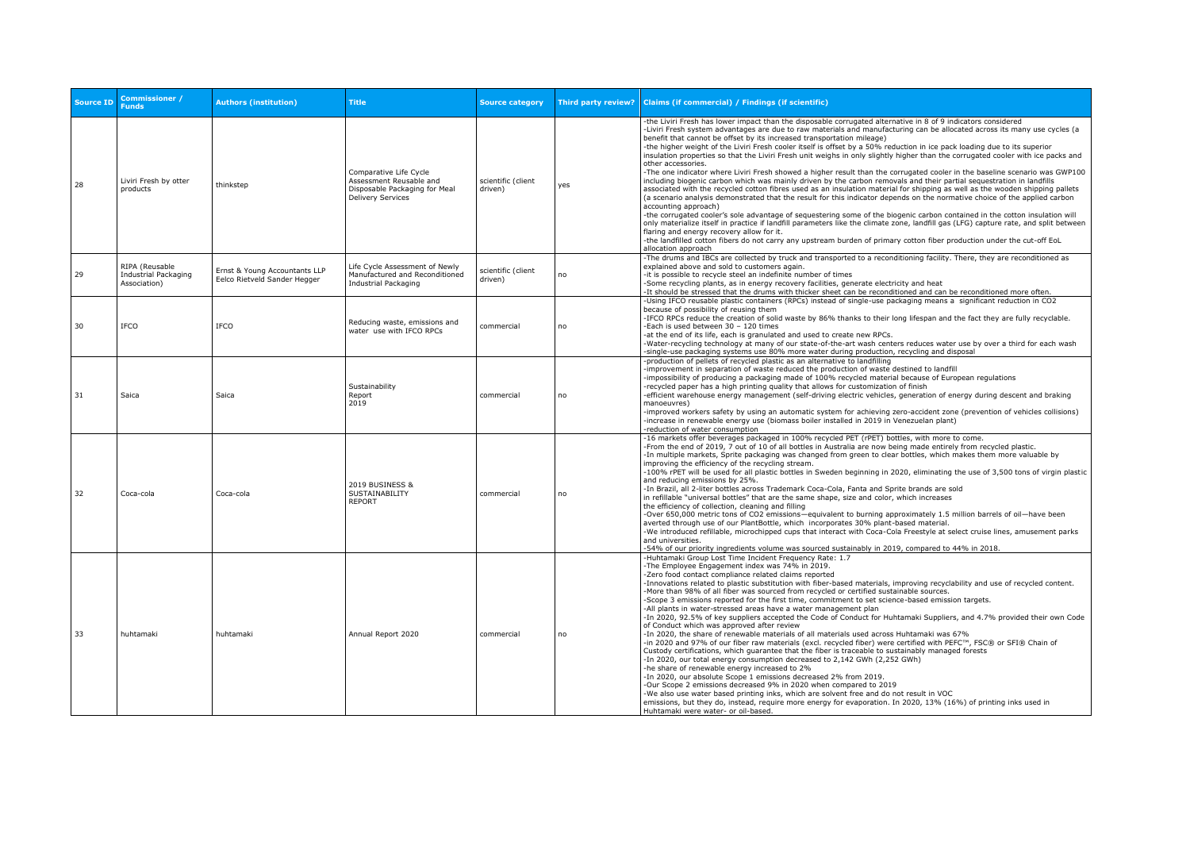| Source ID | Commissioner / Funds | Authors (institution) | Title | Source category | Third party review? | Claims (if commercial) / Findings (if scientific) |
|---|---|---|---|---|---|---|
| 28 | Liviri Fresh by otter products | thinkstep | Comparative Life Cycle Assessment Reusable and Disposable Packaging for Meal Delivery Services | scientific (client driven) | yes | -the Liviri Fresh has lower impact than the disposable corrugated alternative in 8 of 9 indicators considered<br>-Liviri Fresh system advantages are due to raw materials and manufacturing can be allocated across its many use cycles (a benefit that cannot be offset by its increased transportation mileage)<br>-the higher weight of the Liviri Fresh cooler itself is offset by a 50% reduction in ice pack loading due to its superior insulation properties so that the Liviri Fresh unit weighs in only slightly higher than the corrugated cooler with ice packs and other accessories.<br>-The one indicator where Liviri Fresh showed a higher result than the corrugated cooler in the baseline scenario was GWP100 including biogenic carbon which was mainly driven by the carbon removals and their partial sequestration in landfills associated with the recycled cotton fibres used as an insulation material for shipping as well as the wooden shipping pallets (a scenario analysis demonstrated that the result for this indicator depends on the normative choice of the applied carbon accounting approach)<br>-the corrugated cooler's sole advantage of sequestering some of the biogenic carbon contained in the cotton insulation will only materialize itself in practice if landfill parameters like the climate zone, landfill gas (LFG) capture rate, and split between flaring and energy recovery allow for it.<br>-the landfilled cotton fibers do not carry any upstream burden of primary cotton fiber production under the cut-off EoL allocation approach |
| 29 | RIPA (Reusable Industrial Packaging Association) | Ernst & Young Accountants LLP Eelco Rietveld Sander Hegger | Life Cycle Assessment of Newly Manufactured and Reconditioned Industrial Packaging | scientific (client driven) | no | -The drums and IBCs are collected by truck and transported to a reconditioning facility. There, they are reconditioned as explained above and sold to customers again.<br>-it is possible to recycle steel an indefinite number of times<br>-Some recycling plants, as in energy recovery facilities, generate electricity and heat<br>-It should be stressed that the drums with thicker sheet can be reconditioned and can be reconditioned more often. |
| 30 | IFCO | IFCO | Reducing waste, emissions and water use with IFCO RPCs | commercial | no | -Using IFCO reusable plastic containers (RPCs) instead of single-use packaging means a significant reduction in CO2 because of possibility of reusing them<br>-IFCO RPCs reduce the creation of solid waste by 86% thanks to their long lifespan and the fact they are fully recyclable.<br>-Each is used between 30 – 120 times<br>-at the end of its life, each is granulated and used to create new RPCs.<br>-Water-recycling technology at many of our state-of-the-art wash centers reduces water use by over a third for each wash<br>-single-use packaging systems use 80% more water during production, recycling and disposal |
| 31 | Saica | Saica | Sustainability Report 2019 | commercial | no | -production of pellets of recycled plastic as an alternative to landfilling<br>-improvement in separation of waste reduced the production of waste destined to landfill<br>-impossibility of producing a packaging made of 100% recycled material because of European regulations<br>-recycled paper has a high printing quality that allows for customization of finish<br>-efficient warehouse energy management (self-driving electric vehicles, generation of energy during descent and braking manoeuvres)<br>-improved workers safety by using an automatic system for achieving zero-accident zone (prevention of vehicles collisions)<br>-increase in renewable energy use (biomass boiler installed in 2019 in Venezuelan plant)<br>-reduction of water consumption |
| 32 | Coca-cola | Coca-cola | 2019 BUSINESS & SUSTAINABILITY REPORT | commercial | no | -16 markets offer beverages packaged in 100% recycled PET (rPET) bottles, with more to come.<br>-From the end of 2019, 7 out of 10 of all bottles in Australia are now being made entirely from recycled plastic.<br>-In multiple markets, Sprite packaging was changed from green to clear bottles, which makes them more valuable by improving the efficiency of the recycling stream.<br>-100% rPET will be used for all plastic bottles in Sweden beginning in 2020, eliminating the use of 3,500 tons of virgin plastic and reducing emissions by 25%.<br>-In Brazil, all 2-liter bottles across Trademark Coca-Cola, Fanta and Sprite brands are sold in refillable "universal bottles" that are the same shape, size and color, which increases the efficiency of collection, cleaning and filling<br>-Over 650,000 metric tons of CO2 emissions—equivalent to burning approximately 1.5 million barrels of oil—have been averted through use of our PlantBottle, which incorporates 30% plant-based material.<br>-We introduced refillable, microchipped cups that interact with Coca-Cola Freestyle at select cruise lines, amusement parks and universities.<br>-54% of our priority ingredients volume was sourced sustainably in 2019, compared to 44% in 2018. |
| 33 | huhtamaki | huhtamaki | Annual Report 2020 | commercial | no | -Huhtamaki Group Lost Time Incident Frequency Rate: 1.7<br>-The Employee Engagement index was 74% in 2019.<br>-Zero food contact compliance related claims reported<br>-Innovations related to plastic substitution with fiber-based materials, improving recyclability and use of recycled content.<br>-More than 98% of all fiber was sourced from recycled or certified sustainable sources.<br>-Scope 3 emissions reported for the first time, commitment to set science-based emission targets.<br>-All plants in water-stressed areas have a water management plan<br>-In 2020, 92.5% of key suppliers accepted the Code of Conduct for Huhtamaki Suppliers, and 4.7% provided their own Code of Conduct which was approved after review<br>-In 2020, the share of renewable materials of all materials used across Huhtamaki was 67%<br>-in 2020 and 97% of our fiber raw materials (excl. recycled fiber) were certified with PEFC™, FSC® or SFI® Chain of Custody certifications, which guarantee that the fiber is traceable to sustainably managed forests<br>-In 2020, our total energy consumption decreased to 2,142 GWh (2,252 GWh)<br>-he share of renewable energy increased to 2%<br>-In 2020, our absolute Scope 1 emissions decreased 2% from 2019.<br>-Our Scope 2 emissions decreased 9% in 2020 when compared to 2019<br>-We also use water based printing inks, which are solvent free and do not result in VOC emissions, but they do, instead, require more energy for evaporation. In 2020, 13% (16%) of printing inks used in Huhtamaki were water- or oil-based. |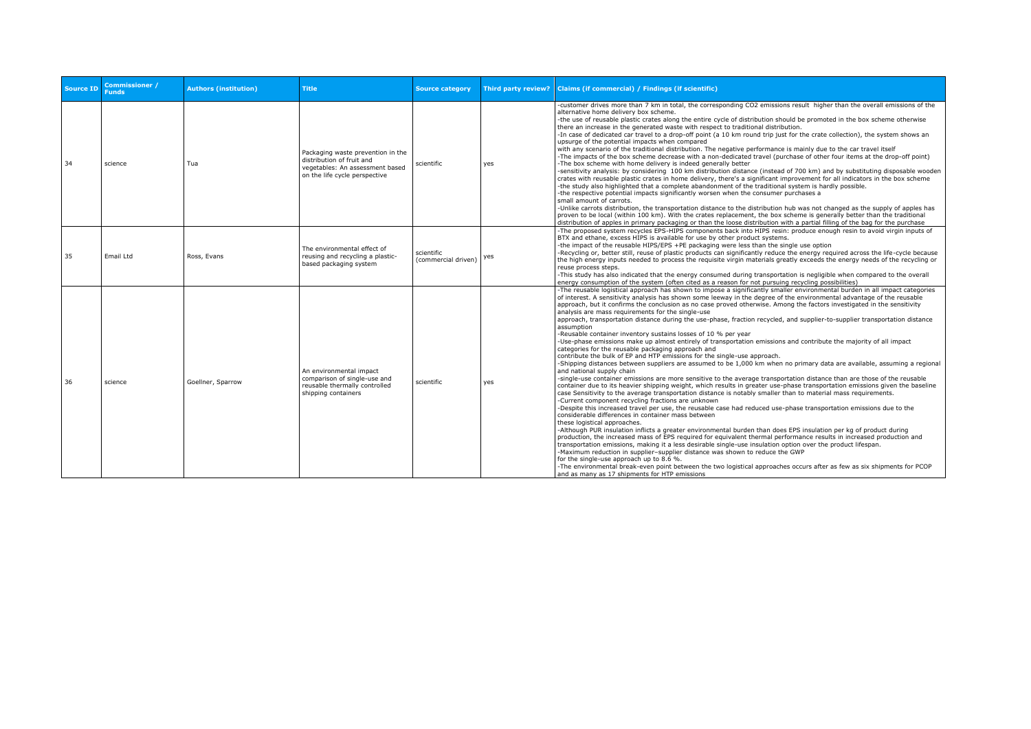| Source ID | Commissioner / Funds | Authors (institution) | Title | Source category | Third party review? | Claims (if commercial) / Findings (if scientific) |
|---|---|---|---|---|---|---|
| 34 | science | Tua | Packaging waste prevention in the distribution of fruit and vegetables: An assessment based on the life cycle perspective | scientific | yes | -customer drives more than 7 km in total, the corresponding $CO_2$ emissions result higher than the overall emissions of the alternative home delivery box scheme.<br>-the use of reusable plastic crates along the entire cycle of distribution should be promoted in the box scheme otherwise there an increase in the generated waste with respect to traditional distribution.<br>-In case of dedicated car travel to a drop-off point (a 10 km round trip just for the crate collection), the system shows an upsurge of the potential impacts when compared<br>with any scenario of the traditional distribution. The negative performance is mainly due to the car travel itself<br>-The impacts of the box scheme decrease with a non-dedicated travel (purchase of other four items at the drop-off point)<br>-The box scheme with home delivery is indeed generally better<br>-sensitivity analysis: by considering 100 km distribution distance (instead of 700 km) and by substituting disposable wooden crates with reusable plastic crates in home delivery, there's a significant improvement for all indicators in the box scheme<br>-the study also highlighted that a complete abandonment of the traditional system is hardly possible.<br>-the respective potential impacts significantly worsen when the consumer purchases a<br>small amount of carrots.<br>-Unlike carrots distribution, the transportation distance to the distribution hub was not changed as the supply of apples has proven to be local (within 100 km). With the crates replacement, the box scheme is generally better than the traditional distribution of apples in primary packaging or than the loose distribution with a partial filling of the bag for the purchase |
| 35 | Email Ltd | Ross, Evans | The environmental effect of reusing and recycling a plastic-based packaging system | scientific (commercial driven) | yes | -The proposed system recycles EPS-HIPS components back into HIPS resin: produce enough resin to avoid virgin inputs of BTX and ethane, excess HIPS is available for use by other product systems.<br>-the impact of the reusable HIPS/EPS +PE packaging were less than the single use option<br>-Recycling or, better still, reuse of plastic products can significantly reduce the energy required across the life-cycle because the high energy inputs needed to process the requisite virgin materials greatly exceeds the energy needs of the recycling or reuse process steps.<br>-This study has also indicated that the energy consumed during transportation is negligible when compared to the overall energy consumption of the system (often cited as a reason for not pursuing recycling possibilities) |
| 36 | science | Goellner, Sparrow | An environmental impact comparison of single-use and reusable thermally controlled shipping containers | scientific | yes | -The reusable logistical approach has shown to impose a significantly smaller environmental burden in all impact categories of interest. A sensitivity analysis has shown some leeway in the degree of the environmental advantage of the reusable approach, but it confirms the conclusion as no case proved otherwise. Among the factors investigated in the sensitivity analysis are mass requirements for the single-use<br>approach, transportation distance during the use-phase, fraction recycled, and supplier-to-supplier transportation distance assumption<br>-Reusable container inventory sustains losses of 10 % per year<br>-Use-phase emissions make up almost entirely of transportation emissions and contribute the majority of all impact categories for the reusable packaging approach and<br>contribute the bulk of EP and HTP emissions for the single-use approach.<br>-Shipping distances between suppliers are assumed to be 1,000 km when no primary data are available, assuming a regional and national supply chain<br>-single-use container emissions are more sensitive to the average transportation distance than are those of the reusable container due to its heavier shipping weight, which results in greater use-phase transportation emissions given the baseline case Sensitivity to the average transportation distance is notably smaller than to material mass requirements.<br>-Current component recycling fractions are unknown<br>-Despite this increased travel per use, the reusable case had reduced use-phase transportation emissions due to the considerable differences in container mass between<br>these logistical approaches.<br>-Although PUR insulation inflicts a greater environmental burden than does EPS insulation per kg of product during production, the increased mass of EPS required for equivalent thermal performance results in increased production and transportation emissions, making it a less desirable single-use insulation option over the product lifespan.<br>-Maximum reduction in supplier–supplier distance was shown to reduce the GWP<br>for the single-use approach up to 8.6 %.<br>-The environmental break-even point between the two logistical approaches occurs after as few as six shipments for PCOP and as many as 17 shipments for HTP emissions |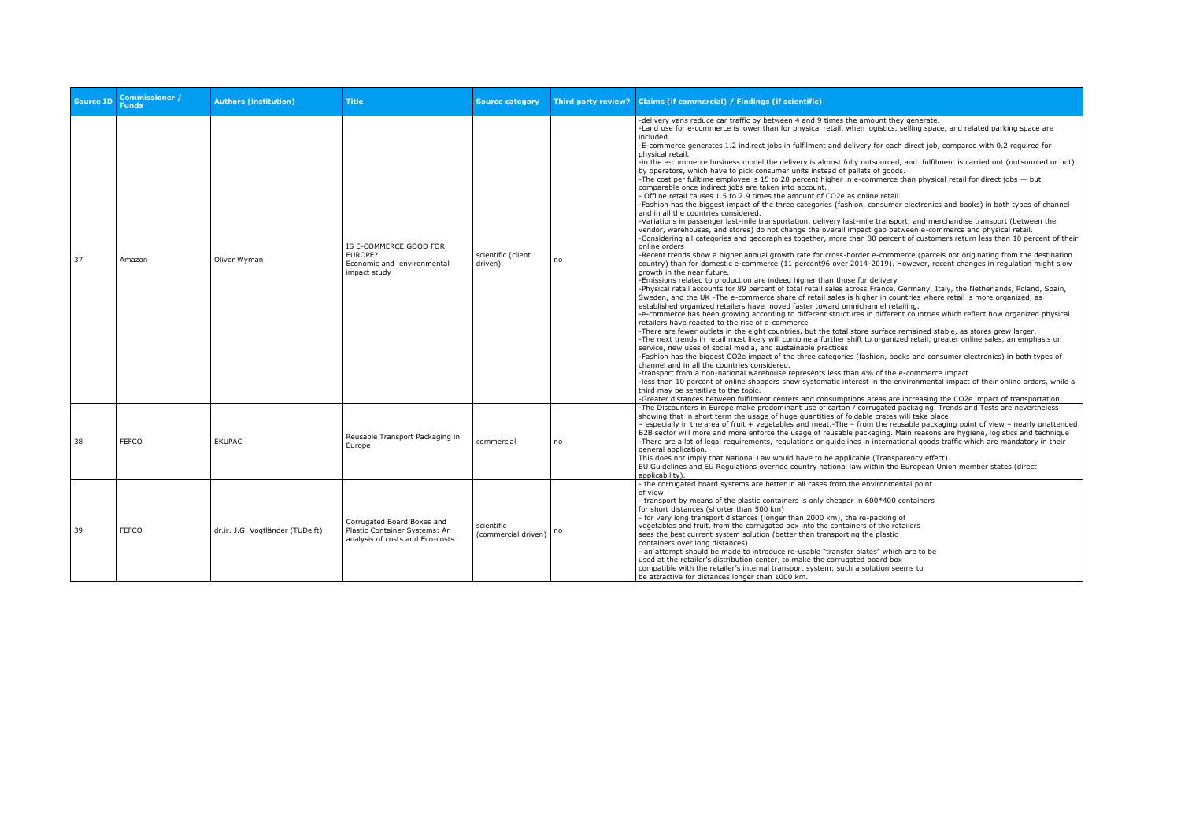| Source ID | Commissioner / Funds | Authors (institution) | Title | Source category | Third party review? | Claims (if commercial) / Findings (if scientific) |
|---|---|---|---|---|---|---|
| 37 | Amazon | Oliver Wyman | IS E-COMMERCE GOOD FOR EUROPE? Economic and environmental impact study | scientific (client driven) | no | -delivery vans reduce car traffic by between 4 and 9 times the amount they generate.<br>-Land use for e-commerce is lower than for physical retail, when logistics, selling space, and related parking space are included.<br>-E-commerce generates 1.2 indirect jobs in fulfilment and delivery for each direct job, compared with 0.2 required for physical retail.<br>-in the e-commerce business model the delivery is almost fully outsourced, and fulfilment is carried out (outsourced or not) by operators, which have to pick consumer units instead of pallets of goods.<br>-The cost per fulltime employee is 15 to 20 percent higher in e-commerce than physical retail for direct jobs — but comparable once indirect jobs are taken into account.<br>- Offline retail causes 1.5 to 2.9 times the amount of CO2e as online retail.<br>-Fashion has the biggest impact of the three categories (fashion, consumer electronics and books) in both types of channel and in all the countries considered.<br>-Variations in passenger last-mile transportation, delivery last-mile transport, and merchandise transport (between the vendor, warehouses, and stores) do not change the overall impact gap between e-commerce and physical retail.<br>-Considering all categories and geographies together, more than 80 percent of customers return less than 10 percent of their online orders<br>-Recent trends show a higher annual growth rate for cross-border e-commerce (parcels not originating from the destination country) than for domestic e-commerce (11 percent96 over 2014-2019). However, recent changes in regulation might slow growth in the near future.<br>-Emissions related to production are indeed higher than those for delivery<br>-Physical retail accounts for 89 percent of total retail sales across France, Germany, Italy, the Netherlands, Poland, Spain, Sweden, and the UK -The e-commerce share of retail sales is higher in countries where retail is more organized, as established organized retailers have moved faster toward omnichannel retailing.<br>-e-commerce has been growing according to different structures in different countries which reflect how organized physical retailers have reacted to the rise of e-commerce<br>-There are fewer outlets in the eight countries, but the total store surface remained stable, as stores grew larger.<br>-The next trends in retail most likely will combine a further shift to organized retail, greater online sales, an emphasis on service, new uses of social media, and sustainable practices<br>-Fashion has the biggest CO2e impact of the three categories (fashion, books and consumer electronics) in both types of channel and in all the countries considered.<br>-transport from a non-national warehouse represents less than 4% of the e-commerce impact<br>-less than 10 percent of online shoppers show systematic interest in the environmental impact of their online orders, while a third may be sensitive to the topic.<br>-Greater distances between fulfilment centers and consumptions areas are increasing the CO2e impact of transportation. |
| 38 | FEFCO | EKUPAC | Reusable Transport Packaging in Europe | commercial | no | -The Discounters in Europe make predominant use of carton / corrugated packaging. Trends and Tests are nevertheless showing that in short term the usage of huge quantities of foldable crates will take place<br>– especially in the area of fruit + vegetables and meat.-The – from the reusable packaging point of view – nearly unattended B2B sector will more and more enforce the usage of reusable packaging. Main reasons are hygiene, logistics and technique<br>-There are a lot of legal requirements, regulations or guidelines in international goods traffic which are mandatory in their general application.<br>This does not imply that National Law would have to be applicable (Transparency effect).<br>EU Guidelines and EU Regulations override country national law within the European Union member states (direct applicability). |
| 39 | FEFCO | dr.ir. J.G. Vogtländer (TUDelft) | Corrugated Board Boxes and Plastic Container Systems: An analysis of costs and Eco-costs | scientific (commercial driven) | no | - the corrugated board systems are better in all cases from the environmental point of view<br>- transport by means of the plastic containers is only cheaper in 600*400 containers for short distances (shorter than 500 km)<br>- for very long transport distances (longer than 2000 km), the re-packing of vegetables and fruit, from the corrugated box into the containers of the retailers sees the best current system solution (better than transporting the plastic containers over long distances)<br>- an attempt should be made to introduce re-usable "transfer plates" which are to be used at the retailer's distribution center, to make the corrugated board box compatible with the retailer's internal transport system; such a solution seems to be attractive for distances longer than 1000 km. |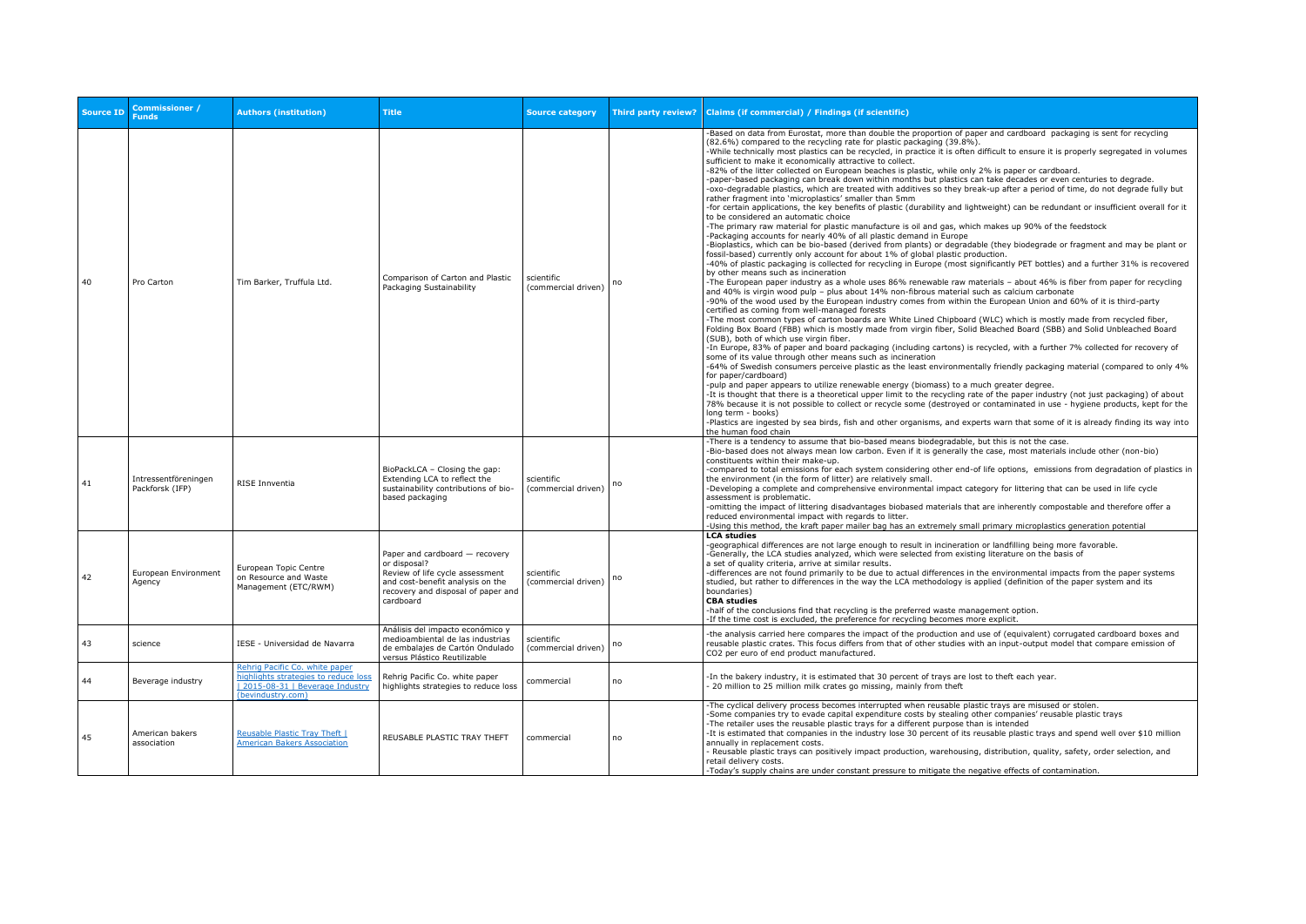| Source ID | Commissioner / Funds | Authors (institution) | Title | Source category | Third party review? | Claims (if commercial) / Findings (if scientific) |
|---|---|---|---|---|---|---|
| 40 | Pro Carton | Tim Barker, Truffula Ltd. | Comparison of Carton and Plastic Packaging Sustainability | scientific (commercial driven) | no | -Based on data from Eurostat, more than double the proportion of paper and cardboard packaging is sent for recycling (82.6%) compared to the recycling rate for plastic packaging (39.8%).<br>-While technically most plastics can be recycled, in practice it is often difficult to ensure it is properly segregated in volumes sufficient to make it economically attractive to collect.<br>-82% of the litter collected on European beaches is plastic, while only 2% is paper or cardboard.<br>-paper-based packaging can break down within months but plastics can take decades or even centuries to degrade.<br>-oxo-degradable plastics, which are treated with additives so they break-up after a period of time, do not degrade fully but rather fragment into 'microplastics' smaller than 5mm<br>-for certain applications, the key benefits of plastic (durability and lightweight) can be redundant or insufficient overall for it to be considered an automatic choice<br>-The primary raw material for plastic manufacture is oil and gas, which makes up 90% of the feedstock<br>-Packaging accounts for nearly 40% of all plastic demand in Europe<br>-Bioplastics, which can be bio-based (derived from plants) or degradable (they biodegrade or fragment and may be plant or fossil-based) currently only account for about 1% of global plastic production.<br>-40% of plastic packaging is collected for recycling in Europe (most significantly PET bottles) and a further 31% is recovered by other means such as incineration<br>-The European paper industry as a whole uses 86% renewable raw materials – about 46% is fiber from paper for recycling and 40% is virgin wood pulp – plus about 14% non-fibrous material such as calcium carbonate<br>-90% of the wood used by the European industry comes from within the European Union and 60% of it is third-party certified as coming from well-managed forests<br>-The most common types of carton boards are White Lined Chipboard (WLC) which is mostly made from recycled fiber, Folding Box Board (FBB) which is mostly made from virgin fiber, Solid Bleached Board (SBB) and Solid Unbleached Board (SUB), both of which use virgin fiber.<br>-In Europe, 83% of paper and board packaging (including cartons) is recycled, with a further 7% collected for recovery of some of its value through other means such as incineration<br>-64% of Swedish consumers perceive plastic as the least environmentally friendly packaging material (compared to only 4% for paper/cardboard)<br>-pulp and paper appears to utilize renewable energy (biomass) to a much greater degree.<br>-It is thought that there is a theoretical upper limit to the recycling rate of the paper industry (not just packaging) of about 78% because it is not possible to collect or recycle some (destroyed or contaminated in use - hygiene products, kept for the long term - books)<br>-Plastics are ingested by sea birds, fish and other organisms, and experts warn that some of it is already finding its way into the human food chain |
| 41 | Intressentföreningen Packforsk (IFP) | RISE Innventia | BioPackLCA – Closing the gap: Extending LCA to reflect the sustainability contributions of bio-based packaging | scientific (commercial driven) | no | -There is a tendency to assume that bio-based means biodegradable, but this is not the case.<br>-Bio-based does not always mean low carbon. Even if it is generally the case, most materials include other (non-bio) constituents within their make-up.<br>-compared to total emissions for each system considering other end-of life options, emissions from degradation of plastics in the environment (in the form of litter) are relatively small.<br>-Developing a complete and comprehensive environmental impact category for littering that can be used in life cycle assessment is problematic.<br>-omitting the impact of littering disadvantages biobased materials that are inherently compostable and therefore offer a reduced environmental impact with regards to litter.<br>-Using this method, the kraft paper mailer bag has an extremely small primary microplastics generation potential |
| 42 | European Environment Agency | European Topic Centre on Resource and Waste Management (ETC/RWM) | Paper and cardboard — recovery or disposal? Review of life cycle assessment and cost-benefit analysis on the recovery and disposal of paper and cardboard | scientific (commercial driven) | no | **LCA studies**<br>-geographical differences are not large enough to result in incineration or landfilling being more favorable.<br>-Generally, the LCA studies analyzed, which were selected from existing literature on the basis of a set of quality criteria, arrive at similar results.<br>-differences are not found primarily to be due to actual differences in the environmental impacts from the paper systems studied, but rather to differences in the way the LCA methodology is applied (definition of the paper system and its boundaries)<br>**CBA studies**<br>-half of the conclusions find that recycling is the preferred waste management option.<br>-If the time cost is excluded, the preference for recycling becomes more explicit. |
| 43 | science | IESE - Universidad de Navarra | Análisis del impacto económico y medioambiental de las industrias de embalajes de Cartón Ondulado versus Plástico Reutilizable | scientific (commercial driven) | no | -the analysis carried here compares the impact of the production and use of (equivalent) corrugated cardboard boxes and reusable plastic crates. This focus differs from that of other studies with an input-output model that compare emission of CO2 per euro of end product manufactured. |
| 44 | Beverage industry | Rehrig Pacific Co. white paper highlights strategies to reduce loss \| 2015-08-31 \| Beverage Industry (bevindustry.com) | Rehrig Pacific Co. white paper highlights strategies to reduce loss | commercial | no | -In the bakery industry, it is estimated that 30 percent of trays are lost to theft each year.<br>- 20 million to 25 million milk crates go missing, mainly from theft |
| 45 | American bakers association | Reusable Plastic Tray Theft \| American Bakers Association | REUSABLE PLASTIC TRAY THEFT | commercial | no | -The cyclical delivery process becomes interrupted when reusable plastic trays are misused or stolen.<br>-Some companies try to evade capital expenditure costs by stealing other companies' reusable plastic trays<br>-The retailer uses the reusable plastic trays for a different purpose than is intended<br>-It is estimated that companies in the industry lose 30 percent of its reusable plastic trays and spend well over $10 million annually in replacement costs.<br>- Reusable plastic trays can positively impact production, warehousing, distribution, quality, safety, order selection, and retail delivery costs.<br>-Today's supply chains are under constant pressure to mitigate the negative effects of contamination. |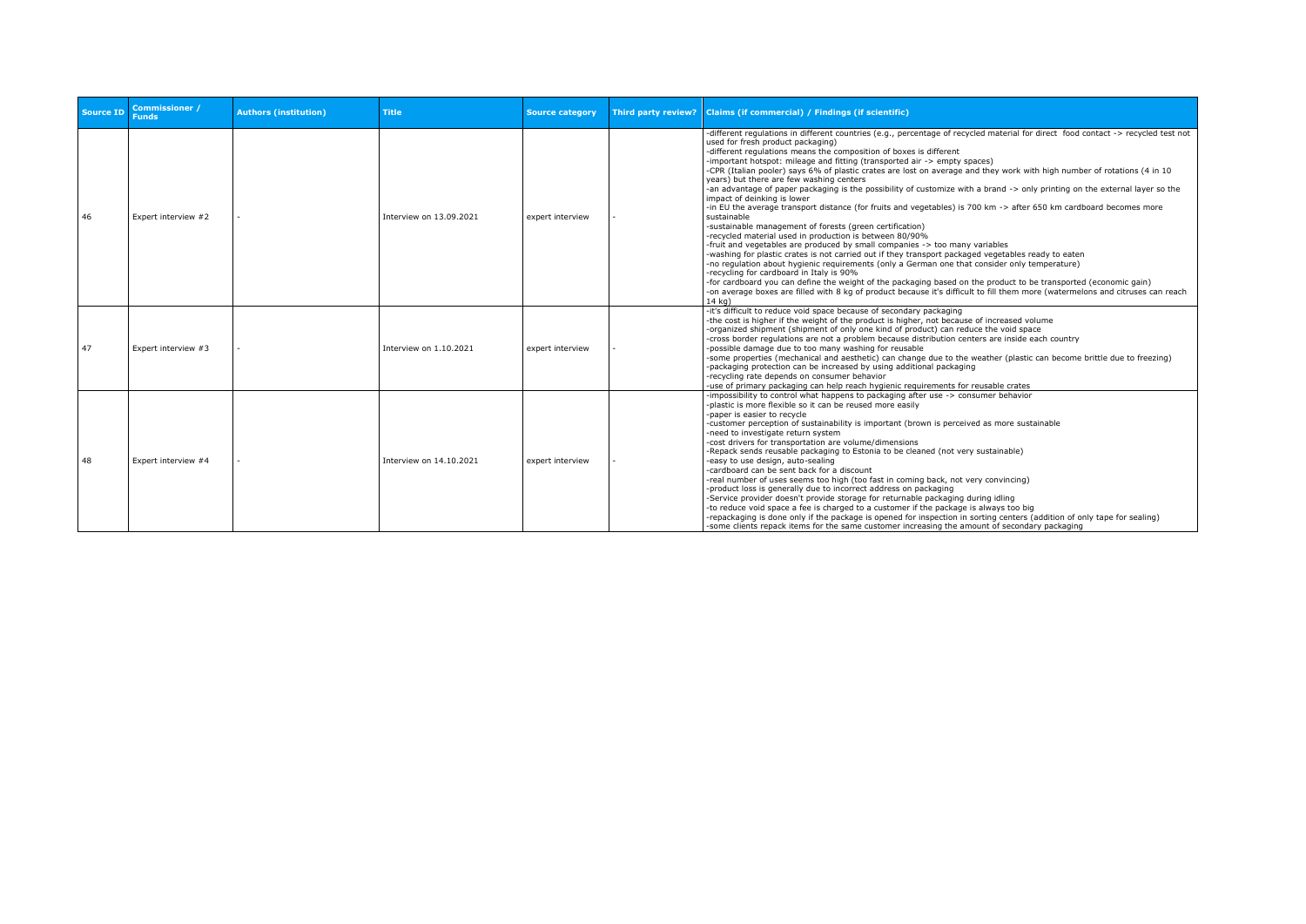| Source ID | Commissioner / Funds | Authors (institution) | Title | Source category | Third party review? | Claims (if commercial) / Findings (if scientific) |
|---|---|---|---|---|---|---|
| 46 | Expert interview #2 | - | Interview on 13.09.2021 | expert interview | - | -different regulations in different countries (e.g., percentage of recycled material for direct food contact -> recycled test not used for fresh product packaging)<br>-different regulations means the composition of boxes is different<br>-important hotspot: mileage and fitting (transported air -> empty spaces)<br>-CPR (Italian pooler) says 6% of plastic crates are lost on average and they work with high number of rotations (4 in 10 years) but there are few washing centers<br>-an advantage of paper packaging is the possibility of customize with a brand -> only printing on the external layer so the impact of deinking is lower<br>-in EU the average transport distance (for fruits and vegetables) is 700 km -> after 650 km cardboard becomes more sustainable<br>-sustainable management of forests (green certification)<br>-recycled material used in production is between 80/90%<br>-fruit and vegetables are produced by small companies -> too many variables<br>-washing for plastic crates is not carried out if they transport packaged vegetables ready to eaten<br>-no regulation about hygienic requirements (only a German one that consider only temperature)<br>-recycling for cardboard in Italy is 90%<br>-for cardboard you can define the weight of the packaging based on the product to be transported (economic gain)<br>-on average boxes are filled with 8 kg of product because it's difficult to fill them more (watermelons and citruses can reach 14 kg) |
| 47 | Expert interview #3 | - | Interview on 1.10.2021 | expert interview | - | -it's difficult to reduce void space because of secondary packaging<br>-the cost is higher if the weight of the product is higher, not because of increased volume<br>-organized shipment (shipment of only one kind of product) can reduce the void space<br>-cross border regulations are not a problem because distribution centers are inside each country<br>-possible damage due to too many washing for reusable<br>-some properties (mechanical and aesthetic) can change due to the weather (plastic can become brittle due to freezing)<br>-packaging protection can be increased by using additional packaging<br>-recycling rate depends on consumer behavior<br>-use of primary packaging can help reach hygienic requirements for reusable crates |
| 48 | Expert interview #4 | - | Interview on 14.10.2021 | expert interview | - | -impossibility to control what happens to packaging after use -> consumer behavior<br>-plastic is more flexible so it can be reused more easily<br>-paper is easier to recycle<br>-customer perception of sustainability is important (brown is perceived as more sustainable<br>-need to investigate return system<br>-cost drivers for transportation are volume/dimensions<br>-Repack sends reusable packaging to Estonia to be cleaned (not very sustainable)<br>-easy to use design, auto-sealing<br>-cardboard can be sent back for a discount<br>-real number of uses seems too high (too fast in coming back, not very convincing)<br>-product loss is generally due to incorrect address on packaging<br>-Service provider doesn't provide storage for returnable packaging during idling<br>-to reduce void space a fee is charged to a customer if the package is always too big<br>-repackaging is done only if the package is opened for inspection in sorting centers (addition of only tape for sealing)<br>-some clients repack items for the same customer increasing the amount of secondary packaging |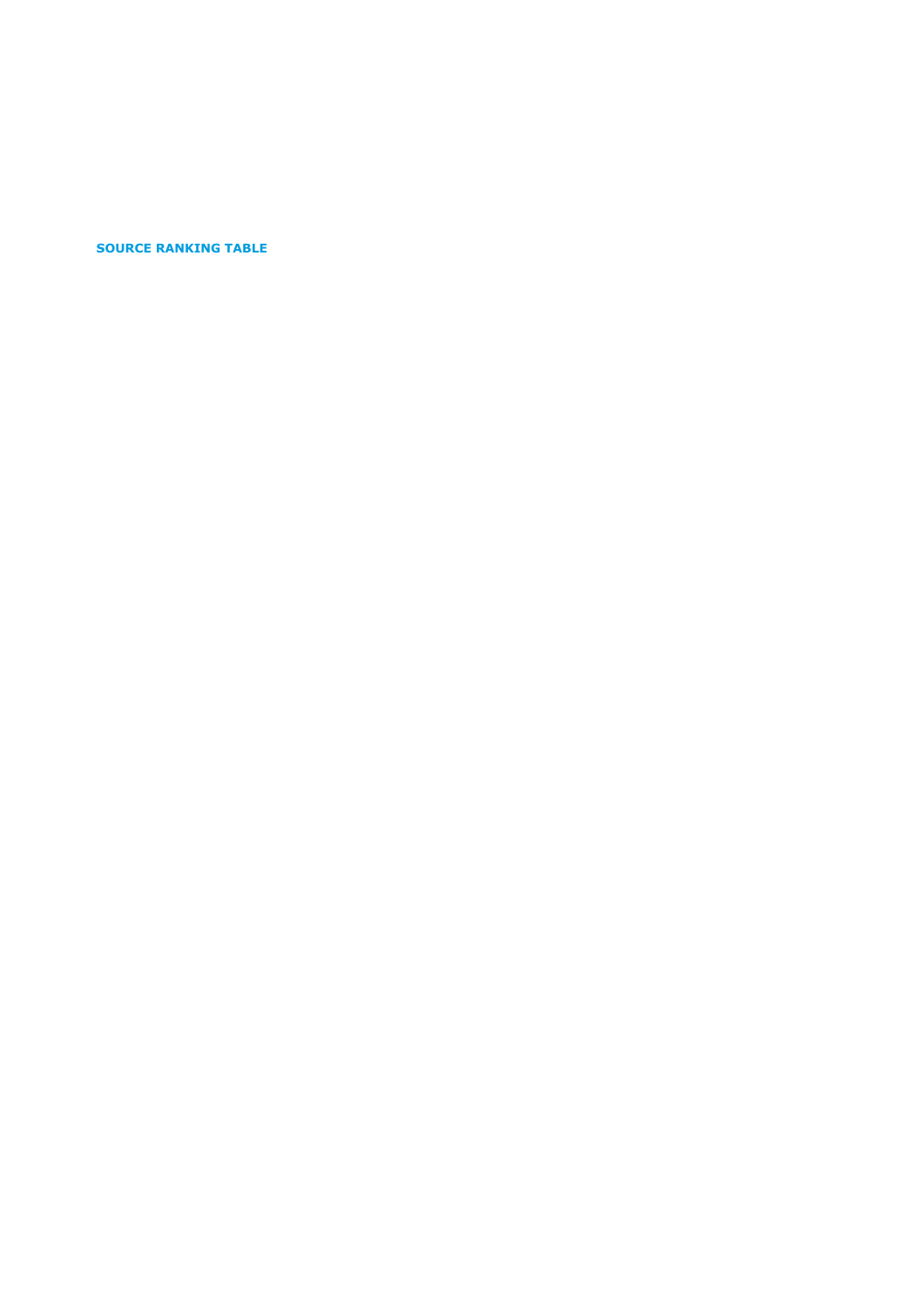**SOURCE RANKING TABLE**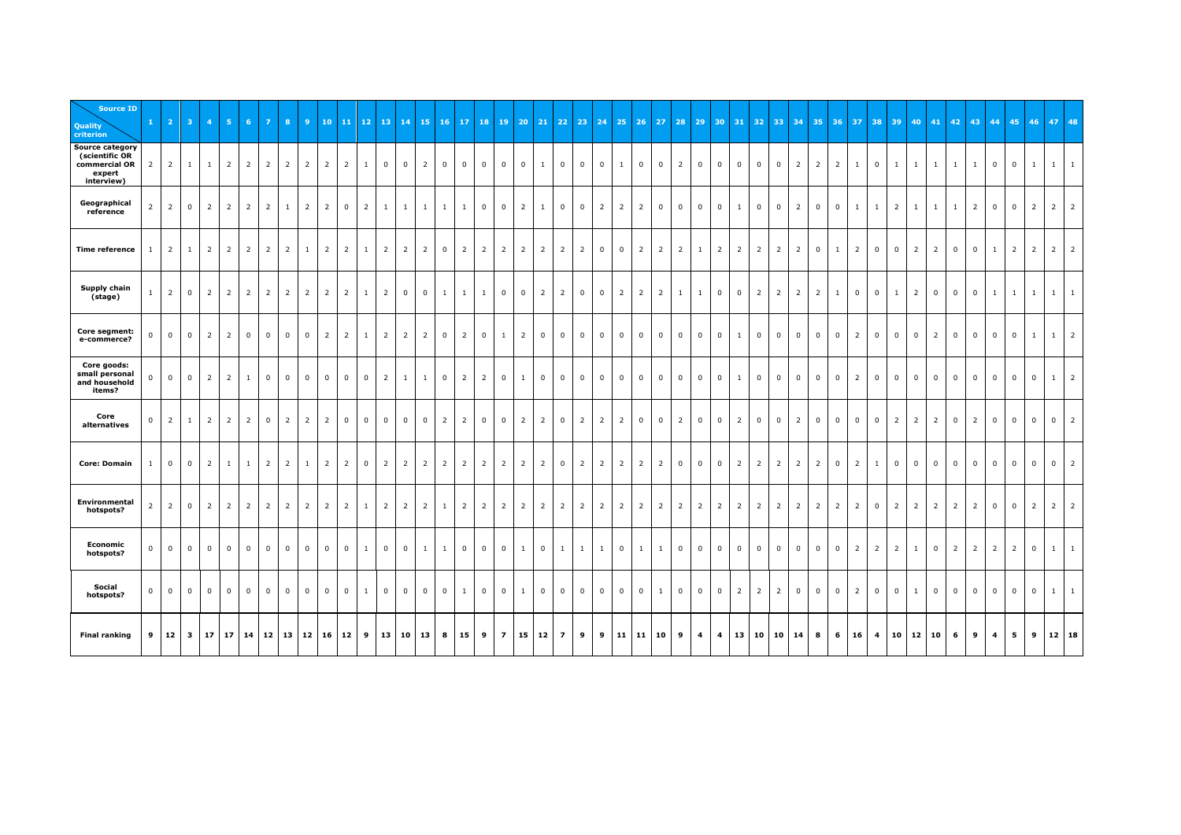| Quality criterion \ Source ID | 1 | 2 | 3 | 4 | 5 | 6 | 7 | 8 | 9 | 10 | 11 | 12 | 13 | 14 | 15 | 16 | 17 | 18 | 19 | 20 | 21 | 22 | 23 | 24 | 25 | 26 | 27 | 28 | 29 | 30 | 31 | 32 | 33 | 34 | 35 | 36 | 37 | 38 | 39 | 40 | 41 | 42 | 43 | 44 | 45 | 46 | 47 | 48 |
|---|---|---|---|---|---|---|---|---|---|---|---|---|---|---|---|---|---|---|---|---|---|---|---|---|---|---|---|---|---|---|---|---|---|---|---|---|---|---|---|---|---|---|---|---|---|---|---|---|
| **Source category (scientific OR commercial OR expert interview)** | 2 | 2 | 1 | 1 | 2 | 2 | 2 | 2 | 2 | 2 | 2 | 1 | 0 | 0 | 2 | 0 | 0 | 0 | 0 | 0 | 1 | 0 | 0 | 0 | 1 | 0 | 0 | 2 | 0 | 0 | 0 | 0 | 0 | 2 | 2 | 2 | 1 | 0 | 1 | 1 | 1 | 1 | 1 | 0 | 0 | 1 | 1 | 1 |
| **Geographical reference** | 2 | 2 | 0 | 2 | 2 | 2 | 2 | 1 | 2 | 2 | 0 | 2 | 1 | 1 | 1 | 1 | 1 | 0 | 0 | 2 | 1 | 0 | 0 | 2 | 2 | 2 | 0 | 0 | 0 | 0 | 1 | 0 | 0 | 2 | 0 | 0 | 1 | 1 | 2 | 1 | 1 | 1 | 2 | 0 | 0 | 2 | 2 | 2 |
| **Time reference** | 1 | 2 | 1 | 2 | 2 | 2 | 2 | 2 | 1 | 2 | 2 | 1 | 2 | 2 | 2 | 0 | 2 | 2 | 2 | 2 | 2 | 2 | 2 | 0 | 0 | 2 | 2 | 2 | 1 | 2 | 2 | 2 | 2 | 2 | 0 | 1 | 2 | 0 | 0 | 2 | 2 | 0 | 0 | 1 | 2 | 2 | 2 | 2 |
| **Supply chain (stage)** | 1 | 2 | 0 | 2 | 2 | 2 | 2 | 2 | 2 | 2 | 2 | 1 | 2 | 0 | 0 | 1 | 1 | 1 | 0 | 0 | 2 | 2 | 0 | 0 | 2 | 2 | 2 | 1 | 1 | 0 | 0 | 2 | 2 | 2 | 2 | 1 | 0 | 0 | 1 | 2 | 0 | 0 | 0 | 1 | 1 | 1 | 1 | 1 |
| **Core segment: e-commerce?** | 0 | 0 | 0 | 2 | 2 | 0 | 0 | 0 | 0 | 2 | 2 | 1 | 2 | 2 | 2 | 0 | 2 | 0 | 1 | 2 | 0 | 0 | 0 | 0 | 0 | 0 | 0 | 0 | 0 | 0 | 1 | 0 | 0 | 0 | 0 | 0 | 2 | 0 | 0 | 0 | 2 | 0 | 0 | 0 | 0 | 1 | 1 | 2 |
| **Core goods: small personal and household items?** | 0 | 0 | 0 | 2 | 2 | 1 | 0 | 0 | 0 | 0 | 0 | 0 | 2 | 1 | 1 | 0 | 2 | 2 | 0 | 1 | 0 | 0 | 0 | 0 | 0 | 0 | 0 | 0 | 0 | 0 | 1 | 0 | 0 | 0 | 0 | 0 | 2 | 0 | 0 | 0 | 0 | 0 | 0 | 0 | 0 | 0 | 1 | 2 |
| **Core alternatives** | 0 | 2 | 1 | 2 | 2 | 2 | 0 | 2 | 2 | 2 | 0 | 0 | 0 | 0 | 0 | 2 | 2 | 0 | 0 | 2 | 2 | 0 | 2 | 2 | 2 | 0 | 0 | 2 | 0 | 0 | 2 | 0 | 0 | 2 | 0 | 0 | 0 | 0 | 2 | 2 | 2 | 0 | 2 | 0 | 0 | 0 | 0 | 2 |
| **Core: Domain** | 1 | 0 | 0 | 2 | 1 | 1 | 2 | 2 | 1 | 2 | 2 | 0 | 2 | 2 | 2 | 2 | 2 | 2 | 2 | 2 | 2 | 0 | 2 | 2 | 2 | 2 | 2 | 0 | 0 | 0 | 2 | 2 | 2 | 2 | 2 | 0 | 2 | 1 | 0 | 0 | 0 | 0 | 0 | 0 | 0 | 0 | 0 | 2 |
| **Environmental hotspots?** | 2 | 2 | 0 | 2 | 2 | 2 | 2 | 2 | 2 | 2 | 2 | 1 | 2 | 2 | 2 | 1 | 2 | 2 | 2 | 2 | 2 | 2 | 2 | 2 | 2 | 2 | 2 | 2 | 2 | 2 | 2 | 2 | 2 | 2 | 2 | 2 | 2 | 0 | 2 | 2 | 2 | 2 | 2 | 0 | 0 | 2 | 2 | 2 |
| **Economic hotspots?** | 0 | 0 | 0 | 0 | 0 | 0 | 0 | 0 | 0 | 0 | 0 | 1 | 0 | 0 | 1 | 1 | 0 | 0 | 0 | 1 | 0 | 1 | 1 | 1 | 0 | 1 | 1 | 0 | 0 | 0 | 0 | 0 | 0 | 0 | 0 | 0 | 2 | 2 | 2 | 1 | 0 | 2 | 2 | 2 | 2 | 0 | 1 | 1 |
| **Social hotspots?** | 0 | 0 | 0 | 0 | 0 | 0 | 0 | 0 | 0 | 0 | 0 | 1 | 0 | 0 | 0 | 0 | 1 | 0 | 0 | 1 | 0 | 0 | 0 | 0 | 0 | 0 | 1 | 0 | 0 | 0 | 2 | 2 | 2 | 0 | 0 | 0 | 2 | 0 | 0 | 1 | 0 | 0 | 0 | 0 | 0 | 0 | 1 | 1 |
| **Final ranking** | **9** | **12** | **3** | **17** | **17** | **14** | **12** | **13** | **12** | **16** | **12** | **9** | **13** | **10** | **13** | **8** | **15** | **9** | **7** | **15** | **12** | **7** | **9** | **9** | **11** | **11** | **10** | **9** | **4** | **4** | **13** | **10** | **10** | **14** | **8** | **6** | **16** | **4** | **10** | **12** | **10** | **6** | **9** | **4** | **5** | **9** | **12** | **18** |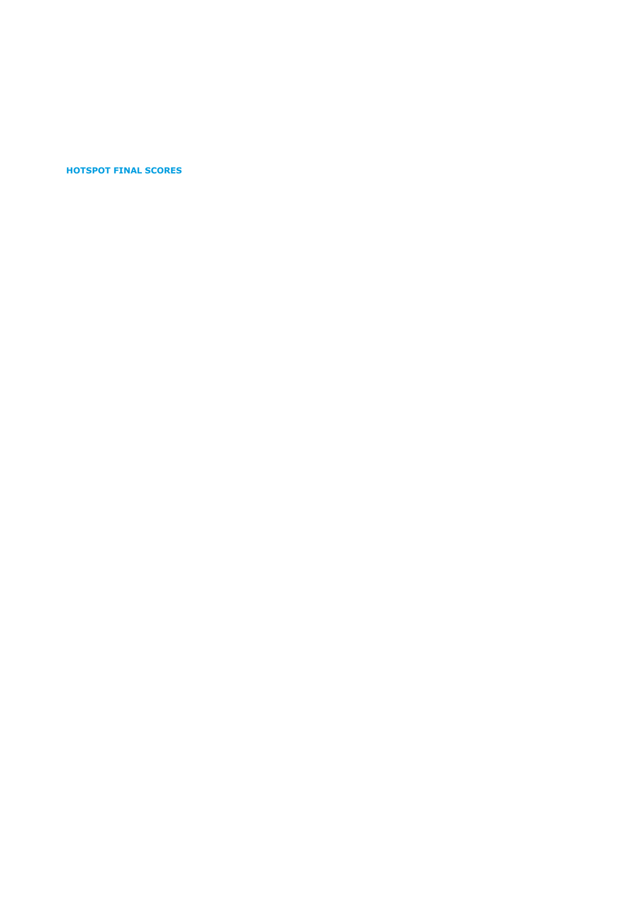**HOTSPOT FINAL SCORES**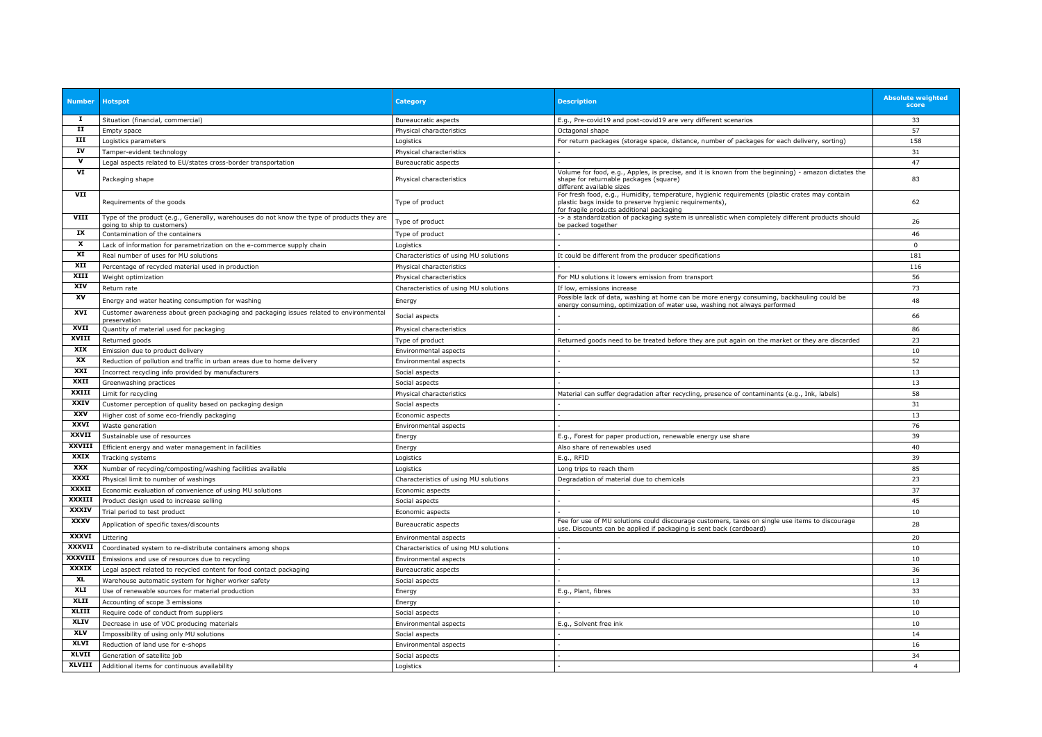| Number | Hotspot | Category | Description | Absolute weighted score |
|---|---|---|---|---|
| I | Situation (financial, commercial) | Bureaucratic aspects | E.g., Pre-covid19 and post-covid19 are very different scenarios | 33 |
| II | Empty space | Physical characteristics | Octagonal shape | 57 |
| III | Logistics parameters | Logistics | For return packages (storage space, distance, number of packages for each delivery, sorting) | 158 |
| IV | Tamper-evident technology | Physical characteristics | - | 31 |
| V | Legal aspects related to EU/states cross-border transportation | Bureaucratic aspects | - | 47 |
| VI | Packaging shape | Physical characteristics | Volume for food, e.g., Apples, is precise, and it is known from the beginning) - amazon dictates the shape for returnable packages (square) different available sizes | 83 |
| VII | Requirements of the goods | Type of product | For fresh food, e.g., Humidity, temperature, hygienic requirements (plastic crates may contain plastic bags inside to preserve hygienic requirements), for fragile products additional packaging | 62 |
| VIII | Type of the product (e.g., Generally, warehouses do not know the type of products they are going to ship to customers) | Type of product | -> a standardization of packaging system is unrealistic when completely different products should be packed together | 26 |
| IX | Contamination of the containers | Type of product | - | 46 |
| X | Lack of information for parametrization on the e-commerce supply chain | Logistics | - | 0 |
| XI | Real number of uses for MU solutions | Characteristics of using MU solutions | It could be different from the producer specifications | 181 |
| XII | Percentage of recycled material used in production | Physical characteristics | - | 116 |
| XIII | Weight optimization | Physical characteristics | For MU solutions it lowers emission from transport | 56 |
| XIV | Return rate | Characteristics of using MU solutions | If low, emissions increase | 73 |
| XV | Energy and water heating consumption for washing | Energy | Possible lack of data, washing at home can be more energy consuming, backhauling could be energy consuming, optimization of water use, washing not always performed | 48 |
| XVI | Customer awareness about green packaging and packaging issues related to environmental preservation | Social aspects | - | 66 |
| XVII | Quantity of material used for packaging | Physical characteristics | - | 86 |
| XVIII | Returned goods | Type of product | Returned goods need to be treated before they are put again on the market or they are discarded | 23 |
| XIX | Emission due to product delivery | Environmental aspects | - | 10 |
| XX | Reduction of pollution and traffic in urban areas due to home delivery | Environmental aspects | - | 52 |
| XXI | Incorrect recycling info provided by manufacturers | Social aspects | - | 13 |
| XXII | Greenwashing practices | Social aspects | - | 13 |
| XXIII | Limit for recycling | Physical characteristics | Material can suffer degradation after recycling, presence of contaminants (e.g., Ink, labels) | 58 |
| XXIV | Customer perception of quality based on packaging design | Social aspects | - | 31 |
| XXV | Higher cost of some eco-friendly packaging | Economic aspects | - | 13 |
| XXVI | Waste generation | Environmental aspects | - | 76 |
| XXVII | Sustainable use of resources | Energy | E.g., Forest for paper production, renewable energy use share | 39 |
| XXVIII | Efficient energy and water management in facilities | Energy | Also share of renewables used | 40 |
| XXIX | Tracking systems | Logistics | E.g., RFID | 39 |
| XXX | Number of recycling/composting/washing facilities available | Logistics | Long trips to reach them | 85 |
| XXXI | Physical limit to number of washings | Characteristics of using MU solutions | Degradation of material due to chemicals | 23 |
| XXXII | Economic evaluation of convenience of using MU solutions | Economic aspects | - | 37 |
| XXXIII | Product design used to increase selling | Social aspects | - | 45 |
| XXXIV | Trial period to test product | Economic aspects | - | 10 |
| XXXV | Application of specific taxes/discounts | Bureaucratic aspects | Fee for use of MU solutions could discourage customers, taxes on single use items to discourage use. Discounts can be applied if packaging is sent back (cardboard) | 28 |
| XXXVI | Littering | Environmental aspects | - | 20 |
| XXXVII | Coordinated system to re-distribute containers among shops | Characteristics of using MU solutions | - | 10 |
| XXXVIII | Emissions and use of resources due to recycling | Environmental aspects | - | 10 |
| XXXIX | Legal aspect related to recycled content for food contact packaging | Bureaucratic aspects | - | 36 |
| XL | Warehouse automatic system for higher worker safety | Social aspects | - | 13 |
| XLI | Use of renewable sources for material production | Energy | E.g., Plant, fibres | 33 |
| XLII | Accounting of scope 3 emissions | Energy | - | 10 |
| XLIII | Require code of conduct from suppliers | Social aspects | - | 10 |
| XLIV | Decrease in use of VOC producing materials | Environmental aspects | E.g., Solvent free ink | 10 |
| XLV | Impossibility of using only MU solutions | Social aspects | - | 14 |
| XLVI | Reduction of land use for e-shops | Environmental aspects | - | 16 |
| XLVII | Generation of satellite job | Social aspects | - | 34 |
| XLVIII | Additional items for continuous availability | Logistics | - | 4 |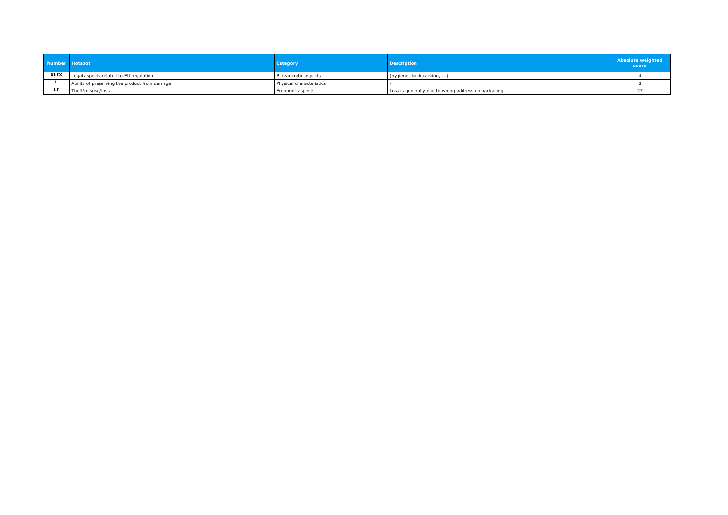| Number | Hotspot | Category | Description | Absolute weighted score |
|---|---|---|---|---|
| **XLIX** | Legal aspects related to EU regulation | Bureaucratic aspects | (hygiene, backtracking, ...) | 4 |
| **L** | Ability of preserving the product from damage | Physical characteristics | - | 8 |
| **LI** | Theft/misuse/loss | Economic aspects | Loss is generally due to wrong address on packaging | 27 |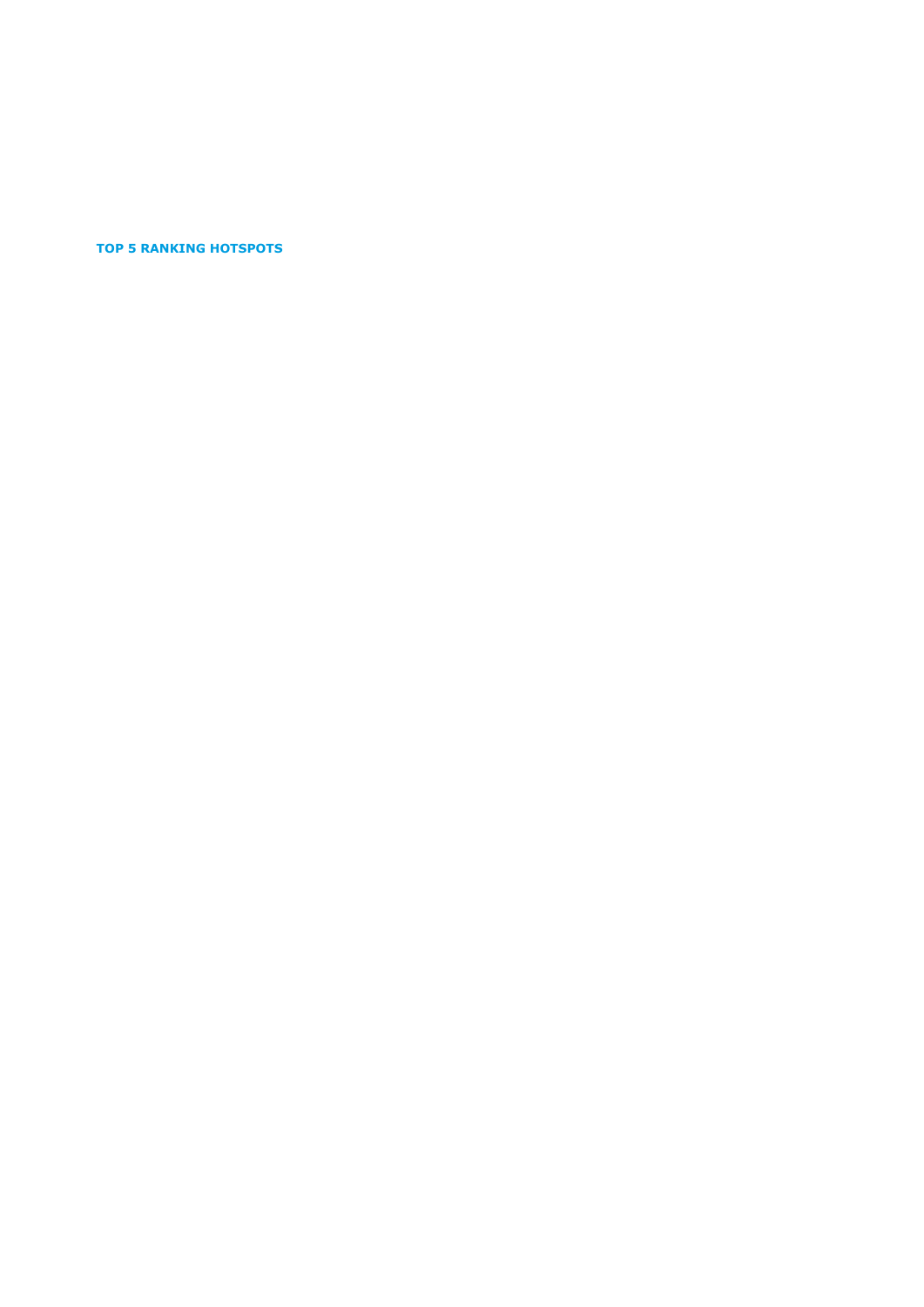**TOP 5 RANKING HOTSPOTS**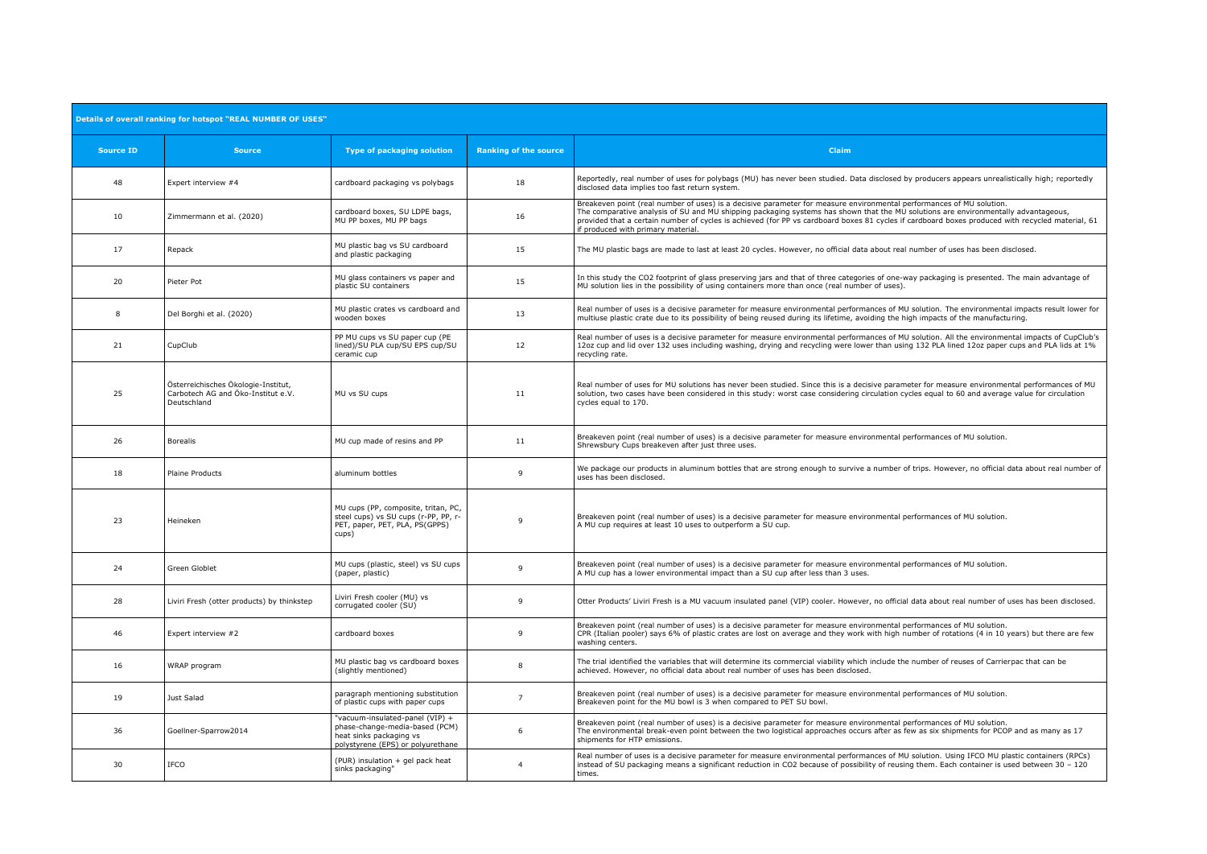| Details of overall ranking for hotspot "REAL NUMBER OF USES" | | | | |
|---|---|---|---|---|
| **Source ID** | **Source** | **Type of packaging solution** | **Ranking of the source** | **Claim** |
| 48 | Expert interview #4 | cardboard packaging vs polybags | 18 | Reportedly, real number of uses for polybags (MU) has never been studied. Data disclosed by producers appears unrealistically high; reportedly disclosed data implies too fast return system. |
| 10 | Zimmermann et al. (2020) | cardboard boxes, SU LDPE bags, MU PP boxes, MU PP bags | 16 | Breakeven point (real number of uses) is a decisive parameter for measure environmental performances of MU solution. The comparative analysis of SU and MU shipping packaging systems has shown that the MU solutions are environmentally advantageous, provided that a certain number of cycles is achieved (for PP vs cardboard boxes 81 cycles if cardboard boxes produced with recycled material, 61 if produced with primary material. |
| 17 | Repack | MU plastic bag vs SU cardboard and plastic packaging | 15 | The MU plastic bags are made to last at least 20 cycles. However, no official data about real number of uses has been disclosed. |
| 20 | Pieter Pot | MU glass containers vs paper and plastic SU containers | 15 | In this study the CO2 footprint of glass preserving jars and that of three categories of one-way packaging is presented. The main advantage of MU solution lies in the possibility of using containers more than once (real number of uses). |
| 8 | Del Borghi et al. (2020) | MU plastic crates vs cardboard and wooden boxes | 13 | Real number of uses is a decisive parameter for measure environmental performances of MU solution. The environmental impacts result lower for multiuse plastic crate due to its possibility of being reused during its lifetime, avoiding the high impacts of the manufacturing. |
| 21 | CupClub | PP MU cups vs SU paper cup (PE lined)/SU PLA cup/SU EPS cup/SU ceramic cup | 12 | Real number of uses is a decisive parameter for measure environmental performances of MU solution. All the environmental impacts of CupClub's 12oz cup and lid over 132 uses including washing, drying and recycling were lower than using 132 PLA lined 12oz paper cups and PLA lids at 1% recycling rate. |
| 25 | Österreichisches Ökologie-Institut, Carbotech AG and Öko-Institut e.V. Deutschland | MU vs SU cups | 11 | Real number of uses for MU solutions has never been studied. Since this is a decisive parameter for measure environmental performances of MU solution, two cases have been considered in this study: worst case considering circulation cycles equal to 60 and average value for circulation cycles equal to 170. |
| 26 | Borealis | MU cup made of resins and PP | 11 | Breakeven point (real number of uses) is a decisive parameter for measure environmental performances of MU solution. Shrewsbury Cups breakeven after just three uses. |
| 18 | Plaine Products | aluminum bottles | 9 | We package our products in aluminum bottles that are strong enough to survive a number of trips. However, no official data about real number of uses has been disclosed. |
| 23 | Heineken | MU cups (PP, composite, tritan, PC, steel cups) vs SU cups (r-PP, PP, r-PET, paper, PET, PLA, PS(GPPS) cups) | 9 | Breakeven point (real number of uses) is a decisive parameter for measure environmental performances of MU solution. A MU cup requires at least 10 uses to outperform a SU cup. |
| 24 | Green Globlet | MU cups (plastic, steel) vs SU cups (paper, plastic) | 9 | Breakeven point (real number of uses) is a decisive parameter for measure environmental performances of MU solution. A MU cup has a lower environmental impact than a SU cup after less than 3 uses. |
| 28 | Liviri Fresh (otter products) by thinkstep | Liviri Fresh cooler (MU) vs corrugated cooler (SU) | 9 | Otter Products' Liviri Fresh is a MU vacuum insulated panel (VIP) cooler. However, no official data about real number of uses has been disclosed. |
| 46 | Expert interview #2 | cardboard boxes | 9 | Breakeven point (real number of uses) is a decisive parameter for measure environmental performances of MU solution. CPR (Italian pooler) says 6% of plastic crates are lost on average and they work with high number of rotations (4 in 10 years) but there are few washing centers. |
| 16 | WRAP program | MU plastic bag vs cardboard boxes (slightly mentioned) | 8 | The trial identified the variables that will determine its commercial viability which include the number of reuses of Carrierpac that can be achieved. However, no official data about real number of uses has been disclosed. |
| 19 | Just Salad | paragraph mentioning substitution of plastic cups with paper cups | 7 | Breakeven point (real number of uses) is a decisive parameter for measure environmental performances of MU solution. Breakeven point for the MU bowl is 3 when compared to PET SU bowl. |
| 36 | Goellner-Sparrow2014 | "vacuum-insulated-panel (VIP) + phase-change-media-based (PCM) heat sinks packaging vs polystyrene (EPS) or polyurethane | 6 | Breakeven point (real number of uses) is a decisive parameter for measure environmental performances of MU solution. The environmental break-even point between the two logistical approaches occurs after as few as six shipments for PCOP and as many as 17 shipments for HTP emissions. |
| 30 | IFCO | (PUR) insulation + gel pack heat sinks packaging" | 4 | Real number of uses is a decisive parameter for measure environmental performances of MU solution. Using IFCO MU plastic containers (RPCs) instead of SU packaging means a significant reduction in CO2 because of possibility of reusing them. Each container is used between 30 – 120 times. |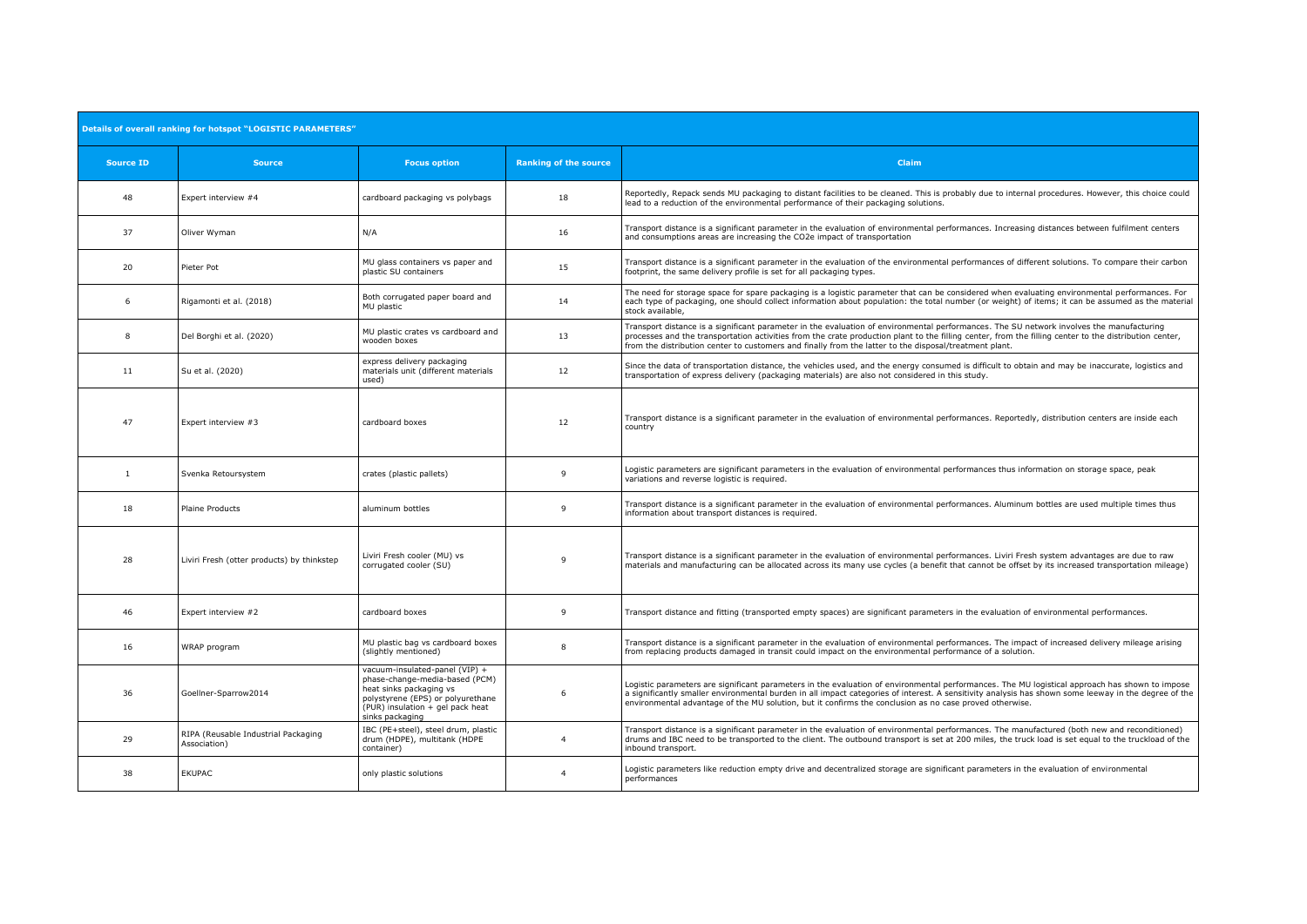| Details of overall ranking for hotspot "LOGISTIC PARAMETERS" | | | | |
|---|---|---|---|---|
| **Source ID** | **Source** | **Focus option** | **Ranking of the source** | **Claim** |
| 48 | Expert interview #4 | cardboard packaging vs polybags | 18 | Reportedly, Repack sends MU packaging to distant facilities to be cleaned. This is probably due to internal procedures. However, this choice could lead to a reduction of the environmental performance of their packaging solutions. |
| 37 | Oliver Wyman | N/A | 16 | Transport distance is a significant parameter in the evaluation of environmental performances. Increasing distances between fulfilment centers and consumptions areas are increasing the CO2e impact of transportation |
| 20 | Pieter Pot | MU glass containers vs paper and plastic SU containers | 15 | Transport distance is a significant parameter in the evaluation of the environmental performances of different solutions. To compare their carbon footprint, the same delivery profile is set for all packaging types. |
| 6 | Rigamonti et al. (2018) | Both corrugated paper board and MU plastic | 14 | The need for storage space for spare packaging is a logistic parameter that can be considered when evaluating environmental performances. For each type of packaging, one should collect information about population: the total number (or weight) of items; it can be assumed as the material stock available, |
| 8 | Del Borghi et al. (2020) | MU plastic crates vs cardboard and wooden boxes | 13 | Transport distance is a significant parameter in the evaluation of environmental performances. The SU network involves the manufacturing processes and the transportation activities from the crate production plant to the filling center, from the filling center to the distribution center, from the distribution center to customers and finally from the latter to the disposal/treatment plant. |
| 11 | Su et al. (2020) | express delivery packaging materials unit (different materials used) | 12 | Since the data of transportation distance, the vehicles used, and the energy consumed is difficult to obtain and may be inaccurate, logistics and transportation of express delivery (packaging materials) are also not considered in this study. |
| 47 | Expert interview #3 | cardboard boxes | 12 | Transport distance is a significant parameter in the evaluation of environmental performances. Reportedly, distribution centers are inside each country |
| 1 | Svenka Retoursystem | crates (plastic pallets) | 9 | Logistic parameters are significant parameters in the evaluation of environmental performances thus information on storage space, peak variations and reverse logistic is required. |
| 18 | Plaine Products | aluminum bottles | 9 | Transport distance is a significant parameter in the evaluation of environmental performances. Aluminum bottles are used multiple times thus information about transport distances is required. |
| 28 | Liviri Fresh (otter products) by thinkstep | Liviri Fresh cooler (MU) vs corrugated cooler (SU) | 9 | Transport distance is a significant parameter in the evaluation of environmental performances. Liviri Fresh system advantages are due to raw materials and manufacturing can be allocated across its many use cycles (a benefit that cannot be offset by its increased transportation mileage) |
| 46 | Expert interview #2 | cardboard boxes | 9 | Transport distance and fitting (transported empty spaces) are significant parameters in the evaluation of environmental performances. |
| 16 | WRAP program | MU plastic bag vs cardboard boxes (slightly mentioned) | 8 | Transport distance is a significant parameter in the evaluation of environmental performances. The impact of increased delivery mileage arising from replacing products damaged in transit could impact on the environmental performance of a solution. |
| 36 | Goellner-Sparrow2014 | vacuum-insulated-panel (VIP) + phase-change-media-based (PCM) heat sinks packaging vs polystyrene (EPS) or polyurethane (PUR) insulation + gel pack heat sinks packaging | 6 | Logistic parameters are significant parameters in the evaluation of environmental performances. The MU logistical approach has shown to impose a significantly smaller environmental burden in all impact categories of interest. A sensitivity analysis has shown some leeway in the degree of the environmental advantage of the MU solution, but it confirms the conclusion as no case proved otherwise. |
| 29 | RIPA (Reusable Industrial Packaging Association) | IBC (PE+steel), steel drum, plastic drum (HDPE), multitank (HDPE container) | 4 | Transport distance is a significant parameter in the evaluation of environmental performances. The manufactured (both new and reconditioned) drums and IBC need to be transported to the client. The outbound transport is set at 200 miles, the truck load is set equal to the truckload of the inbound transport. |
| 38 | EKUPAC | only plastic solutions | 4 | Logistic parameters like reduction empty drive and decentralized storage are significant parameters in the evaluation of environmental performances |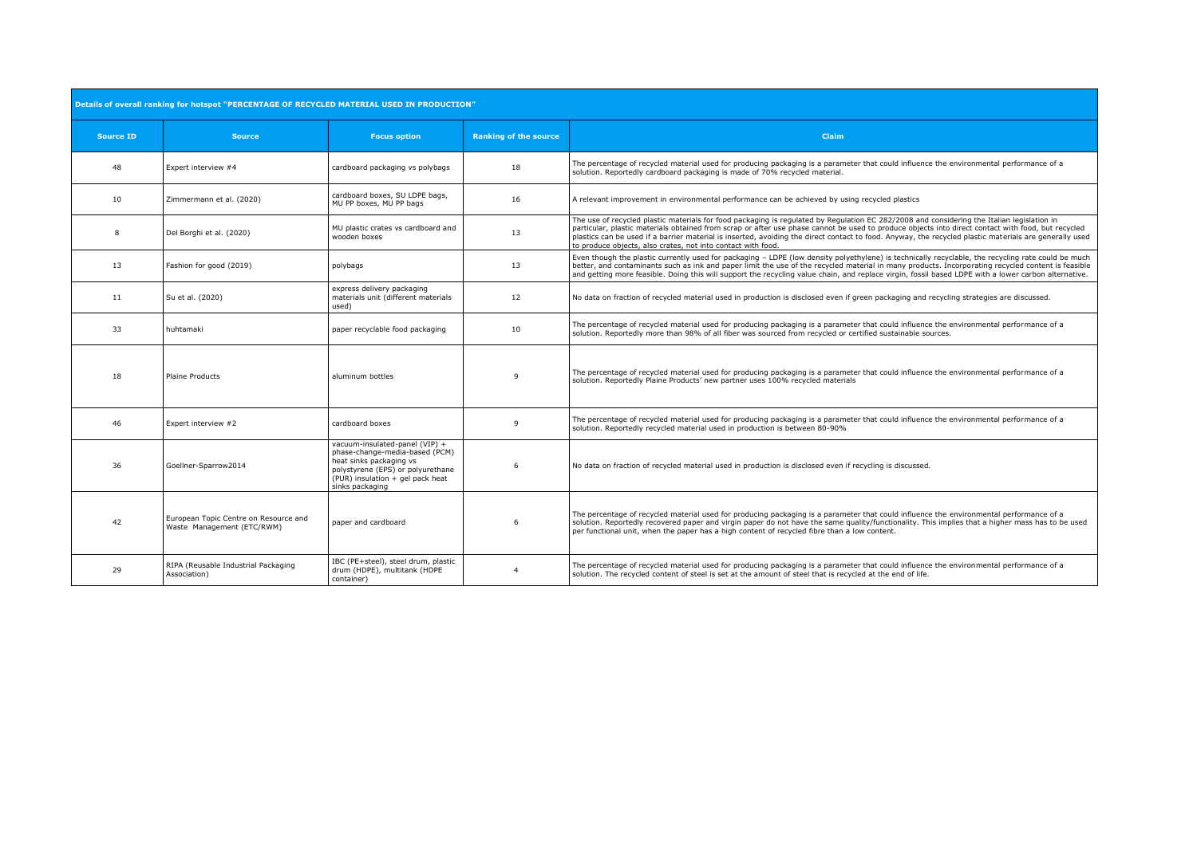| Details of overall ranking for hotspot "PERCENTAGE OF RECYCLED MATERIAL USED IN PRODUCTION" | | | | |
|---|---|---|---|---|
| **Source ID** | **Source** | **Focus option** | **Ranking of the source** | **Claim** |
| 48 | Expert interview #4 | cardboard packaging vs polybags | 18 | The percentage of recycled material used for producing packaging is a parameter that could influence the environmental performance of a solution. Reportedly cardboard packaging is made of 70% recycled material. |
| 10 | Zimmermann et al. (2020) | cardboard boxes, SU LDPE bags, MU PP boxes, MU PP bags | 16 | A relevant improvement in environmental performance can be achieved by using recycled plastics |
| 8 | Del Borghi et al. (2020) | MU plastic crates vs cardboard and wooden boxes | 13 | The use of recycled plastic materials for food packaging is regulated by Regulation EC 282/2008 and considering the Italian legislation in particular, plastic materials obtained from scrap or after use phase cannot be used to produce objects into direct contact with food, but recycled plastics can be used if a barrier material is inserted, avoiding the direct contact to food. Anyway, the recycled plastic materials are generally used to produce objects, also crates, not into contact with food. |
| 13 | Fashion for good (2019) | polybags | 13 | Even though the plastic currently used for packaging – LDPE (low density polyethylene) is technically recyclable, the recycling rate could be much better, and contaminants such as ink and paper limit the use of the recycled material in many products. Incorporating recycled content is feasible and getting more feasible. Doing this will support the recycling value chain, and replace virgin, fossil based LDPE with a lower carbon alternative. |
| 11 | Su et al. (2020) | express delivery packaging materials unit (different materials used) | 12 | No data on fraction of recycled material used in production is disclosed even if green packaging and recycling strategies are discussed. |
| 33 | huhtamaki | paper recyclable food packaging | 10 | The percentage of recycled material used for producing packaging is a parameter that could influence the environmental performance of a solution. Reportedly more than 98% of all fiber was sourced from recycled or certified sustainable sources. |
| 18 | Plaine Products | aluminum bottles | 9 | The percentage of recycled material used for producing packaging is a parameter that could influence the environmental performance of a solution. Reportedly Plaine Products' new partner uses 100% recycled materials |
| 46 | Expert interview #2 | cardboard boxes | 9 | The percentage of recycled material used for producing packaging is a parameter that could influence the environmental performance of a solution. Reportedly recycled material used in production is between 80-90% |
| 36 | Goellner-Sparrow2014 | vacuum-insulated-panel (VIP) + phase-change-media-based (PCM) heat sinks packaging vs polystyrene (EPS) or polyurethane (PUR) insulation + gel pack heat sinks packaging | 6 | No data on fraction of recycled material used in production is disclosed even if recycling is discussed. |
| 42 | European Topic Centre on Resource and Waste Management (ETC/RWM) | paper and cardboard | 6 | The percentage of recycled material used for producing packaging is a parameter that could influence the environmental performance of a solution. Reportedly recovered paper and virgin paper do not have the same quality/functionality. This implies that a higher mass has to be used per functional unit, when the paper has a high content of recycled fibre than a low content. |
| 29 | RIPA (Reusable Industrial Packaging Association) | IBC (PE+steel), steel drum, plastic drum (HDPE), multitank (HDPE container) | 4 | The percentage of recycled material used for producing packaging is a parameter that could influence the environmental performance of a solution. The recycled content of steel is set at the amount of steel that is recycled at the end of life. |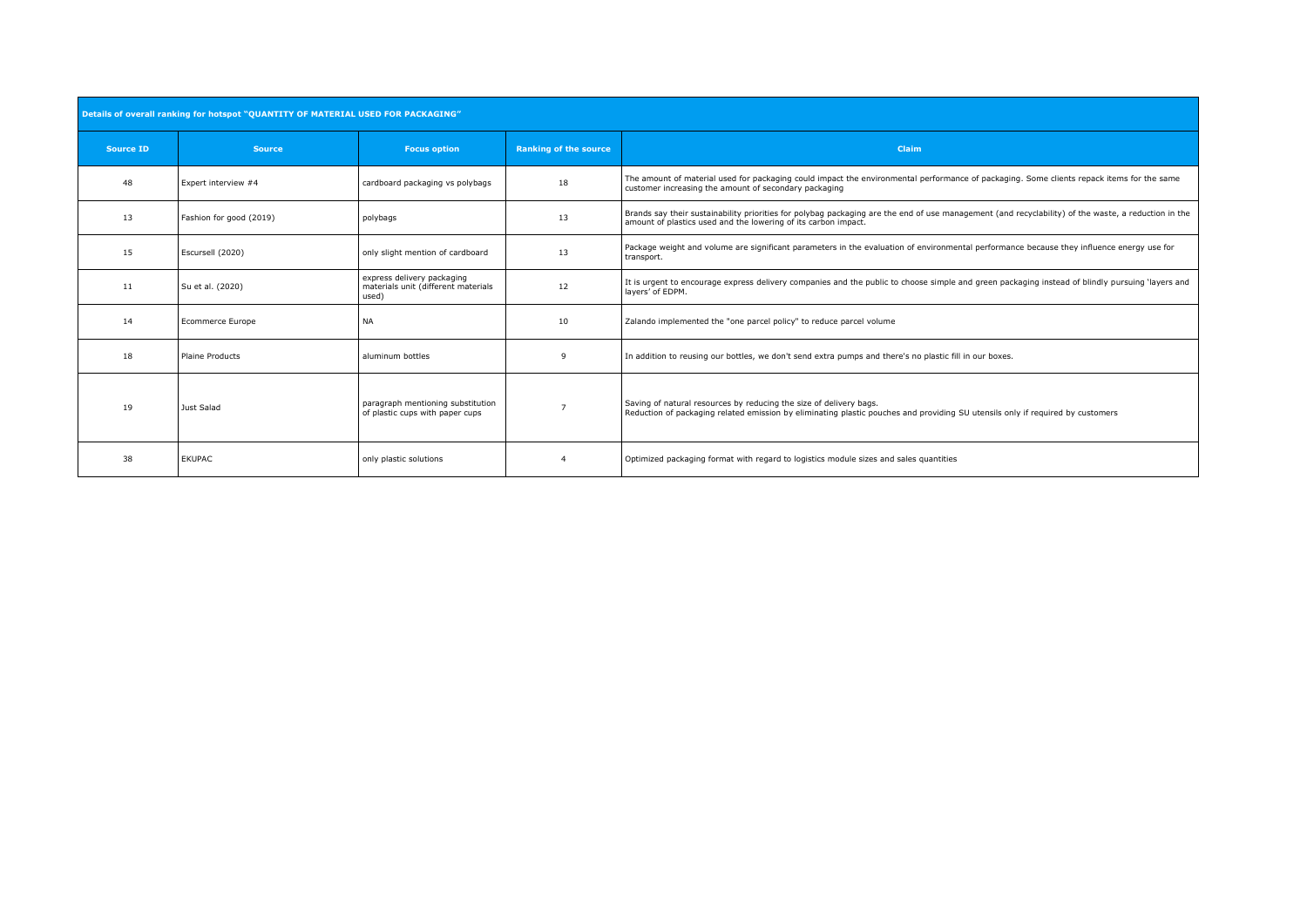| Details of overall ranking for hotspot "QUANTITY OF MATERIAL USED FOR PACKAGING" | | | | |
|---|---|---|---|---|
| **Source ID** | **Source** | **Focus option** | **Ranking of the source** | **Claim** |
| 48 | Expert interview #4 | cardboard packaging vs polybags | 18 | The amount of material used for packaging could impact the environmental performance of packaging. Some clients repack items for the same customer increasing the amount of secondary packaging |
| 13 | Fashion for good (2019) | polybags | 13 | Brands say their sustainability priorities for polybag packaging are the end of use management (and recyclability) of the waste, a reduction in the amount of plastics used and the lowering of its carbon impact. |
| 15 | Escursell (2020) | only slight mention of cardboard | 13 | Package weight and volume are significant parameters in the evaluation of environmental performance because they influence energy use for transport. |
| 11 | Su et al. (2020) | express delivery packaging materials unit (different materials used) | 12 | It is urgent to encourage express delivery companies and the public to choose simple and green packaging instead of blindly pursuing 'layers and layers' of EDPM. |
| 14 | Ecommerce Europe | NA | 10 | Zalando implemented the "one parcel policy" to reduce parcel volume |
| 18 | Plaine Products | aluminum bottles | 9 | In addition to reusing our bottles, we don't send extra pumps and there's no plastic fill in our boxes. |
| 19 | Just Salad | paragraph mentioning substitution of plastic cups with paper cups | 7 | Saving of natural resources by reducing the size of delivery bags. Reduction of packaging related emission by eliminating plastic pouches and providing SU utensils only if required by customers |
| 38 | EKUPAC | only plastic solutions | 4 | Optimized packaging format with regard to logistics module sizes and sales quantities |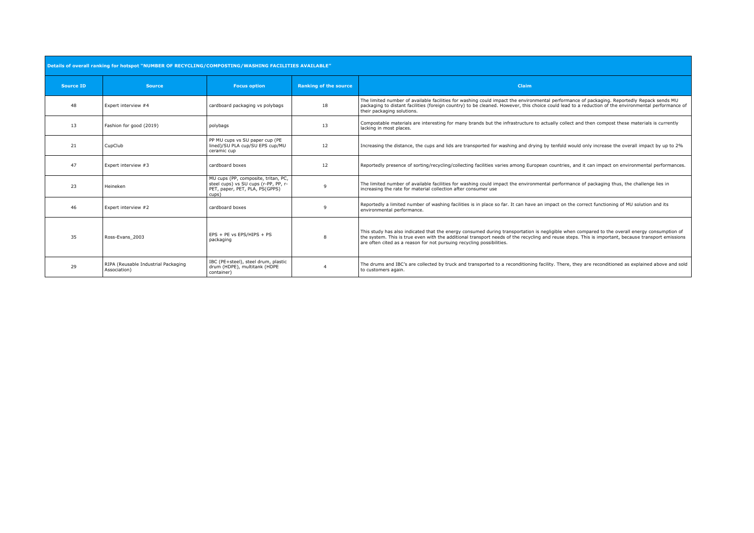| Details of overall ranking for hotspot "NUMBER OF RECYCLING/COMPOSTING/WASHING FACILITIES AVAILABLE" | | | | |
|---|---|---|---|---|
| **Source ID** | **Source** | **Focus option** | **Ranking of the source** | **Claim** |
| 48 | Expert interview #4 | cardboard packaging vs polybags | 18 | The limited number of available facilities for washing could impact the environmental performance of packaging. Reportedly Repack sends MU packaging to distant facilities (foreign country) to be cleaned. However, this choice could lead to a reduction of the environmental performance of their packaging solutions. |
| 13 | Fashion for good (2019) | polybags | 13 | Compostable materials are interesting for many brands but the infrastructure to actually collect and then compost these materials is currently lacking in most places. |
| 21 | CupClub | PP MU cups vs SU paper cup (PE lined)/SU PLA cup/SU EPS cup/MU ceramic cup | 12 | Increasing the distance, the cups and lids are transported for washing and drying by tenfold would only increase the overall impact by up to 2% |
| 47 | Expert interview #3 | cardboard boxes | 12 | Reportedly presence of sorting/recycling/collecting facilities varies among European countries, and it can impact on environmental performances. |
| 23 | Heineken | MU cups (PP, composite, tritan, PC, steel cups) vs SU cups (r-PP, PP, r-PET, paper, PET, PLA, PS(GPPS) cups) | 9 | The limited number of available facilities for washing could impact the environmental performance of packaging thus, the challenge lies in increasing the rate for material collection after consumer use |
| 46 | Expert interview #2 | cardboard boxes | 9 | Reportedly a limited number of washing facilities is in place so far. It can have an impact on the correct functioning of MU solution and its environmental performance. |
| 35 | Ross-Evans_2003 | EPS + PE vs EPS/HIPS + PS packaging | 8 | This study has also indicated that the energy consumed during transportation is negligible when compared to the overall energy consumption of the system. This is true even with the additional transport needs of the recycling and reuse steps. This is important, because transport emissions are often cited as a reason for not pursuing recycling possibilities. |
| 29 | RIPA (Reusable Industrial Packaging Association) | IBC (PE+steel), steel drum, plastic drum (HDPE), multitank (HDPE container) | 4 | The drums and IBC's are collected by truck and transported to a reconditioning facility. There, they are reconditioned as explained above and sold to customers again. |